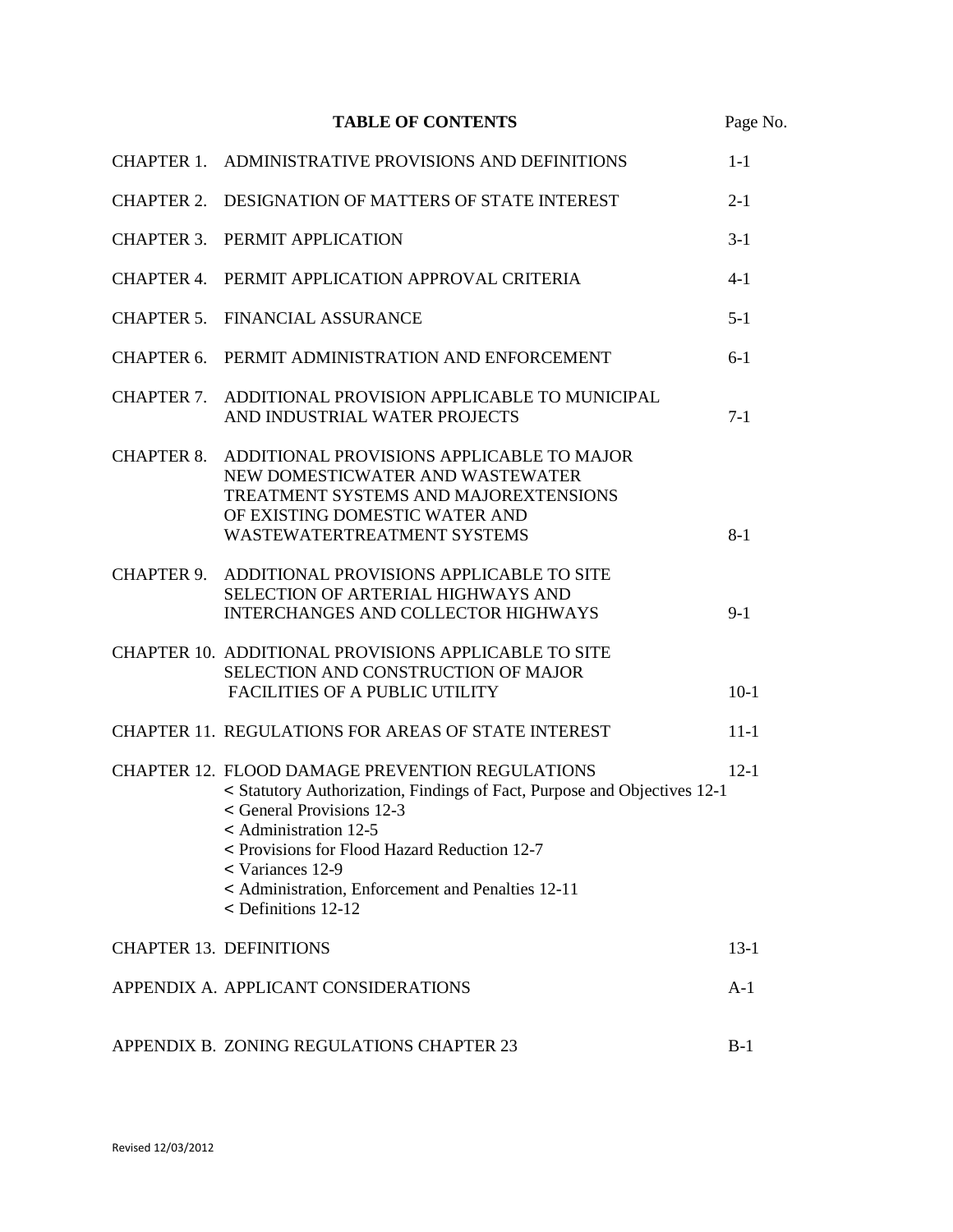# TABLE OF CONTENTS

| | | Page No. |
|---|---|---|
| CHAPTER 1. | ADMINISTRATIVE PROVISIONS AND DEFINITIONS | 1-1 |
| CHAPTER 2. | DESIGNATION OF MATTERS OF STATE INTEREST | 2-1 |
| CHAPTER 3. | PERMIT APPLICATION | 3-1 |
| CHAPTER 4. | PERMIT APPLICATION APPROVAL CRITERIA | 4-1 |
| CHAPTER 5. | FINANCIAL ASSURANCE | 5-1 |
| CHAPTER 6. | PERMIT ADMINISTRATION AND ENFORCEMENT | 6-1 |
| CHAPTER 7. | ADDITIONAL PROVISION APPLICABLE TO MUNICIPAL AND INDUSTRIAL WATER PROJECTS | 7-1 |
| CHAPTER 8. | ADDITIONAL PROVISIONS APPLICABLE TO MAJOR NEW DOMESTICWATER AND WASTEWATER TREATMENT SYSTEMS AND MAJOREXTENSIONS OF EXISTING DOMESTIC WATER AND WASTEWATERTREATMENT SYSTEMS | 8-1 |
| CHAPTER 9. | ADDITIONAL PROVISIONS APPLICABLE TO SITE SELECTION OF ARTERIAL HIGHWAYS AND INTERCHANGES AND COLLECTOR HIGHWAYS | 9-1 |
| CHAPTER 10. | ADDITIONAL PROVISIONS APPLICABLE TO SITE SELECTION AND CONSTRUCTION OF MAJOR FACILITIES OF A PUBLIC UTILITY | 10-1 |
| CHAPTER 11. | REGULATIONS FOR AREAS OF STATE INTEREST | 11-1 |
| CHAPTER 12. | FLOOD DAMAGE PREVENTION REGULATIONS<br>< Statutory Authorization, Findings of Fact, Purpose and Objectives 12-1<br>< General Provisions 12-3<br>< Administration 12-5<br>< Provisions for Flood Hazard Reduction 12-7<br>< Variances 12-9<br>< Administration, Enforcement and Penalties 12-11<br>< Definitions 12-12 | 12-1 |
| CHAPTER 13. | DEFINITIONS | 13-1 |
| APPENDIX A. | APPLICANT CONSIDERATIONS | A-1 |
| APPENDIX B. | ZONING REGULATIONS CHAPTER 23 | B-1 |

Revised 12/03/2012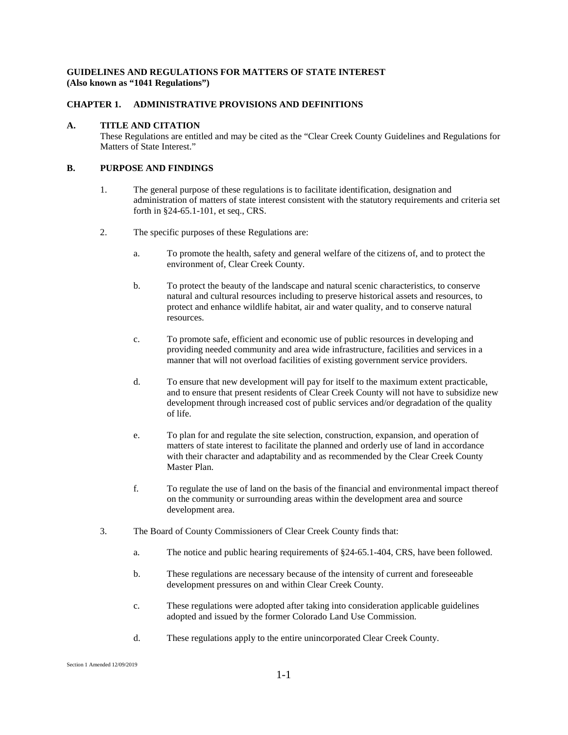**GUIDELINES AND REGULATIONS FOR MATTERS OF STATE INTEREST**
**(Also known as "1041 Regulations")**

## CHAPTER 1. ADMINISTRATIVE PROVISIONS AND DEFINITIONS

### A. TITLE AND CITATION

These Regulations are entitled and may be cited as the "Clear Creek County Guidelines and Regulations for Matters of State Interest."

### B. PURPOSE AND FINDINGS

1. The general purpose of these regulations is to facilitate identification, designation and administration of matters of state interest consistent with the statutory requirements and criteria set forth in §24-65.1-101, et seq., CRS.

2. The specific purposes of these Regulations are:

   a. To promote the health, safety and general welfare of the citizens of, and to protect the environment of, Clear Creek County.

   b. To protect the beauty of the landscape and natural scenic characteristics, to conserve natural and cultural resources including to preserve historical assets and resources, to protect and enhance wildlife habitat, air and water quality, and to conserve natural resources.

   c. To promote safe, efficient and economic use of public resources in developing and providing needed community and area wide infrastructure, facilities and services in a manner that will not overload facilities of existing government service providers.

   d. To ensure that new development will pay for itself to the maximum extent practicable, and to ensure that present residents of Clear Creek County will not have to subsidize new development through increased cost of public services and/or degradation of the quality of life.

   e. To plan for and regulate the site selection, construction, expansion, and operation of matters of state interest to facilitate the planned and orderly use of land in accordance with their character and adaptability and as recommended by the Clear Creek County Master Plan.

   f. To regulate the use of land on the basis of the financial and environmental impact thereof on the community or surrounding areas within the development area and source development area.

3. The Board of County Commissioners of Clear Creek County finds that:

   a. The notice and public hearing requirements of §24-65.1-404, CRS, have been followed.

   b. These regulations are necessary because of the intensity of current and foreseeable development pressures on and within Clear Creek County.

   c. These regulations were adopted after taking into consideration applicable guidelines adopted and issued by the former Colorado Land Use Commission.

   d. These regulations apply to the entire unincorporated Clear Creek County.

Section 1 Amended 12/09/2019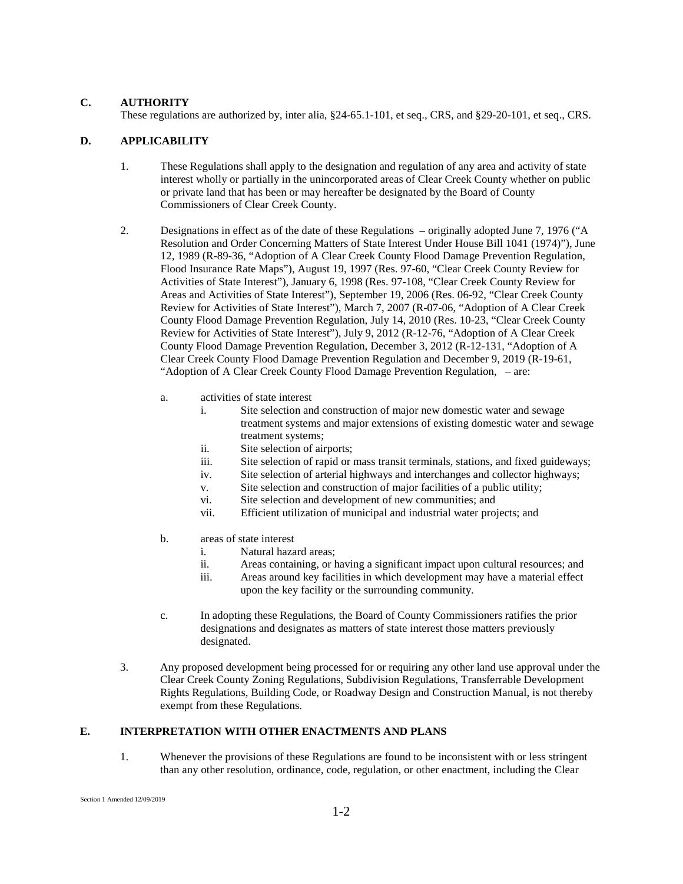## C. AUTHORITY

These regulations are authorized by, inter alia, §24-65.1-101, et seq., CRS, and §29-20-101, et seq., CRS.

## D. APPLICABILITY

1. These Regulations shall apply to the designation and regulation of any area and activity of state interest wholly or partially in the unincorporated areas of Clear Creek County whether on public or private land that has been or may hereafter be designated by the Board of County Commissioners of Clear Creek County.

2. Designations in effect as of the date of these Regulations – originally adopted June 7, 1976 ("A Resolution and Order Concerning Matters of State Interest Under House Bill 1041 (1974)"), June 12, 1989 (R-89-36, "Adoption of A Clear Creek County Flood Damage Prevention Regulation, Flood Insurance Rate Maps"), August 19, 1997 (Res. 97-60, "Clear Creek County Review for Activities of State Interest"), January 6, 1998 (Res. 97-108, "Clear Creek County Review for Areas and Activities of State Interest"), September 19, 2006 (Res. 06-92, "Clear Creek County Review for Activities of State Interest"), March 7, 2007 (R-07-06, "Adoption of A Clear Creek County Flood Damage Prevention Regulation, July 14, 2010 (Res. 10-23, "Clear Creek County Review for Activities of State Interest"), July 9, 2012 (R-12-76, "Adoption of A Clear Creek County Flood Damage Prevention Regulation, December 3, 2012 (R-12-131, "Adoption of A Clear Creek County Flood Damage Prevention Regulation and December 9, 2019 (R-19-61, "Adoption of A Clear Creek County Flood Damage Prevention Regulation, – are:

   a. activities of state interest
      - i. Site selection and construction of major new domestic water and sewage treatment systems and major extensions of existing domestic water and sewage treatment systems;
      - ii. Site selection of airports;
      - iii. Site selection of rapid or mass transit terminals, stations, and fixed guideways;
      - iv. Site selection of arterial highways and interchanges and collector highways;
      - v. Site selection and construction of major facilities of a public utility;
      - vi. Site selection and development of new communities; and
      - vii. Efficient utilization of municipal and industrial water projects; and

   b. areas of state interest
      - i. Natural hazard areas;
      - ii. Areas containing, or having a significant impact upon cultural resources; and
      - iii. Areas around key facilities in which development may have a material effect upon the key facility or the surrounding community.

   c. In adopting these Regulations, the Board of County Commissioners ratifies the prior designations and designates as matters of state interest those matters previously designated.

3. Any proposed development being processed for or requiring any other land use approval under the Clear Creek County Zoning Regulations, Subdivision Regulations, Transferrable Development Rights Regulations, Building Code, or Roadway Design and Construction Manual, is not thereby exempt from these Regulations.

## E. INTERPRETATION WITH OTHER ENACTMENTS AND PLANS

1. Whenever the provisions of these Regulations are found to be inconsistent with or less stringent than any other resolution, ordinance, code, regulation, or other enactment, including the Clear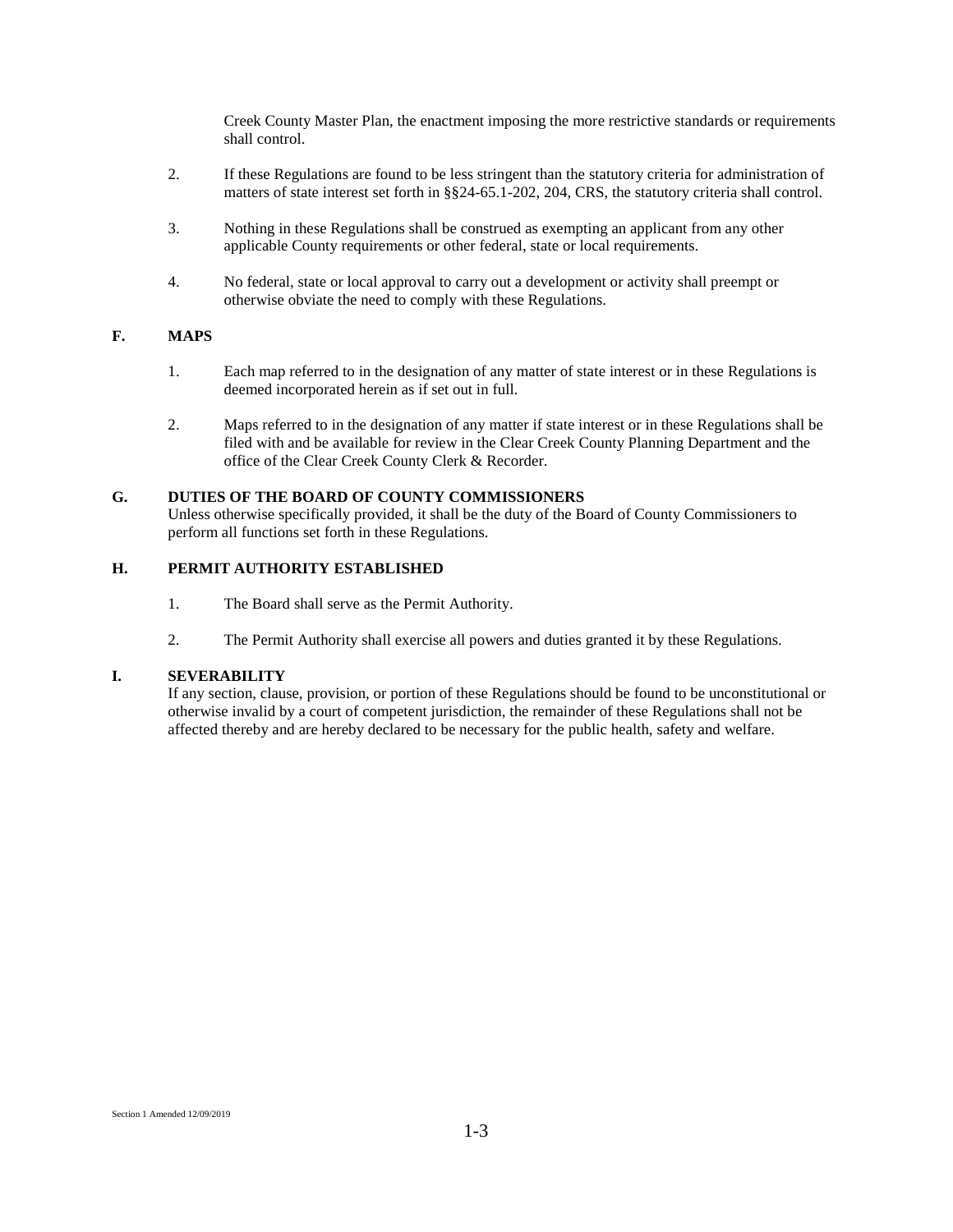Creek County Master Plan, the enactment imposing the more restrictive standards or requirements shall control.

2. If these Regulations are found to be less stringent than the statutory criteria for administration of matters of state interest set forth in §§24-65.1-202, 204, CRS, the statutory criteria shall control.

3. Nothing in these Regulations shall be construed as exempting an applicant from any other applicable County requirements or other federal, state or local requirements.

4. No federal, state or local approval to carry out a development or activity shall preempt or otherwise obviate the need to comply with these Regulations.

## F. MAPS

1. Each map referred to in the designation of any matter of state interest or in these Regulations is deemed incorporated herein as if set out in full.

2. Maps referred to in the designation of any matter if state interest or in these Regulations shall be filed with and be available for review in the Clear Creek County Planning Department and the office of the Clear Creek County Clerk & Recorder.

## G. DUTIES OF THE BOARD OF COUNTY COMMISSIONERS

Unless otherwise specifically provided, it shall be the duty of the Board of County Commissioners to perform all functions set forth in these Regulations.

## H. PERMIT AUTHORITY ESTABLISHED

1. The Board shall serve as the Permit Authority.

2. The Permit Authority shall exercise all powers and duties granted it by these Regulations.

## I. SEVERABILITY

If any section, clause, provision, or portion of these Regulations should be found to be unconstitutional or otherwise invalid by a court of competent jurisdiction, the remainder of these Regulations shall not be affected thereby and are hereby declared to be necessary for the public health, safety and welfare.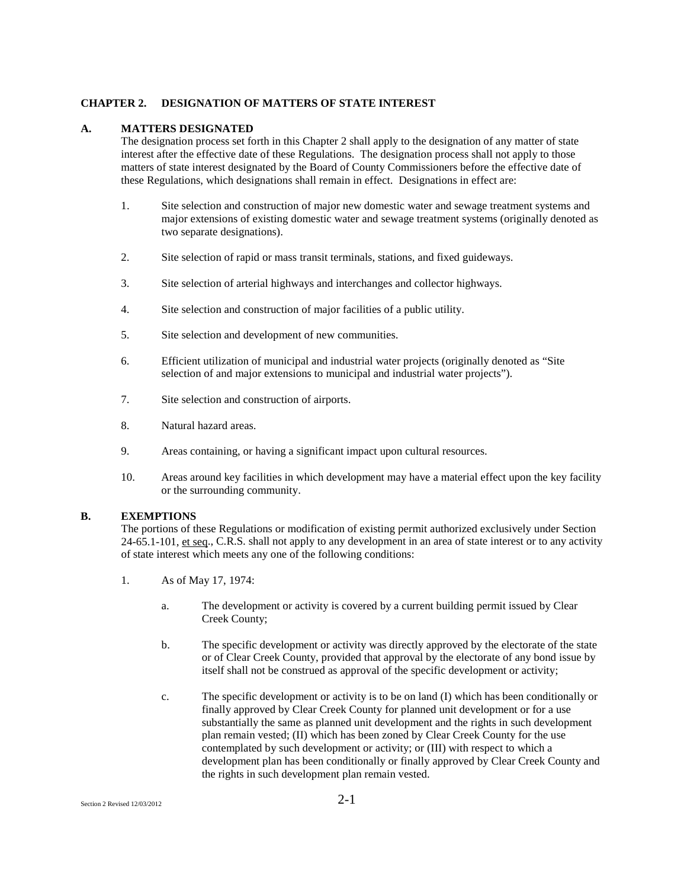# CHAPTER 2. DESIGNATION OF MATTERS OF STATE INTEREST

## A. MATTERS DESIGNATED

The designation process set forth in this Chapter 2 shall apply to the designation of any matter of state interest after the effective date of these Regulations. The designation process shall not apply to those matters of state interest designated by the Board of County Commissioners before the effective date of these Regulations, which designations shall remain in effect. Designations in effect are:

1. Site selection and construction of major new domestic water and sewage treatment systems and major extensions of existing domestic water and sewage treatment systems (originally denoted as two separate designations).

2. Site selection of rapid or mass transit terminals, stations, and fixed guideways.

3. Site selection of arterial highways and interchanges and collector highways.

4. Site selection and construction of major facilities of a public utility.

5. Site selection and development of new communities.

6. Efficient utilization of municipal and industrial water projects (originally denoted as "Site selection of and major extensions to municipal and industrial water projects").

7. Site selection and construction of airports.

8. Natural hazard areas.

9. Areas containing, or having a significant impact upon cultural resources.

10. Areas around key facilities in which development may have a material effect upon the key facility or the surrounding community.

## B. EXEMPTIONS

The portions of these Regulations or modification of existing permit authorized exclusively under Section 24-65.1-101, et seq., C.R.S. shall not apply to any development in an area of state interest or to any activity of state interest which meets any one of the following conditions:

1. As of May 17, 1974:

   a. The development or activity is covered by a current building permit issued by Clear Creek County;

   b. The specific development or activity was directly approved by the electorate of the state or of Clear Creek County, provided that approval by the electorate of any bond issue by itself shall not be construed as approval of the specific development or activity;

   c. The specific development or activity is to be on land (I) which has been conditionally or finally approved by Clear Creek County for planned unit development or for a use substantially the same as planned unit development and the rights in such development plan remain vested; (II) which has been zoned by Clear Creek County for the use contemplated by such development or activity; or (III) with respect to which a development plan has been conditionally or finally approved by Clear Creek County and the rights in such development plan remain vested.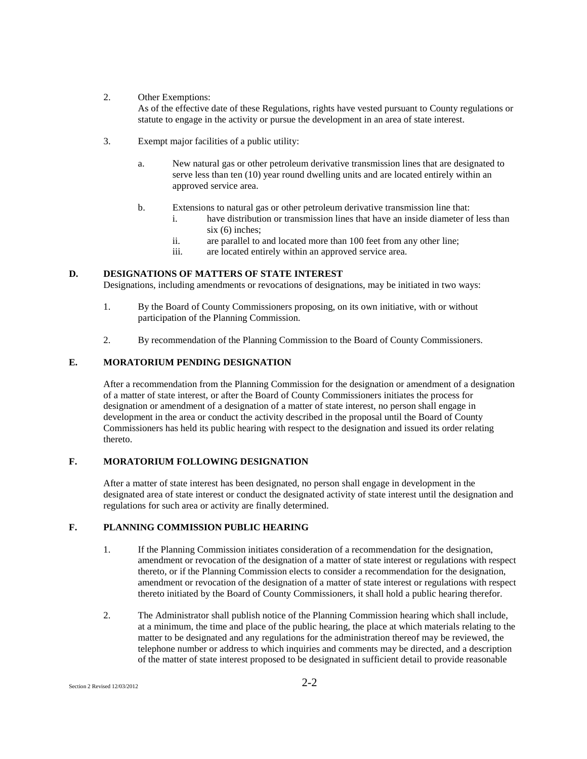2. Other Exemptions:
   As of the effective date of these Regulations, rights have vested pursuant to County regulations or statute to engage in the activity or pursue the development in an area of state interest.

3. Exempt major facilities of a public utility:

   a. New natural gas or other petroleum derivative transmission lines that are designated to serve less than ten (10) year round dwelling units and are located entirely within an approved service area.

   b. Extensions to natural gas or other petroleum derivative transmission line that:
      i. have distribution or transmission lines that have an inside diameter of less than six (6) inches;
      ii. are parallel to and located more than 100 feet from any other line;
      iii. are located entirely within an approved service area.

## D. DESIGNATIONS OF MATTERS OF STATE INTEREST

Designations, including amendments or revocations of designations, may be initiated in two ways:

1. By the Board of County Commissioners proposing, on its own initiative, with or without participation of the Planning Commission.

2. By recommendation of the Planning Commission to the Board of County Commissioners.

## E. MORATORIUM PENDING DESIGNATION

After a recommendation from the Planning Commission for the designation or amendment of a designation of a matter of state interest, or after the Board of County Commissioners initiates the process for designation or amendment of a designation of a matter of state interest, no person shall engage in development in the area or conduct the activity described in the proposal until the Board of County Commissioners has held its public hearing with respect to the designation and issued its order relating thereto.

## F. MORATORIUM FOLLOWING DESIGNATION

After a matter of state interest has been designated, no person shall engage in development in the designated area of state interest or conduct the designated activity of state interest until the designation and regulations for such area or activity are finally determined.

## F. PLANNING COMMISSION PUBLIC HEARING

1. If the Planning Commission initiates consideration of a recommendation for the designation, amendment or revocation of the designation of a matter of state interest or regulations with respect thereto, or if the Planning Commission elects to consider a recommendation for the designation, amendment or revocation of the designation of a matter of state interest or regulations with respect thereto initiated by the Board of County Commissioners, it shall hold a public hearing therefor.

2. The Administrator shall publish notice of the Planning Commission hearing which shall include, at a minimum, the time and place of the public hearing, the place at which materials relating to the matter to be designated and any regulations for the administration thereof may be reviewed, the telephone number or address to which inquiries and comments may be directed, and a description of the matter of state interest proposed to be designated in sufficient detail to provide reasonable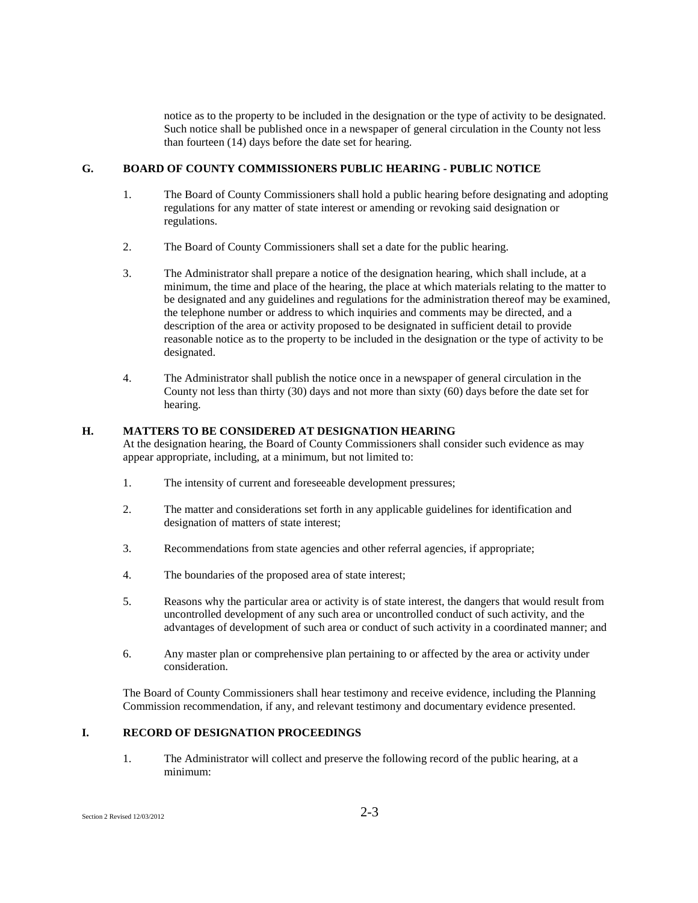notice as to the property to be included in the designation or the type of activity to be designated. Such notice shall be published once in a newspaper of general circulation in the County not less than fourteen (14) days before the date set for hearing.

## G. BOARD OF COUNTY COMMISSIONERS PUBLIC HEARING - PUBLIC NOTICE

1. The Board of County Commissioners shall hold a public hearing before designating and adopting regulations for any matter of state interest or amending or revoking said designation or regulations.

2. The Board of County Commissioners shall set a date for the public hearing.

3. The Administrator shall prepare a notice of the designation hearing, which shall include, at a minimum, the time and place of the hearing, the place at which materials relating to the matter to be designated and any guidelines and regulations for the administration thereof may be examined, the telephone number or address to which inquiries and comments may be directed, and a description of the area or activity proposed to be designated in sufficient detail to provide reasonable notice as to the property to be included in the designation or the type of activity to be designated.

4. The Administrator shall publish the notice once in a newspaper of general circulation in the County not less than thirty (30) days and not more than sixty (60) days before the date set for hearing.

## H. MATTERS TO BE CONSIDERED AT DESIGNATION HEARING

At the designation hearing, the Board of County Commissioners shall consider such evidence as may appear appropriate, including, at a minimum, but not limited to:

1. The intensity of current and foreseeable development pressures;

2. The matter and considerations set forth in any applicable guidelines for identification and designation of matters of state interest;

3. Recommendations from state agencies and other referral agencies, if appropriate;

4. The boundaries of the proposed area of state interest;

5. Reasons why the particular area or activity is of state interest, the dangers that would result from uncontrolled development of any such area or uncontrolled conduct of such activity, and the advantages of development of such area or conduct of such activity in a coordinated manner; and

6. Any master plan or comprehensive plan pertaining to or affected by the area or activity under consideration.

The Board of County Commissioners shall hear testimony and receive evidence, including the Planning Commission recommendation, if any, and relevant testimony and documentary evidence presented.

## I. RECORD OF DESIGNATION PROCEEDINGS

1. The Administrator will collect and preserve the following record of the public hearing, at a minimum: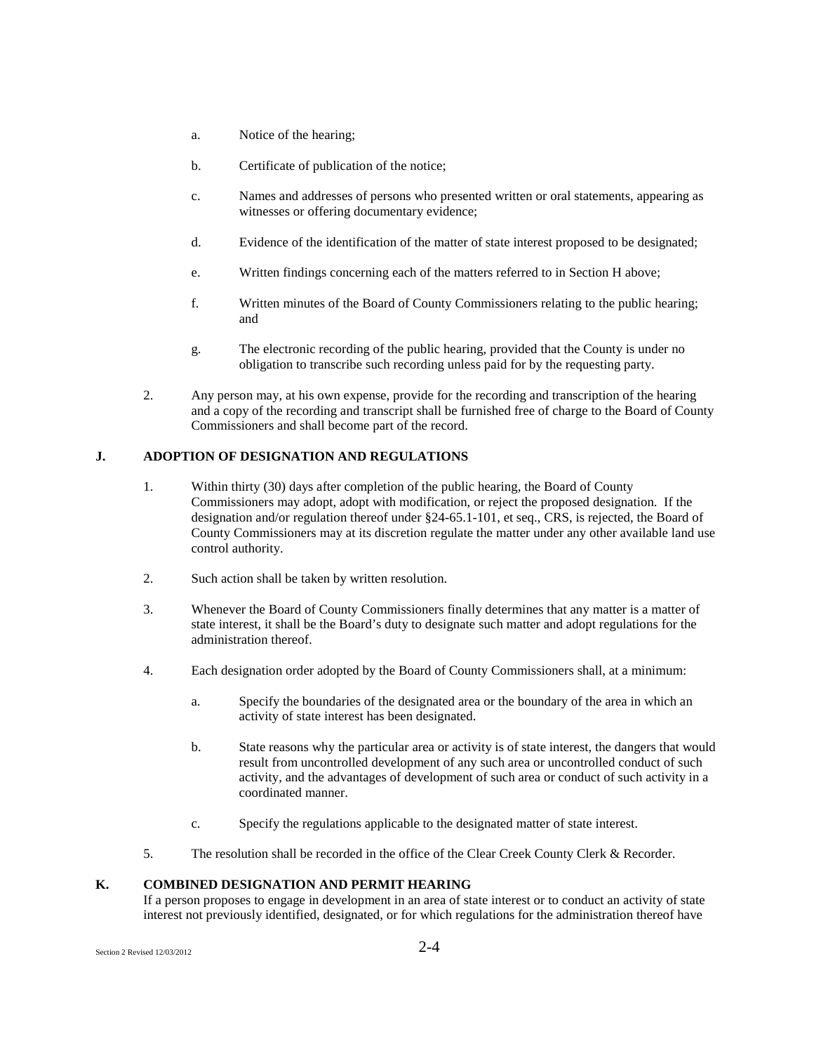a. Notice of the hearing;

b. Certificate of publication of the notice;

c. Names and addresses of persons who presented written or oral statements, appearing as witnesses or offering documentary evidence;

d. Evidence of the identification of the matter of state interest proposed to be designated;

e. Written findings concerning each of the matters referred to in Section H above;

f. Written minutes of the Board of County Commissioners relating to the public hearing; and

g. The electronic recording of the public hearing, provided that the County is under no obligation to transcribe such recording unless paid for by the requesting party.

2. Any person may, at his own expense, provide for the recording and transcription of the hearing and a copy of the recording and transcript shall be furnished free of charge to the Board of County Commissioners and shall become part of the record.

## J. ADOPTION OF DESIGNATION AND REGULATIONS

1. Within thirty (30) days after completion of the public hearing, the Board of County Commissioners may adopt, adopt with modification, or reject the proposed designation. If the designation and/or regulation thereof under §24-65.1-101, et seq., CRS, is rejected, the Board of County Commissioners may at its discretion regulate the matter under any other available land use control authority.

2. Such action shall be taken by written resolution.

3. Whenever the Board of County Commissioners finally determines that any matter is a matter of state interest, it shall be the Board's duty to designate such matter and adopt regulations for the administration thereof.

4. Each designation order adopted by the Board of County Commissioners shall, at a minimum:

   a. Specify the boundaries of the designated area or the boundary of the area in which an activity of state interest has been designated.

   b. State reasons why the particular area or activity is of state interest, the dangers that would result from uncontrolled development of any such area or uncontrolled conduct of such activity, and the advantages of development of such area or conduct of such activity in a coordinated manner.

   c. Specify the regulations applicable to the designated matter of state interest.

5. The resolution shall be recorded in the office of the Clear Creek County Clerk & Recorder.

## K. COMBINED DESIGNATION AND PERMIT HEARING

If a person proposes to engage in development in an area of state interest or to conduct an activity of state interest not previously identified, designated, or for which regulations for the administration thereof have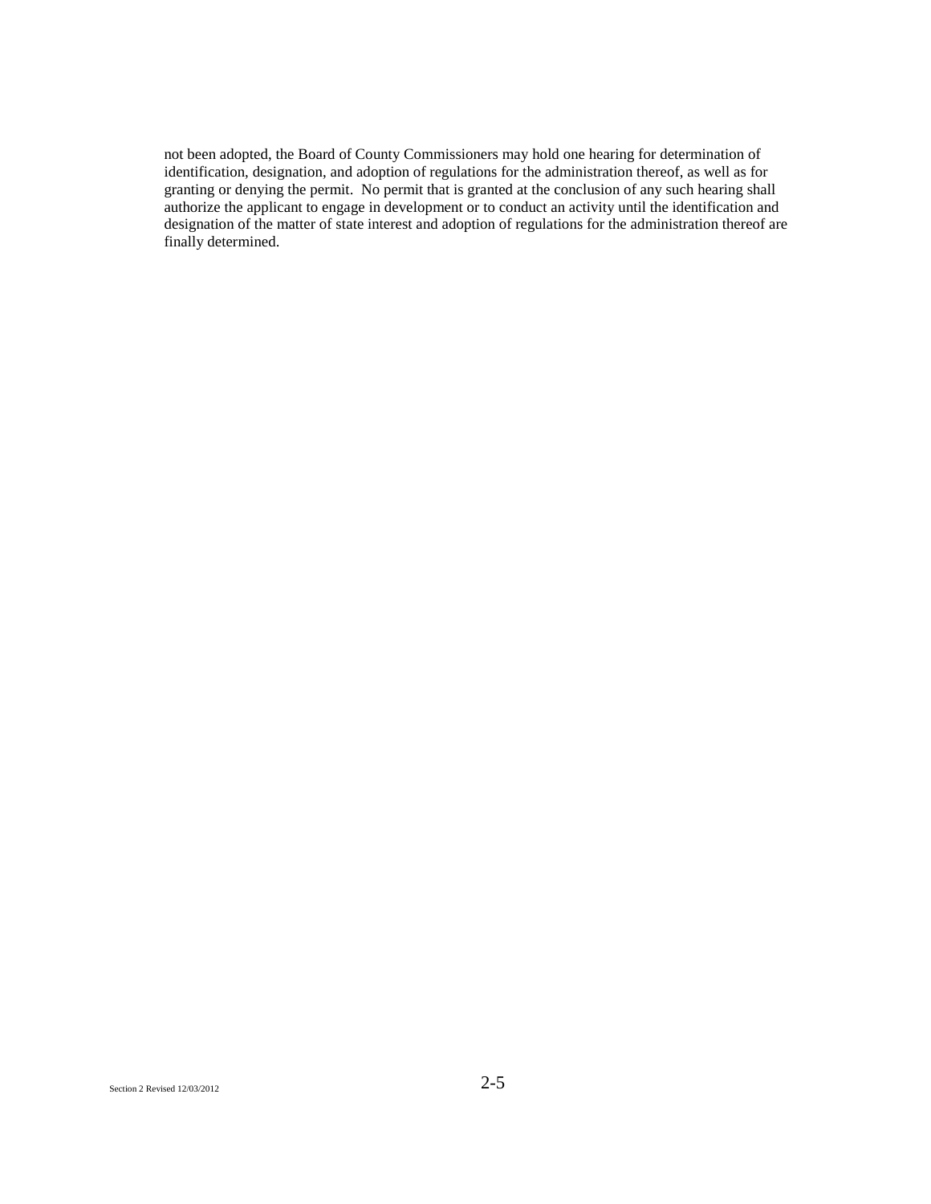not been adopted, the Board of County Commissioners may hold one hearing for determination of identification, designation, and adoption of regulations for the administration thereof, as well as for granting or denying the permit. No permit that is granted at the conclusion of any such hearing shall authorize the applicant to engage in development or to conduct an activity until the identification and designation of the matter of state interest and adoption of regulations for the administration thereof are finally determined.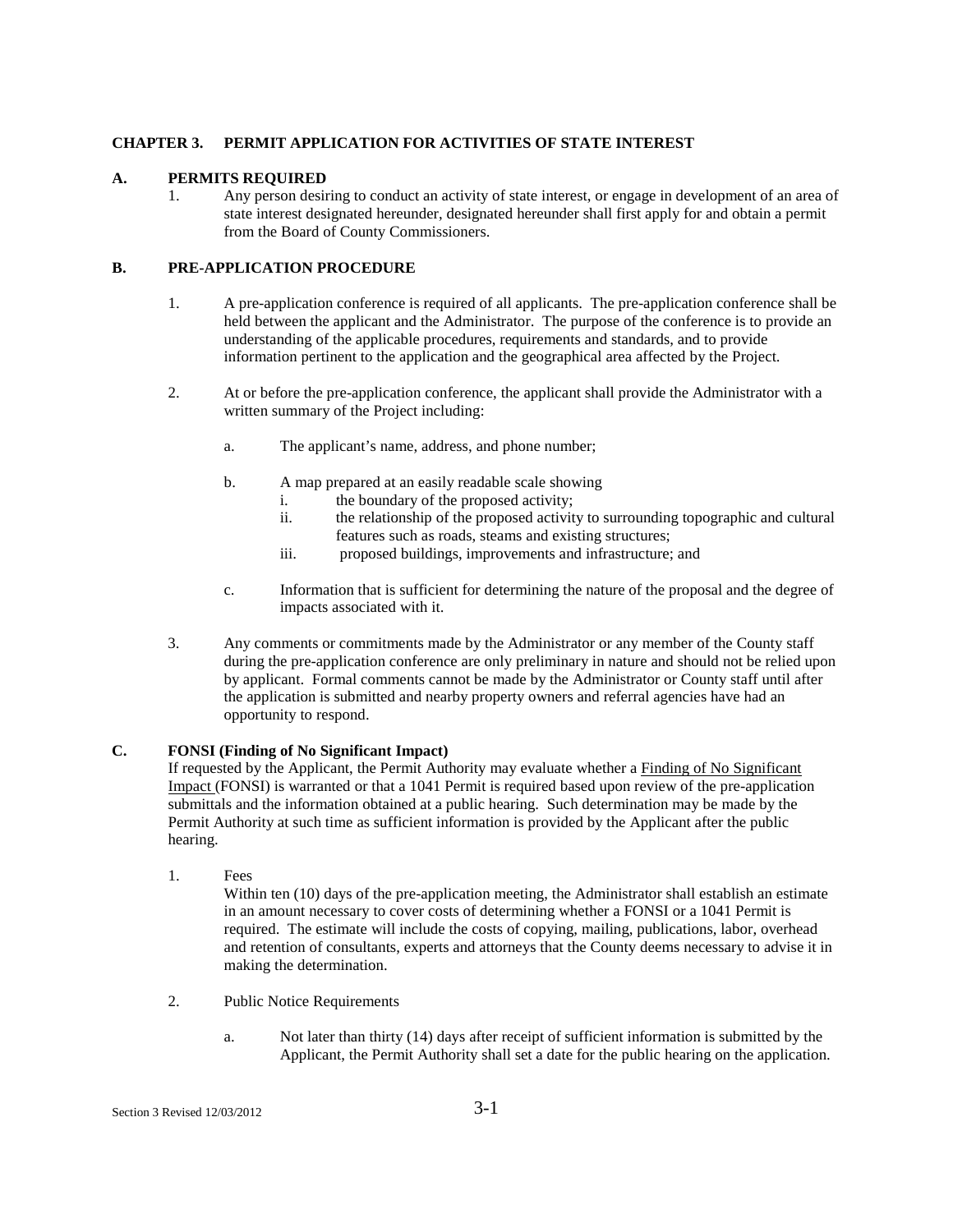# CHAPTER 3. PERMIT APPLICATION FOR ACTIVITIES OF STATE INTEREST

## A. PERMITS REQUIRED

1. Any person desiring to conduct an activity of state interest, or engage in development of an area of state interest designated hereunder, designated hereunder shall first apply for and obtain a permit from the Board of County Commissioners.

## B. PRE-APPLICATION PROCEDURE

1. A pre-application conference is required of all applicants. The pre-application conference shall be held between the applicant and the Administrator. The purpose of the conference is to provide an understanding of the applicable procedures, requirements and standards, and to provide information pertinent to the application and the geographical area affected by the Project.

2. At or before the pre-application conference, the applicant shall provide the Administrator with a written summary of the Project including:

   a. The applicant's name, address, and phone number;

   b. A map prepared at an easily readable scale showing
      i. the boundary of the proposed activity;
      ii. the relationship of the proposed activity to surrounding topographic and cultural features such as roads, steams and existing structures;
      iii. proposed buildings, improvements and infrastructure; and

   c. Information that is sufficient for determining the nature of the proposal and the degree of impacts associated with it.

3. Any comments or commitments made by the Administrator or any member of the County staff during the pre-application conference are only preliminary in nature and should not be relied upon by applicant. Formal comments cannot be made by the Administrator or County staff until after the application is submitted and nearby property owners and referral agencies have had an opportunity to respond.

## C. FONSI (Finding of No Significant Impact)

If requested by the Applicant, the Permit Authority may evaluate whether a Finding of No Significant Impact (FONSI) is warranted or that a 1041 Permit is required based upon review of the pre-application submittals and the information obtained at a public hearing. Such determination may be made by the Permit Authority at such time as sufficient information is provided by the Applicant after the public hearing.

1. Fees

   Within ten (10) days of the pre-application meeting, the Administrator shall establish an estimate in an amount necessary to cover costs of determining whether a FONSI or a 1041 Permit is required. The estimate will include the costs of copying, mailing, publications, labor, overhead and retention of consultants, experts and attorneys that the County deems necessary to advise it in making the determination.

2. Public Notice Requirements

   a. Not later than thirty (14) days after receipt of sufficient information is submitted by the Applicant, the Permit Authority shall set a date for the public hearing on the application.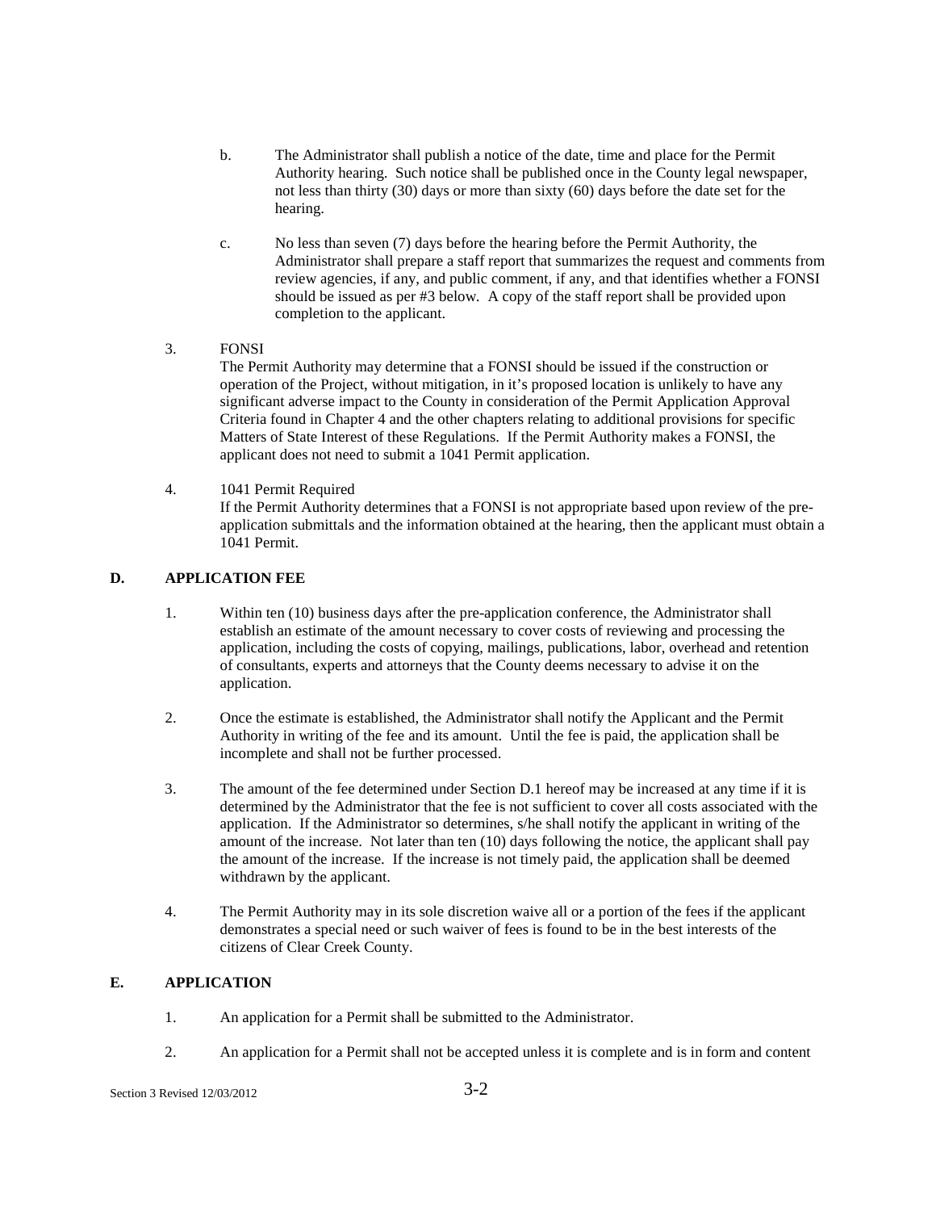b. The Administrator shall publish a notice of the date, time and place for the Permit Authority hearing. Such notice shall be published once in the County legal newspaper, not less than thirty (30) days or more than sixty (60) days before the date set for the hearing.

c. No less than seven (7) days before the hearing before the Permit Authority, the Administrator shall prepare a staff report that summarizes the request and comments from review agencies, if any, and public comment, if any, and that identifies whether a FONSI should be issued as per #3 below. A copy of the staff report shall be provided upon completion to the applicant.

3. FONSI
   The Permit Authority may determine that a FONSI should be issued if the construction or operation of the Project, without mitigation, in it's proposed location is unlikely to have any significant adverse impact to the County in consideration of the Permit Application Approval Criteria found in Chapter 4 and the other chapters relating to additional provisions for specific Matters of State Interest of these Regulations. If the Permit Authority makes a FONSI, the applicant does not need to submit a 1041 Permit application.

4. 1041 Permit Required
   If the Permit Authority determines that a FONSI is not appropriate based upon review of the pre-application submittals and the information obtained at the hearing, then the applicant must obtain a 1041 Permit.

## D. APPLICATION FEE

1. Within ten (10) business days after the pre-application conference, the Administrator shall establish an estimate of the amount necessary to cover costs of reviewing and processing the application, including the costs of copying, mailings, publications, labor, overhead and retention of consultants, experts and attorneys that the County deems necessary to advise it on the application.

2. Once the estimate is established, the Administrator shall notify the Applicant and the Permit Authority in writing of the fee and its amount. Until the fee is paid, the application shall be incomplete and shall not be further processed.

3. The amount of the fee determined under Section D.1 hereof may be increased at any time if it is determined by the Administrator that the fee is not sufficient to cover all costs associated with the application. If the Administrator so determines, s/he shall notify the applicant in writing of the amount of the increase. Not later than ten (10) days following the notice, the applicant shall pay the amount of the increase. If the increase is not timely paid, the application shall be deemed withdrawn by the applicant.

4. The Permit Authority may in its sole discretion waive all or a portion of the fees if the applicant demonstrates a special need or such waiver of fees is found to be in the best interests of the citizens of Clear Creek County.

## E. APPLICATION

1. An application for a Permit shall be submitted to the Administrator.

2. An application for a Permit shall not be accepted unless it is complete and is in form and content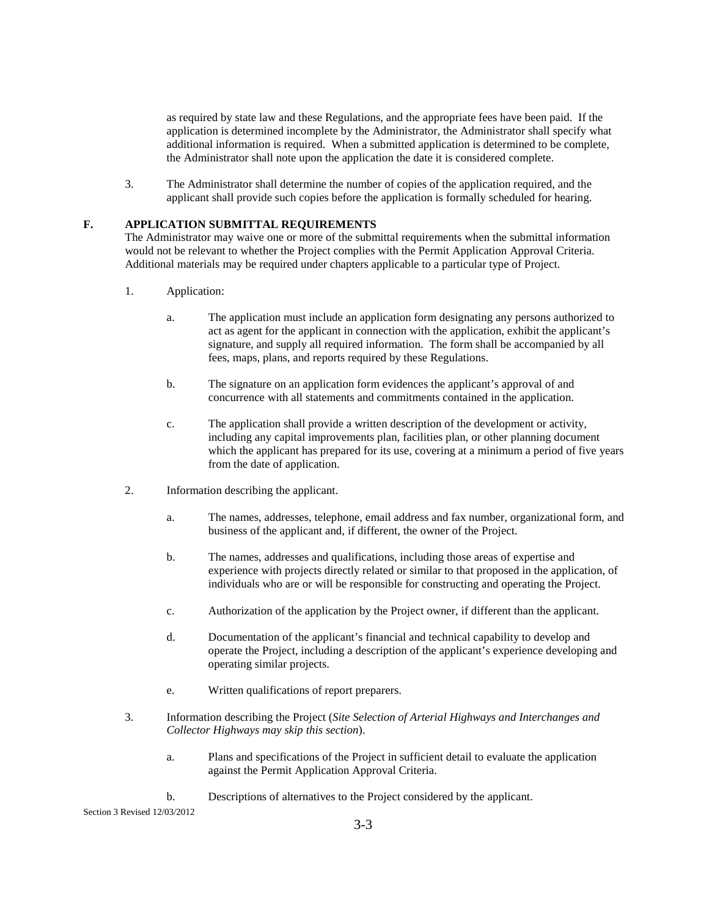as required by state law and these Regulations, and the appropriate fees have been paid. If the application is determined incomplete by the Administrator, the Administrator shall specify what additional information is required. When a submitted application is determined to be complete, the Administrator shall note upon the application the date it is considered complete.

3. The Administrator shall determine the number of copies of the application required, and the applicant shall provide such copies before the application is formally scheduled for hearing.

**F. APPLICATION SUBMITTAL REQUIREMENTS**

The Administrator may waive one or more of the submittal requirements when the submittal information would not be relevant to whether the Project complies with the Permit Application Approval Criteria. Additional materials may be required under chapters applicable to a particular type of Project.

1. Application:

   a. The application must include an application form designating any persons authorized to act as agent for the applicant in connection with the application, exhibit the applicant's signature, and supply all required information. The form shall be accompanied by all fees, maps, plans, and reports required by these Regulations.

   b. The signature on an application form evidences the applicant's approval of and concurrence with all statements and commitments contained in the application.

   c. The application shall provide a written description of the development or activity, including any capital improvements plan, facilities plan, or other planning document which the applicant has prepared for its use, covering at a minimum a period of five years from the date of application.

2. Information describing the applicant.

   a. The names, addresses, telephone, email address and fax number, organizational form, and business of the applicant and, if different, the owner of the Project.

   b. The names, addresses and qualifications, including those areas of expertise and experience with projects directly related or similar to that proposed in the application, of individuals who are or will be responsible for constructing and operating the Project.

   c. Authorization of the application by the Project owner, if different than the applicant.

   d. Documentation of the applicant's financial and technical capability to develop and operate the Project, including a description of the applicant's experience developing and operating similar projects.

   e. Written qualifications of report preparers.

3. Information describing the Project (*Site Selection of Arterial Highways and Interchanges and Collector Highways may skip this section*).

   a. Plans and specifications of the Project in sufficient detail to evaluate the application against the Permit Application Approval Criteria.

   b. Descriptions of alternatives to the Project considered by the applicant.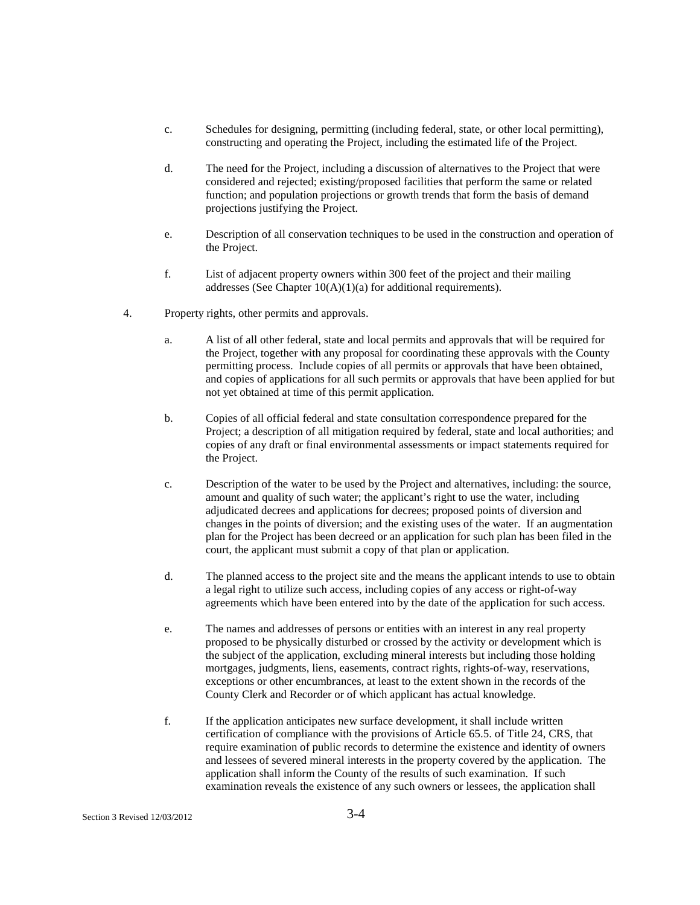c. Schedules for designing, permitting (including federal, state, or other local permitting), constructing and operating the Project, including the estimated life of the Project.

d. The need for the Project, including a discussion of alternatives to the Project that were considered and rejected; existing/proposed facilities that perform the same or related function; and population projections or growth trends that form the basis of demand projections justifying the Project.

e. Description of all conservation techniques to be used in the construction and operation of the Project.

f. List of adjacent property owners within 300 feet of the project and their mailing addresses (See Chapter 10(A)(1)(a) for additional requirements).

4. Property rights, other permits and approvals.

   a. A list of all other federal, state and local permits and approvals that will be required for the Project, together with any proposal for coordinating these approvals with the County permitting process. Include copies of all permits or approvals that have been obtained, and copies of applications for all such permits or approvals that have been applied for but not yet obtained at time of this permit application.

   b. Copies of all official federal and state consultation correspondence prepared for the Project; a description of all mitigation required by federal, state and local authorities; and copies of any draft or final environmental assessments or impact statements required for the Project.

   c. Description of the water to be used by the Project and alternatives, including: the source, amount and quality of such water; the applicant's right to use the water, including adjudicated decrees and applications for decrees; proposed points of diversion and changes in the points of diversion; and the existing uses of the water. If an augmentation plan for the Project has been decreed or an application for such plan has been filed in the court, the applicant must submit a copy of that plan or application.

   d. The planned access to the project site and the means the applicant intends to use to obtain a legal right to utilize such access, including copies of any access or right-of-way agreements which have been entered into by the date of the application for such access.

   e. The names and addresses of persons or entities with an interest in any real property proposed to be physically disturbed or crossed by the activity or development which is the subject of the application, excluding mineral interests but including those holding mortgages, judgments, liens, easements, contract rights, rights-of-way, reservations, exceptions or other encumbrances, at least to the extent shown in the records of the County Clerk and Recorder or of which applicant has actual knowledge.

   f. If the application anticipates new surface development, it shall include written certification of compliance with the provisions of Article 65.5. of Title 24, CRS, that require examination of public records to determine the existence and identity of owners and lessees of severed mineral interests in the property covered by the application. The application shall inform the County of the results of such examination. If such examination reveals the existence of any such owners or lessees, the application shall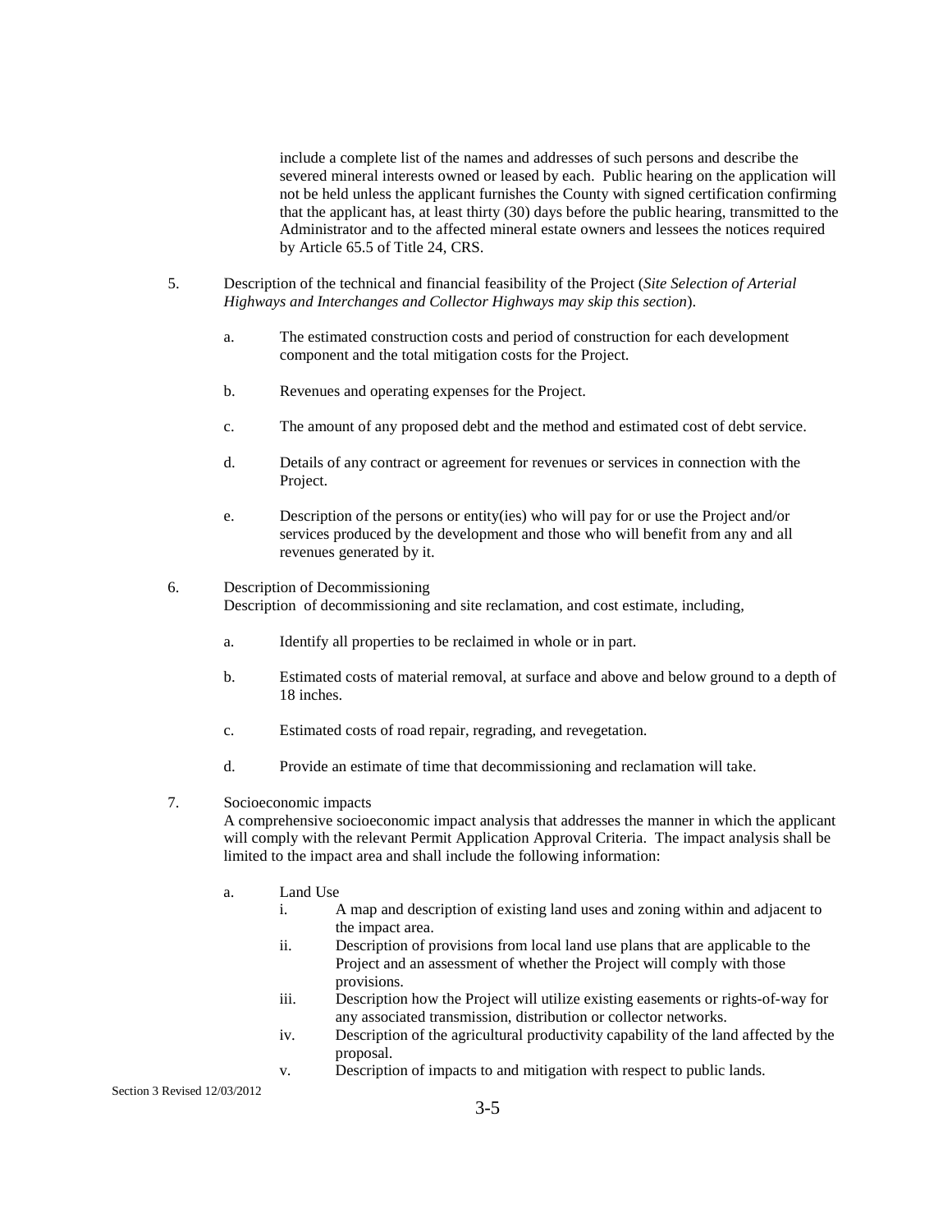include a complete list of the names and addresses of such persons and describe the severed mineral interests owned or leased by each. Public hearing on the application will not be held unless the applicant furnishes the County with signed certification confirming that the applicant has, at least thirty (30) days before the public hearing, transmitted to the Administrator and to the affected mineral estate owners and lessees the notices required by Article 65.5 of Title 24, CRS.

5. Description of the technical and financial feasibility of the Project (*Site Selection of Arterial Highways and Interchanges and Collector Highways may skip this section*).

   a. The estimated construction costs and period of construction for each development component and the total mitigation costs for the Project.

   b. Revenues and operating expenses for the Project.

   c. The amount of any proposed debt and the method and estimated cost of debt service.

   d. Details of any contract or agreement for revenues or services in connection with the Project.

   e. Description of the persons or entity(ies) who will pay for or use the Project and/or services produced by the development and those who will benefit from any and all revenues generated by it.

6. Description of Decommissioning
   Description of decommissioning and site reclamation, and cost estimate, including,

   a. Identify all properties to be reclaimed in whole or in part.

   b. Estimated costs of material removal, at surface and above and below ground to a depth of 18 inches.

   c. Estimated costs of road repair, regrading, and revegetation.

   d. Provide an estimate of time that decommissioning and reclamation will take.

7. Socioeconomic impacts
   A comprehensive socioeconomic impact analysis that addresses the manner in which the applicant will comply with the relevant Permit Application Approval Criteria. The impact analysis shall be limited to the impact area and shall include the following information:

   a. Land Use
      i. A map and description of existing land uses and zoning within and adjacent to the impact area.
      ii. Description of provisions from local land use plans that are applicable to the Project and an assessment of whether the Project will comply with those provisions.
      iii. Description how the Project will utilize existing easements or rights-of-way for any associated transmission, distribution or collector networks.
      iv. Description of the agricultural productivity capability of the land affected by the proposal.
      v. Description of impacts to and mitigation with respect to public lands.

Section 3 Revised 12/03/2012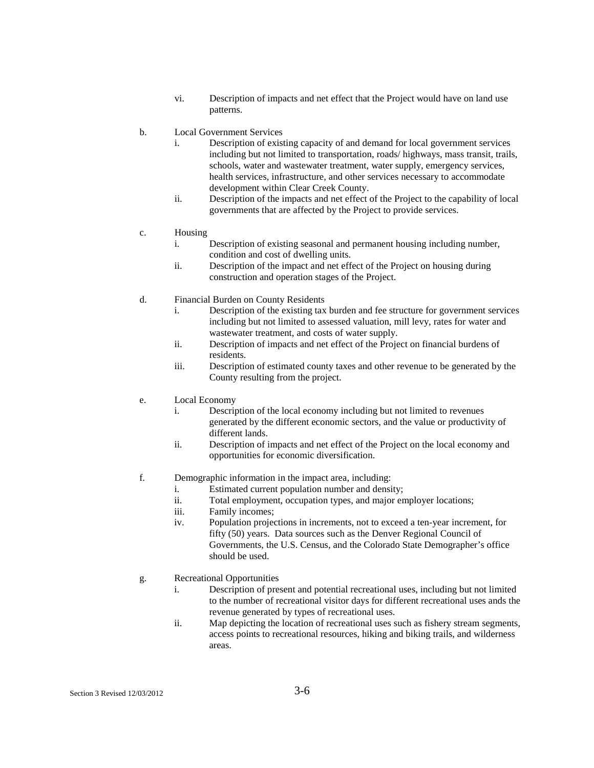vi. Description of impacts and net effect that the Project would have on land use patterns.

b. Local Government Services

i. Description of existing capacity of and demand for local government services including but not limited to transportation, roads/ highways, mass transit, trails, schools, water and wastewater treatment, water supply, emergency services, health services, infrastructure, and other services necessary to accommodate development within Clear Creek County.

ii. Description of the impacts and net effect of the Project to the capability of local governments that are affected by the Project to provide services.

c. Housing

i. Description of existing seasonal and permanent housing including number, condition and cost of dwelling units.

ii. Description of the impact and net effect of the Project on housing during construction and operation stages of the Project.

d. Financial Burden on County Residents

i. Description of the existing tax burden and fee structure for government services including but not limited to assessed valuation, mill levy, rates for water and wastewater treatment, and costs of water supply.

ii. Description of impacts and net effect of the Project on financial burdens of residents.

iii. Description of estimated county taxes and other revenue to be generated by the County resulting from the project.

e. Local Economy

i. Description of the local economy including but not limited to revenues generated by the different economic sectors, and the value or productivity of different lands.

ii. Description of impacts and net effect of the Project on the local economy and opportunities for economic diversification.

f. Demographic information in the impact area, including:

i. Estimated current population number and density;

ii. Total employment, occupation types, and major employer locations;

iii. Family incomes;

iv. Population projections in increments, not to exceed a ten-year increment, for fifty (50) years. Data sources such as the Denver Regional Council of Governments, the U.S. Census, and the Colorado State Demographer's office should be used.

g. Recreational Opportunities

i. Description of present and potential recreational uses, including but not limited to the number of recreational visitor days for different recreational uses ands the revenue generated by types of recreational uses.

ii. Map depicting the location of recreational uses such as fishery stream segments, access points to recreational resources, hiking and biking trails, and wilderness areas.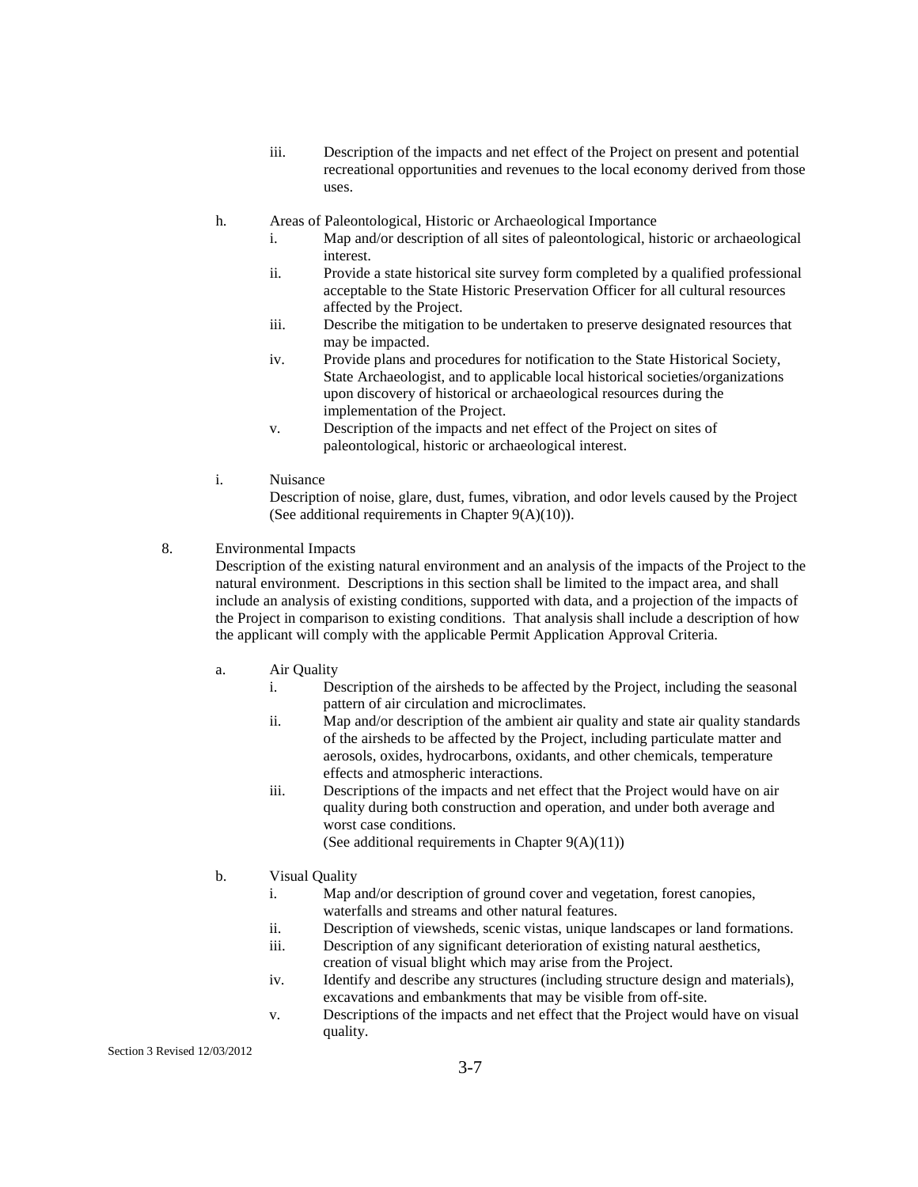iii. Description of the impacts and net effect of the Project on present and potential recreational opportunities and revenues to the local economy derived from those uses.

h. Areas of Paleontological, Historic or Archaeological Importance

   i. Map and/or description of all sites of paleontological, historic or archaeological interest.

   ii. Provide a state historical site survey form completed by a qualified professional acceptable to the State Historic Preservation Officer for all cultural resources affected by the Project.

   iii. Describe the mitigation to be undertaken to preserve designated resources that may be impacted.

   iv. Provide plans and procedures for notification to the State Historical Society, State Archaeologist, and to applicable local historical societies/organizations upon discovery of historical or archaeological resources during the implementation of the Project.

   v. Description of the impacts and net effect of the Project on sites of paleontological, historic or archaeological interest.

i. Nuisance

   Description of noise, glare, dust, fumes, vibration, and odor levels caused by the Project (See additional requirements in Chapter 9(A)(10)).

8. Environmental Impacts

   Description of the existing natural environment and an analysis of the impacts of the Project to the natural environment. Descriptions in this section shall be limited to the impact area, and shall include an analysis of existing conditions, supported with data, and a projection of the impacts of the Project in comparison to existing conditions. That analysis shall include a description of how the applicant will comply with the applicable Permit Application Approval Criteria.

   a. Air Quality

      i. Description of the airsheds to be affected by the Project, including the seasonal pattern of air circulation and microclimates.

      ii. Map and/or description of the ambient air quality and state air quality standards of the airsheds to be affected by the Project, including particulate matter and aerosols, oxides, hydrocarbons, oxidants, and other chemicals, temperature effects and atmospheric interactions.

      iii. Descriptions of the impacts and net effect that the Project would have on air quality during both construction and operation, and under both average and worst case conditions.

      (See additional requirements in Chapter 9(A)(11))

   b. Visual Quality

      i. Map and/or description of ground cover and vegetation, forest canopies, waterfalls and streams and other natural features.

      ii. Description of viewsheds, scenic vistas, unique landscapes or land formations.

      iii. Description of any significant deterioration of existing natural aesthetics, creation of visual blight which may arise from the Project.

      iv. Identify and describe any structures (including structure design and materials), excavations and embankments that may be visible from off-site.

      v. Descriptions of the impacts and net effect that the Project would have on visual quality.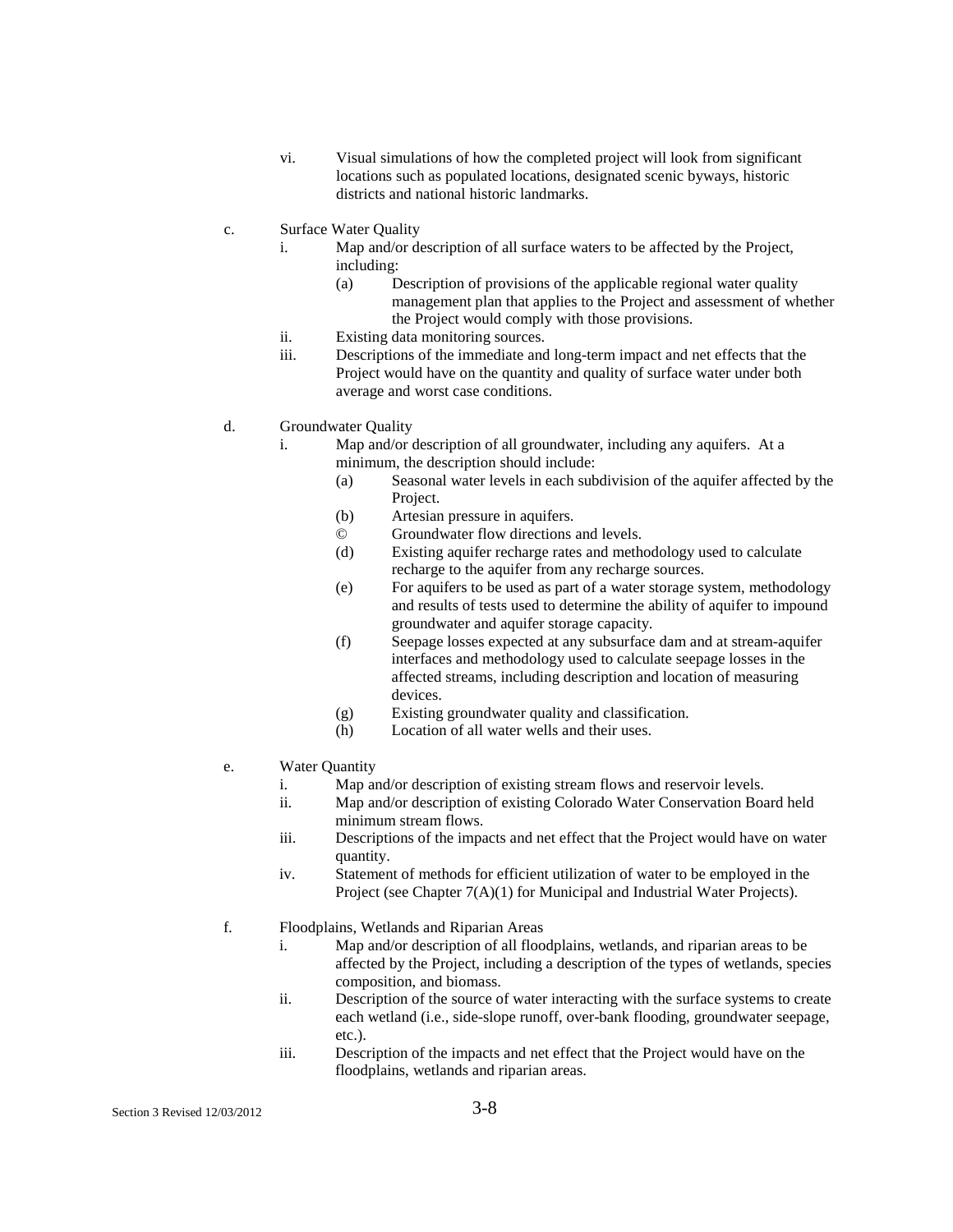vi. Visual simulations of how the completed project will look from significant locations such as populated locations, designated scenic byways, historic districts and national historic landmarks.

c. Surface Water Quality

  i. Map and/or description of all surface waters to be affected by the Project, including:

    (a) Description of provisions of the applicable regional water quality management plan that applies to the Project and assessment of whether the Project would comply with those provisions.

  ii. Existing data monitoring sources.

  iii. Descriptions of the immediate and long-term impact and net effects that the Project would have on the quantity and quality of surface water under both average and worst case conditions.

d. Groundwater Quality

  i. Map and/or description of all groundwater, including any aquifers. At a minimum, the description should include:

    (a) Seasonal water levels in each subdivision of the aquifer affected by the Project.

    (b) Artesian pressure in aquifers.

    © Groundwater flow directions and levels.

    (d) Existing aquifer recharge rates and methodology used to calculate recharge to the aquifer from any recharge sources.

    (e) For aquifers to be used as part of a water storage system, methodology and results of tests used to determine the ability of aquifer to impound groundwater and aquifer storage capacity.

    (f) Seepage losses expected at any subsurface dam and at stream-aquifer interfaces and methodology used to calculate seepage losses in the affected streams, including description and location of measuring devices.

    (g) Existing groundwater quality and classification.

    (h) Location of all water wells and their uses.

e. Water Quantity

  i. Map and/or description of existing stream flows and reservoir levels.

  ii. Map and/or description of existing Colorado Water Conservation Board held minimum stream flows.

  iii. Descriptions of the impacts and net effect that the Project would have on water quantity.

  iv. Statement of methods for efficient utilization of water to be employed in the Project (see Chapter 7(A)(1) for Municipal and Industrial Water Projects).

f. Floodplains, Wetlands and Riparian Areas

  i. Map and/or description of all floodplains, wetlands, and riparian areas to be affected by the Project, including a description of the types of wetlands, species composition, and biomass.

  ii. Description of the source of water interacting with the surface systems to create each wetland (i.e., side-slope runoff, over-bank flooding, groundwater seepage, etc.).

  iii. Description of the impacts and net effect that the Project would have on the floodplains, wetlands and riparian areas.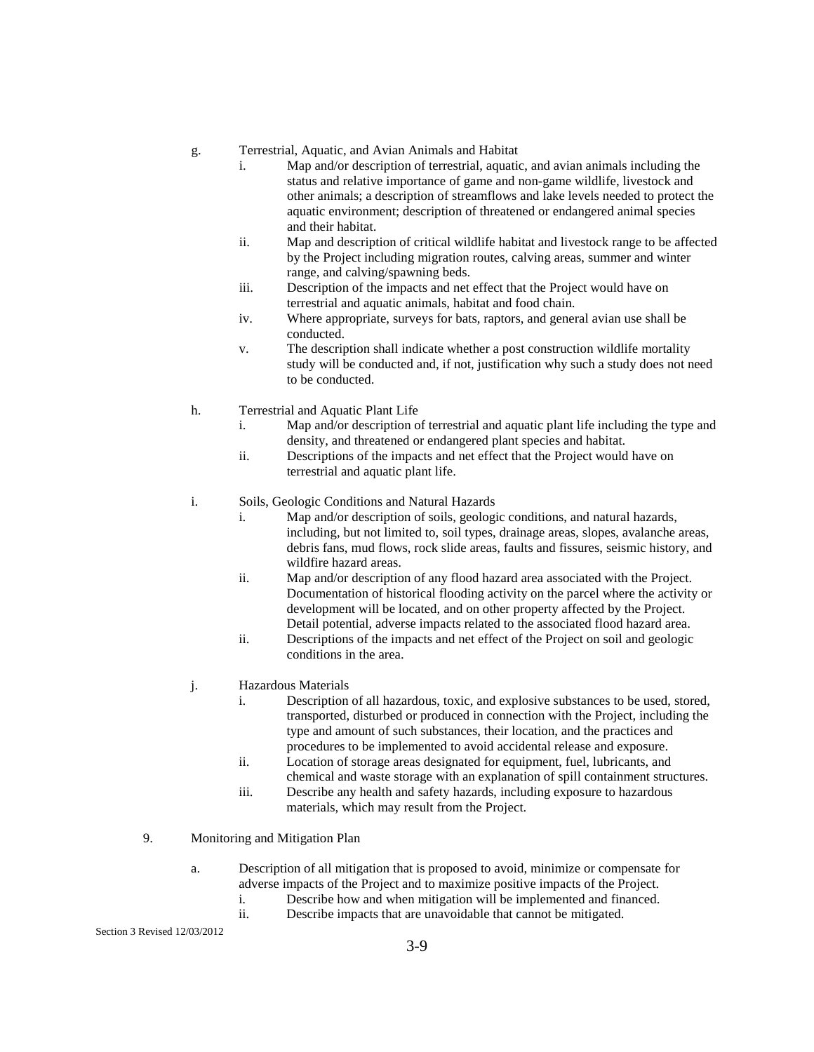g. Terrestrial, Aquatic, and Avian Animals and Habitat

   i. Map and/or description of terrestrial, aquatic, and avian animals including the status and relative importance of game and non-game wildlife, livestock and other animals; a description of streamflows and lake levels needed to protect the aquatic environment; description of threatened or endangered animal species and their habitat.

   ii. Map and description of critical wildlife habitat and livestock range to be affected by the Project including migration routes, calving areas, summer and winter range, and calving/spawning beds.

   iii. Description of the impacts and net effect that the Project would have on terrestrial and aquatic animals, habitat and food chain.

   iv. Where appropriate, surveys for bats, raptors, and general avian use shall be conducted.

   v. The description shall indicate whether a post construction wildlife mortality study will be conducted and, if not, justification why such a study does not need to be conducted.

h. Terrestrial and Aquatic Plant Life

   i. Map and/or description of terrestrial and aquatic plant life including the type and density, and threatened or endangered plant species and habitat.

   ii. Descriptions of the impacts and net effect that the Project would have on terrestrial and aquatic plant life.

i. Soils, Geologic Conditions and Natural Hazards

   i. Map and/or description of soils, geologic conditions, and natural hazards, including, but not limited to, soil types, drainage areas, slopes, avalanche areas, debris fans, mud flows, rock slide areas, faults and fissures, seismic history, and wildfire hazard areas.

   ii. Map and/or description of any flood hazard area associated with the Project. Documentation of historical flooding activity on the parcel where the activity or development will be located, and on other property affected by the Project. Detail potential, adverse impacts related to the associated flood hazard area.

   ii. Descriptions of the impacts and net effect of the Project on soil and geologic conditions in the area.

j. Hazardous Materials

   i. Description of all hazardous, toxic, and explosive substances to be used, stored, transported, disturbed or produced in connection with the Project, including the type and amount of such substances, their location, and the practices and procedures to be implemented to avoid accidental release and exposure.

   ii. Location of storage areas designated for equipment, fuel, lubricants, and chemical and waste storage with an explanation of spill containment structures.

   iii. Describe any health and safety hazards, including exposure to hazardous materials, which may result from the Project.

9. Monitoring and Mitigation Plan

   a. Description of all mitigation that is proposed to avoid, minimize or compensate for adverse impacts of the Project and to maximize positive impacts of the Project.

      i. Describe how and when mitigation will be implemented and financed.

      ii. Describe impacts that are unavoidable that cannot be mitigated.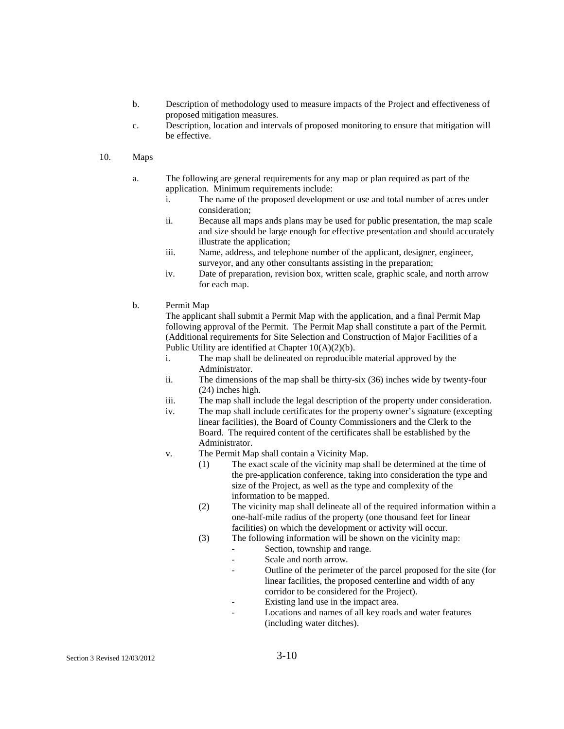b. Description of methodology used to measure impacts of the Project and effectiveness of proposed mitigation measures.

c. Description, location and intervals of proposed monitoring to ensure that mitigation will be effective.

10. Maps

a. The following are general requirements for any map or plan required as part of the application. Minimum requirements include:

   i. The name of the proposed development or use and total number of acres under consideration;

   ii. Because all maps ands plans may be used for public presentation, the map scale and size should be large enough for effective presentation and should accurately illustrate the application;

   iii. Name, address, and telephone number of the applicant, designer, engineer, surveyor, and any other consultants assisting in the preparation;

   iv. Date of preparation, revision box, written scale, graphic scale, and north arrow for each map.

b. Permit Map

   The applicant shall submit a Permit Map with the application, and a final Permit Map following approval of the Permit. The Permit Map shall constitute a part of the Permit. (Additional requirements for Site Selection and Construction of Major Facilities of a Public Utility are identified at Chapter 10(A)(2)(b).

   i. The map shall be delineated on reproducible material approved by the Administrator.

   ii. The dimensions of the map shall be thirty-six (36) inches wide by twenty-four (24) inches high.

   iii. The map shall include the legal description of the property under consideration.

   iv. The map shall include certificates for the property owner's signature (excepting linear facilities), the Board of County Commissioners and the Clerk to the Board. The required content of the certificates shall be established by the Administrator.

   v. The Permit Map shall contain a Vicinity Map.

      (1) The exact scale of the vicinity map shall be determined at the time of the pre-application conference, taking into consideration the type and size of the Project, as well as the type and complexity of the information to be mapped.

      (2) The vicinity map shall delineate all of the required information within a one-half-mile radius of the property (one thousand feet for linear facilities) on which the development or activity will occur.

      (3) The following information will be shown on the vicinity map:

         - Section, township and range.
         - Scale and north arrow.
         - Outline of the perimeter of the parcel proposed for the site (for linear facilities, the proposed centerline and width of any corridor to be considered for the Project).
         - Existing land use in the impact area.
         - Locations and names of all key roads and water features (including water ditches).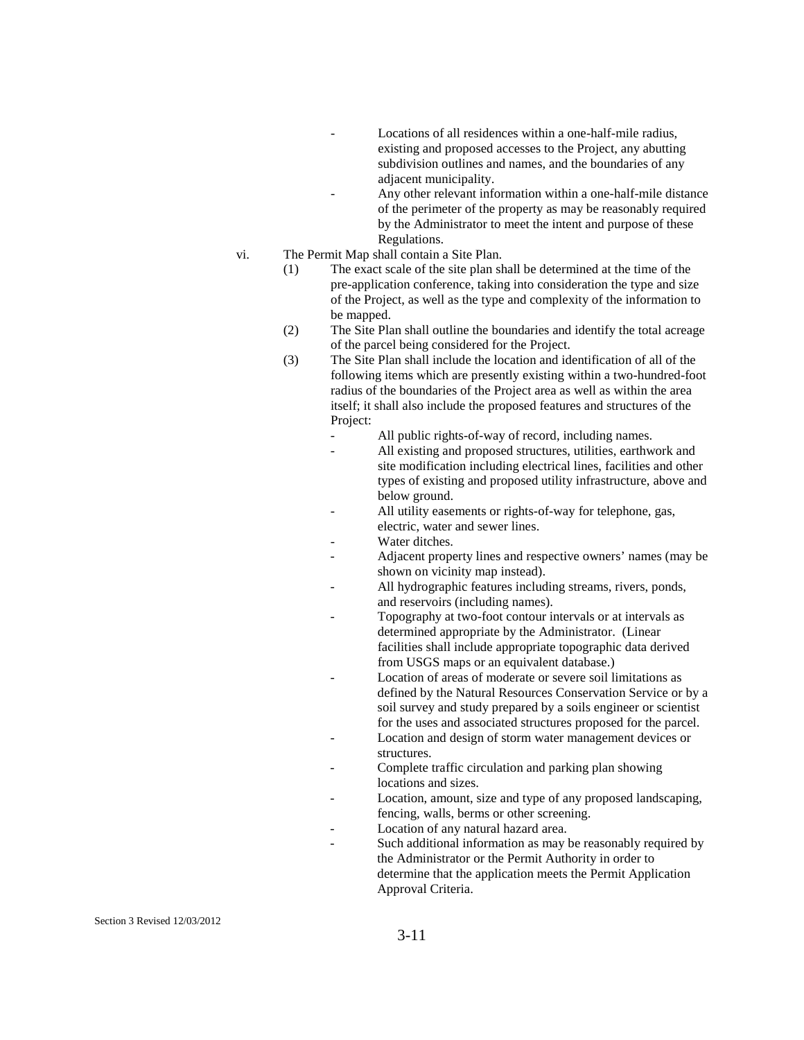- Locations of all residences within a one-half-mile radius, existing and proposed accesses to the Project, any abutting subdivision outlines and names, and the boundaries of any adjacent municipality.
- Any other relevant information within a one-half-mile distance of the perimeter of the property as may be reasonably required by the Administrator to meet the intent and purpose of these Regulations.

vi. The Permit Map shall contain a Site Plan.

(1) The exact scale of the site plan shall be determined at the time of the pre-application conference, taking into consideration the type and size of the Project, as well as the type and complexity of the information to be mapped.

(2) The Site Plan shall outline the boundaries and identify the total acreage of the parcel being considered for the Project.

(3) The Site Plan shall include the location and identification of all of the following items which are presently existing within a two-hundred-foot radius of the boundaries of the Project area as well as within the area itself; it shall also include the proposed features and structures of the Project:

- All public rights-of-way of record, including names.
- All existing and proposed structures, utilities, earthwork and site modification including electrical lines, facilities and other types of existing and proposed utility infrastructure, above and below ground.
- All utility easements or rights-of-way for telephone, gas, electric, water and sewer lines.
- Water ditches.
- Adjacent property lines and respective owners' names (may be shown on vicinity map instead).
- All hydrographic features including streams, rivers, ponds, and reservoirs (including names).
- Topography at two-foot contour intervals or at intervals as determined appropriate by the Administrator. (Linear facilities shall include appropriate topographic data derived from USGS maps or an equivalent database.)
- Location of areas of moderate or severe soil limitations as defined by the Natural Resources Conservation Service or by a soil survey and study prepared by a soils engineer or scientist for the uses and associated structures proposed for the parcel.
- Location and design of storm water management devices or structures.
- Complete traffic circulation and parking plan showing locations and sizes.
- Location, amount, size and type of any proposed landscaping, fencing, walls, berms or other screening.
- Location of any natural hazard area.
- Such additional information as may be reasonably required by the Administrator or the Permit Authority in order to determine that the application meets the Permit Application Approval Criteria.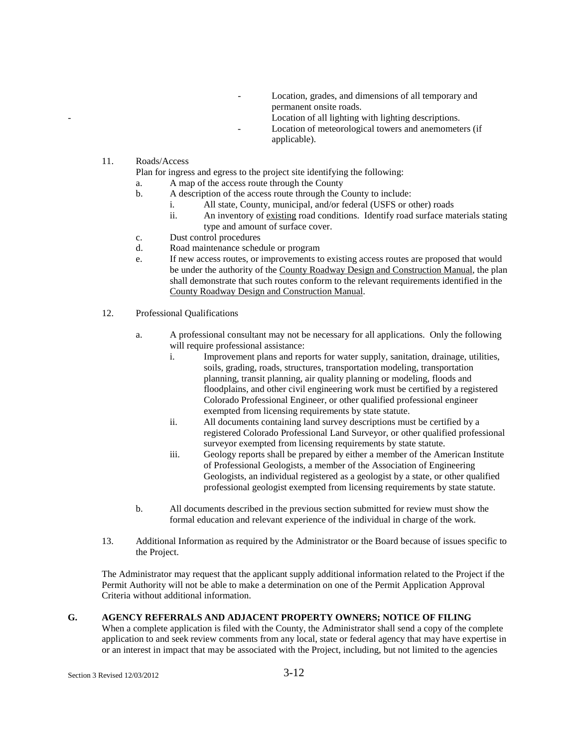- Location, grades, and dimensions of all temporary and permanent onsite roads.
- Location of all lighting with lighting descriptions.
- Location of meteorological towers and anemometers (if applicable).

11. Roads/Access

    Plan for ingress and egress to the project site identifying the following:

    a. A map of the access route through the County
    b. A description of the access route through the County to include:
        i. All state, County, municipal, and/or federal (USFS or other) roads
        ii. An inventory of existing road conditions. Identify road surface materials stating type and amount of surface cover.
    c. Dust control procedures
    d. Road maintenance schedule or program
    e. If new access routes, or improvements to existing access routes are proposed that would be under the authority of the County Roadway Design and Construction Manual, the plan shall demonstrate that such routes conform to the relevant requirements identified in the County Roadway Design and Construction Manual.

12. Professional Qualifications

    a. A professional consultant may not be necessary for all applications. Only the following will require professional assistance:
        i. Improvement plans and reports for water supply, sanitation, drainage, utilities, soils, grading, roads, structures, transportation modeling, transportation planning, transit planning, air quality planning or modeling, floods and floodplains, and other civil engineering work must be certified by a registered Colorado Professional Engineer, or other qualified professional engineer exempted from licensing requirements by state statute.
        ii. All documents containing land survey descriptions must be certified by a registered Colorado Professional Land Surveyor, or other qualified professional surveyor exempted from licensing requirements by state statute.
        iii. Geology reports shall be prepared by either a member of the American Institute of Professional Geologists, a member of the Association of Engineering Geologists, an individual registered as a geologist by a state, or other qualified professional geologist exempted from licensing requirements by state statute.

    b. All documents described in the previous section submitted for review must show the formal education and relevant experience of the individual in charge of the work.

13. Additional Information as required by the Administrator or the Board because of issues specific to the Project.

The Administrator may request that the applicant supply additional information related to the Project if the Permit Authority will not be able to make a determination on one of the Permit Application Approval Criteria without additional information.

**G. AGENCY REFERRALS AND ADJACENT PROPERTY OWNERS; NOTICE OF FILING**

When a complete application is filed with the County, the Administrator shall send a copy of the complete application to and seek review comments from any local, state or federal agency that may have expertise in or an interest in impact that may be associated with the Project, including, but not limited to the agencies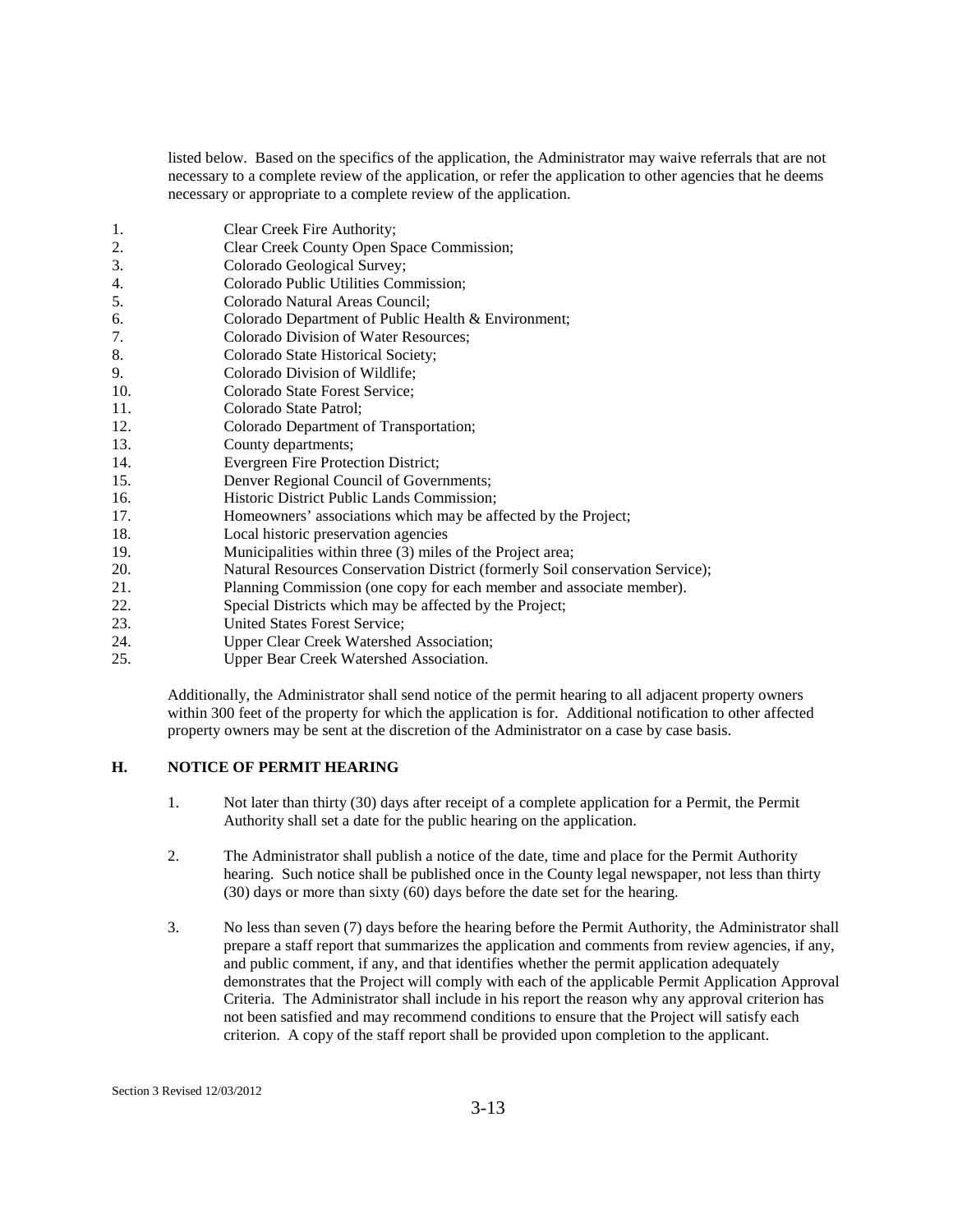listed below. Based on the specifics of the application, the Administrator may waive referrals that are not necessary to a complete review of the application, or refer the application to other agencies that he deems necessary or appropriate to a complete review of the application.

1. Clear Creek Fire Authority;
2. Clear Creek County Open Space Commission;
3. Colorado Geological Survey;
4. Colorado Public Utilities Commission;
5. Colorado Natural Areas Council;
6. Colorado Department of Public Health & Environment;
7. Colorado Division of Water Resources;
8. Colorado State Historical Society;
9. Colorado Division of Wildlife;
10. Colorado State Forest Service;
11. Colorado State Patrol;
12. Colorado Department of Transportation;
13. County departments;
14. Evergreen Fire Protection District;
15. Denver Regional Council of Governments;
16. Historic District Public Lands Commission;
17. Homeowners' associations which may be affected by the Project;
18. Local historic preservation agencies
19. Municipalities within three (3) miles of the Project area;
20. Natural Resources Conservation District (formerly Soil conservation Service);
21. Planning Commission (one copy for each member and associate member).
22. Special Districts which may be affected by the Project;
23. United States Forest Service;
24. Upper Clear Creek Watershed Association;
25. Upper Bear Creek Watershed Association.

Additionally, the Administrator shall send notice of the permit hearing to all adjacent property owners within 300 feet of the property for which the application is for. Additional notification to other affected property owners may be sent at the discretion of the Administrator on a case by case basis.

## H. NOTICE OF PERMIT HEARING

1. Not later than thirty (30) days after receipt of a complete application for a Permit, the Permit Authority shall set a date for the public hearing on the application.

2. The Administrator shall publish a notice of the date, time and place for the Permit Authority hearing. Such notice shall be published once in the County legal newspaper, not less than thirty (30) days or more than sixty (60) days before the date set for the hearing.

3. No less than seven (7) days before the hearing before the Permit Authority, the Administrator shall prepare a staff report that summarizes the application and comments from review agencies, if any, and public comment, if any, and that identifies whether the permit application adequately demonstrates that the Project will comply with each of the applicable Permit Application Approval Criteria. The Administrator shall include in his report the reason why any approval criterion has not been satisfied and may recommend conditions to ensure that the Project will satisfy each criterion. A copy of the staff report shall be provided upon completion to the applicant.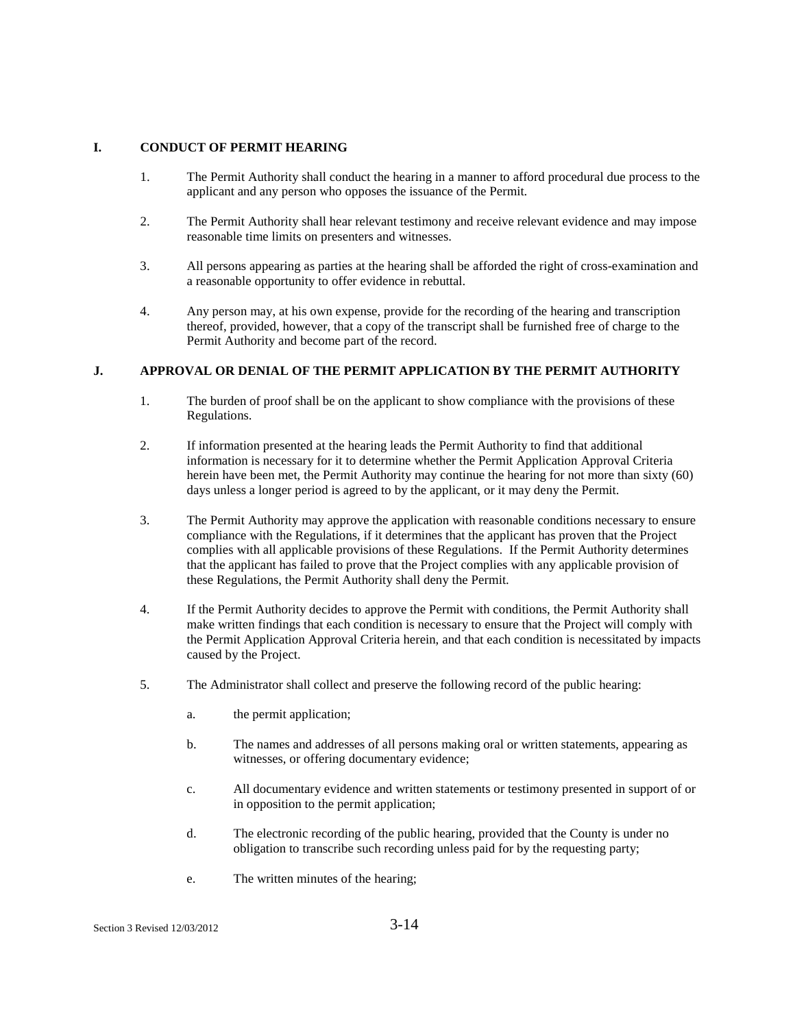## I. CONDUCT OF PERMIT HEARING

1. The Permit Authority shall conduct the hearing in a manner to afford procedural due process to the applicant and any person who opposes the issuance of the Permit.

2. The Permit Authority shall hear relevant testimony and receive relevant evidence and may impose reasonable time limits on presenters and witnesses.

3. All persons appearing as parties at the hearing shall be afforded the right of cross-examination and a reasonable opportunity to offer evidence in rebuttal.

4. Any person may, at his own expense, provide for the recording of the hearing and transcription thereof, provided, however, that a copy of the transcript shall be furnished free of charge to the Permit Authority and become part of the record.

## J. APPROVAL OR DENIAL OF THE PERMIT APPLICATION BY THE PERMIT AUTHORITY

1. The burden of proof shall be on the applicant to show compliance with the provisions of these Regulations.

2. If information presented at the hearing leads the Permit Authority to find that additional information is necessary for it to determine whether the Permit Application Approval Criteria herein have been met, the Permit Authority may continue the hearing for not more than sixty (60) days unless a longer period is agreed to by the applicant, or it may deny the Permit.

3. The Permit Authority may approve the application with reasonable conditions necessary to ensure compliance with the Regulations, if it determines that the applicant has proven that the Project complies with all applicable provisions of these Regulations. If the Permit Authority determines that the applicant has failed to prove that the Project complies with any applicable provision of these Regulations, the Permit Authority shall deny the Permit.

4. If the Permit Authority decides to approve the Permit with conditions, the Permit Authority shall make written findings that each condition is necessary to ensure that the Project will comply with the Permit Application Approval Criteria herein, and that each condition is necessitated by impacts caused by the Project.

5. The Administrator shall collect and preserve the following record of the public hearing:

   a. the permit application;

   b. The names and addresses of all persons making oral or written statements, appearing as witnesses, or offering documentary evidence;

   c. All documentary evidence and written statements or testimony presented in support of or in opposition to the permit application;

   d. The electronic recording of the public hearing, provided that the County is under no obligation to transcribe such recording unless paid for by the requesting party;

   e. The written minutes of the hearing;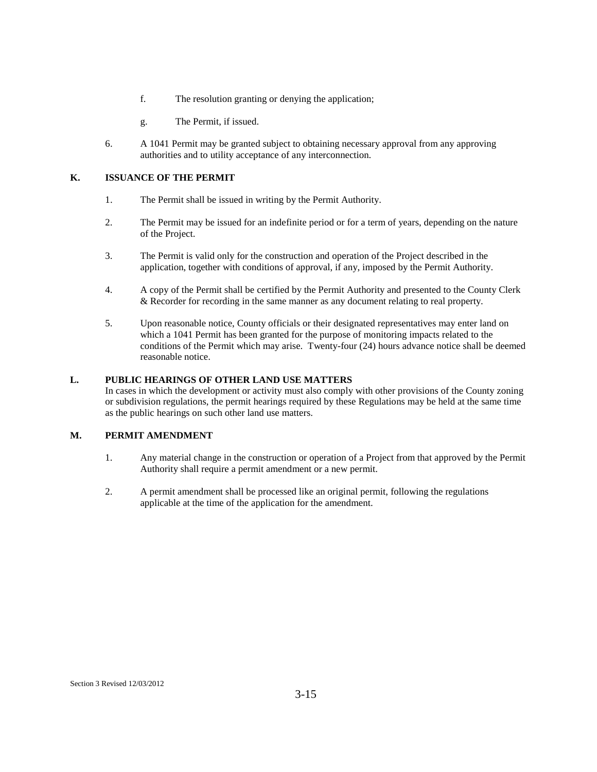f. The resolution granting or denying the application;

g. The Permit, if issued.

6. A 1041 Permit may be granted subject to obtaining necessary approval from any approving authorities and to utility acceptance of any interconnection.

## K. ISSUANCE OF THE PERMIT

1. The Permit shall be issued in writing by the Permit Authority.

2. The Permit may be issued for an indefinite period or for a term of years, depending on the nature of the Project.

3. The Permit is valid only for the construction and operation of the Project described in the application, together with conditions of approval, if any, imposed by the Permit Authority.

4. A copy of the Permit shall be certified by the Permit Authority and presented to the County Clerk & Recorder for recording in the same manner as any document relating to real property.

5. Upon reasonable notice, County officials or their designated representatives may enter land on which a 1041 Permit has been granted for the purpose of monitoring impacts related to the conditions of the Permit which may arise. Twenty-four (24) hours advance notice shall be deemed reasonable notice.

## L. PUBLIC HEARINGS OF OTHER LAND USE MATTERS

In cases in which the development or activity must also comply with other provisions of the County zoning or subdivision regulations, the permit hearings required by these Regulations may be held at the same time as the public hearings on such other land use matters.

## M. PERMIT AMENDMENT

1. Any material change in the construction or operation of a Project from that approved by the Permit Authority shall require a permit amendment or a new permit.

2. A permit amendment shall be processed like an original permit, following the regulations applicable at the time of the application for the amendment.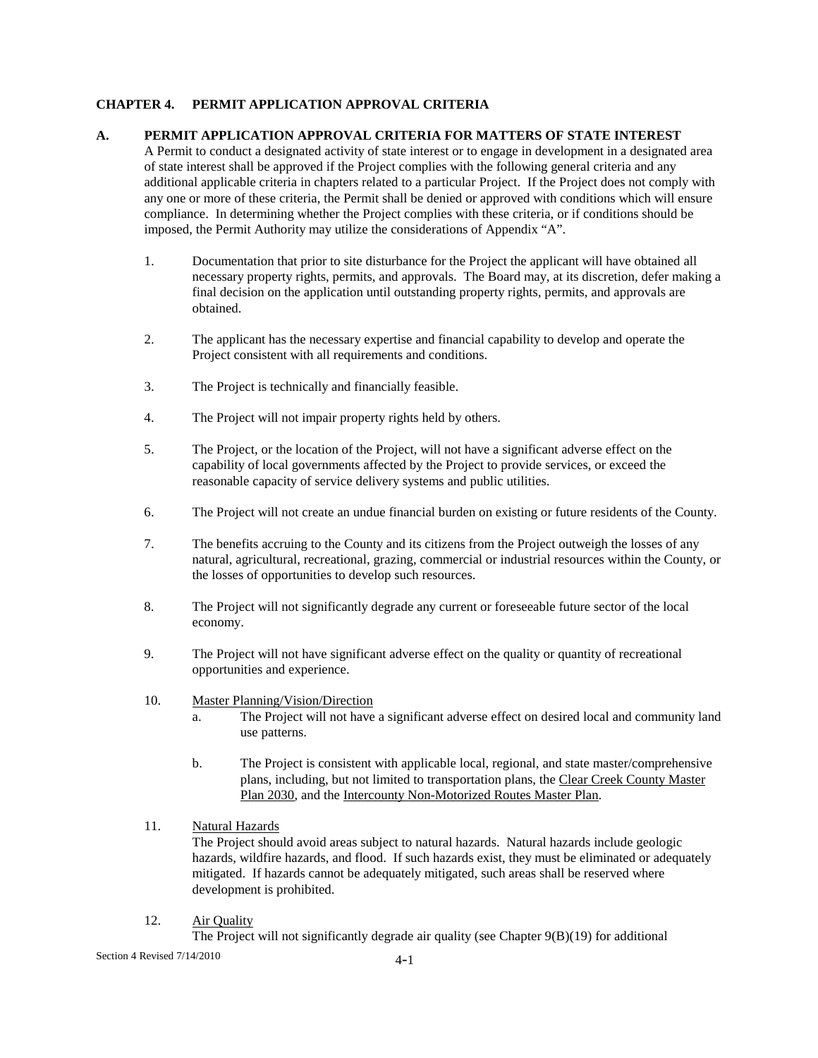# CHAPTER 4. PERMIT APPLICATION APPROVAL CRITERIA

## A. PERMIT APPLICATION APPROVAL CRITERIA FOR MATTERS OF STATE INTEREST

A Permit to conduct a designated activity of state interest or to engage in development in a designated area of state interest shall be approved if the Project complies with the following general criteria and any additional applicable criteria in chapters related to a particular Project. If the Project does not comply with any one or more of these criteria, the Permit shall be denied or approved with conditions which will ensure compliance. In determining whether the Project complies with these criteria, or if conditions should be imposed, the Permit Authority may utilize the considerations of Appendix "A".

1. Documentation that prior to site disturbance for the Project the applicant will have obtained all necessary property rights, permits, and approvals. The Board may, at its discretion, defer making a final decision on the application until outstanding property rights, permits, and approvals are obtained.

2. The applicant has the necessary expertise and financial capability to develop and operate the Project consistent with all requirements and conditions.

3. The Project is technically and financially feasible.

4. The Project will not impair property rights held by others.

5. The Project, or the location of the Project, will not have a significant adverse effect on the capability of local governments affected by the Project to provide services, or exceed the reasonable capacity of service delivery systems and public utilities.

6. The Project will not create an undue financial burden on existing or future residents of the County.

7. The benefits accruing to the County and its citizens from the Project outweigh the losses of any natural, agricultural, recreational, grazing, commercial or industrial resources within the County, or the losses of opportunities to develop such resources.

8. The Project will not significantly degrade any current or foreseeable future sector of the local economy.

9. The Project will not have significant adverse effect on the quality or quantity of recreational opportunities and experience.

10. Master Planning/Vision/Direction
    a. The Project will not have a significant adverse effect on desired local and community land use patterns.

    b. The Project is consistent with applicable local, regional, and state master/comprehensive plans, including, but not limited to transportation plans, the Clear Creek County Master Plan 2030, and the Intercounty Non-Motorized Routes Master Plan.

11. Natural Hazards

    The Project should avoid areas subject to natural hazards. Natural hazards include geologic hazards, wildfire hazards, and flood. If such hazards exist, they must be eliminated or adequately mitigated. If hazards cannot be adequately mitigated, such areas shall be reserved where development is prohibited.

12. Air Quality

    The Project will not significantly degrade air quality (see Chapter 9(B)(19) for additional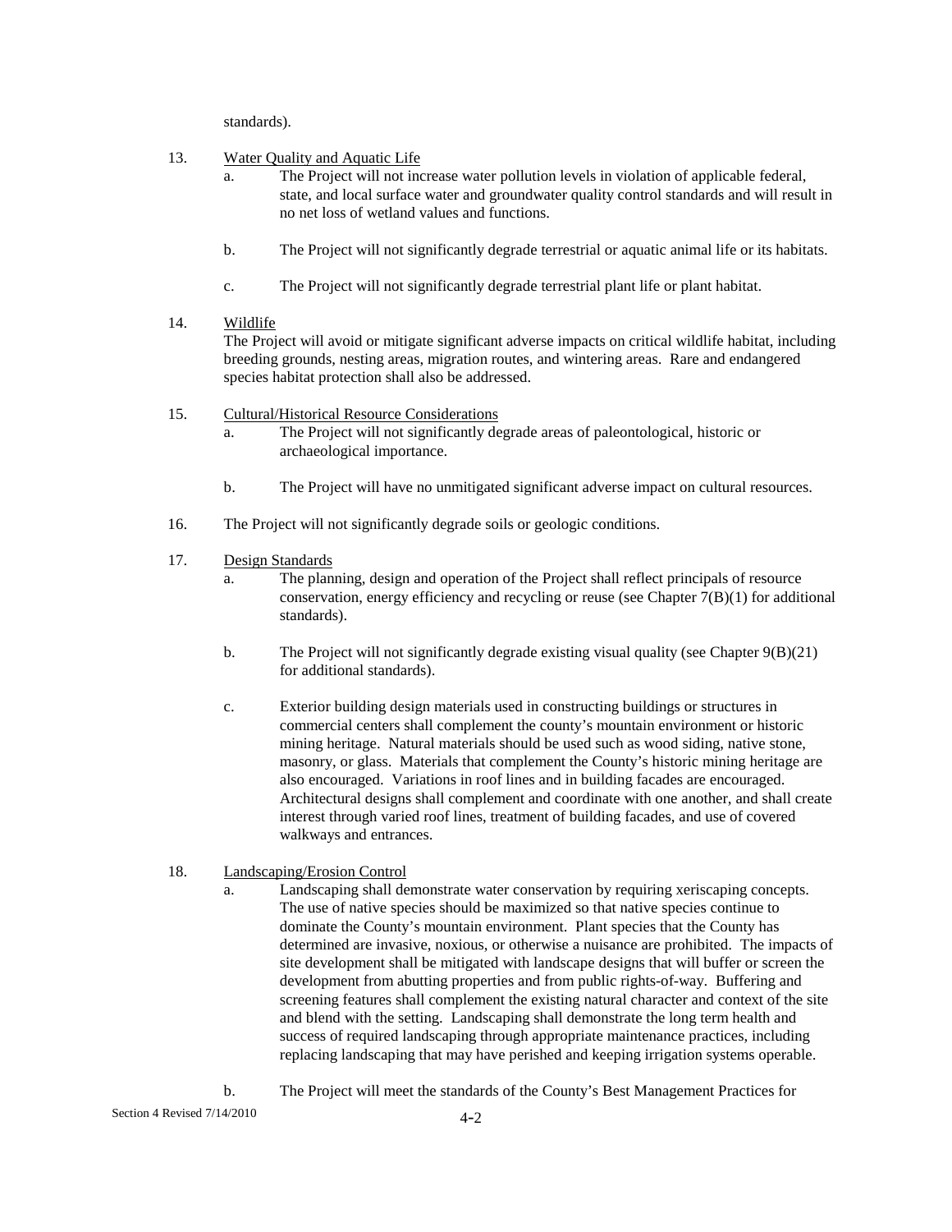standards).

13. Water Quality and Aquatic Life

    a. The Project will not increase water pollution levels in violation of applicable federal, state, and local surface water and groundwater quality control standards and will result in no net loss of wetland values and functions.

    b. The Project will not significantly degrade terrestrial or aquatic animal life or its habitats.

    c. The Project will not significantly degrade terrestrial plant life or plant habitat.

14. Wildlife

    The Project will avoid or mitigate significant adverse impacts on critical wildlife habitat, including breeding grounds, nesting areas, migration routes, and wintering areas. Rare and endangered species habitat protection shall also be addressed.

15. Cultural/Historical Resource Considerations

    a. The Project will not significantly degrade areas of paleontological, historic or archaeological importance.

    b. The Project will have no unmitigated significant adverse impact on cultural resources.

16. The Project will not significantly degrade soils or geologic conditions.

17. Design Standards

    a. The planning, design and operation of the Project shall reflect principals of resource conservation, energy efficiency and recycling or reuse (see Chapter 7(B)(1) for additional standards).

    b. The Project will not significantly degrade existing visual quality (see Chapter 9(B)(21) for additional standards).

    c. Exterior building design materials used in constructing buildings or structures in commercial centers shall complement the county's mountain environment or historic mining heritage. Natural materials should be used such as wood siding, native stone, masonry, or glass. Materials that complement the County's historic mining heritage are also encouraged. Variations in roof lines and in building facades are encouraged. Architectural designs shall complement and coordinate with one another, and shall create interest through varied roof lines, treatment of building facades, and use of covered walkways and entrances.

18. Landscaping/Erosion Control

    a. Landscaping shall demonstrate water conservation by requiring xeriscaping concepts. The use of native species should be maximized so that native species continue to dominate the County's mountain environment. Plant species that the County has determined are invasive, noxious, or otherwise a nuisance are prohibited. The impacts of site development shall be mitigated with landscape designs that will buffer or screen the development from abutting properties and from public rights-of-way. Buffering and screening features shall complement the existing natural character and context of the site and blend with the setting. Landscaping shall demonstrate the long term health and success of required landscaping through appropriate maintenance practices, including replacing landscaping that may have perished and keeping irrigation systems operable.

    b. The Project will meet the standards of the County's Best Management Practices for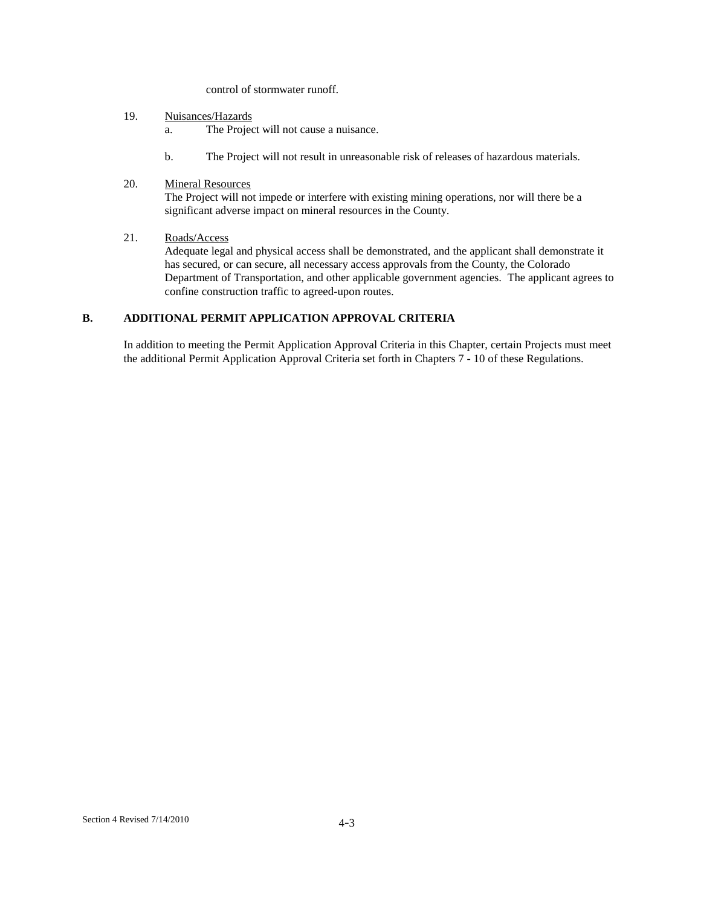control of stormwater runoff.

19. Nuisances/Hazards
    a. The Project will not cause a nuisance.

    b. The Project will not result in unreasonable risk of releases of hazardous materials.

20. Mineral Resources
    The Project will not impede or interfere with existing mining operations, nor will there be a significant adverse impact on mineral resources in the County.

21. Roads/Access
    Adequate legal and physical access shall be demonstrated, and the applicant shall demonstrate it has secured, or can secure, all necessary access approvals from the County, the Colorado Department of Transportation, and other applicable government agencies. The applicant agrees to confine construction traffic to agreed-upon routes.

## B. ADDITIONAL PERMIT APPLICATION APPROVAL CRITERIA

In addition to meeting the Permit Application Approval Criteria in this Chapter, certain Projects must meet the additional Permit Application Approval Criteria set forth in Chapters 7 - 10 of these Regulations.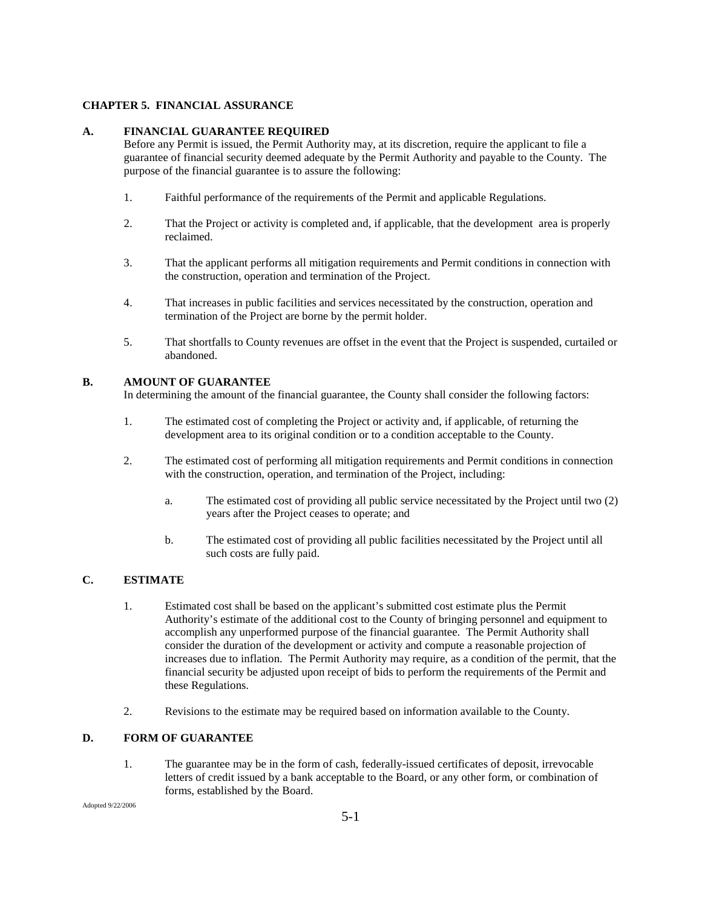## CHAPTER 5. FINANCIAL ASSURANCE

### A. FINANCIAL GUARANTEE REQUIRED

Before any Permit is issued, the Permit Authority may, at its discretion, require the applicant to file a guarantee of financial security deemed adequate by the Permit Authority and payable to the County. The purpose of the financial guarantee is to assure the following:

1. Faithful performance of the requirements of the Permit and applicable Regulations.

2. That the Project or activity is completed and, if applicable, that the development area is properly reclaimed.

3. That the applicant performs all mitigation requirements and Permit conditions in connection with the construction, operation and termination of the Project.

4. That increases in public facilities and services necessitated by the construction, operation and termination of the Project are borne by the permit holder.

5. That shortfalls to County revenues are offset in the event that the Project is suspended, curtailed or abandoned.

### B. AMOUNT OF GUARANTEE

In determining the amount of the financial guarantee, the County shall consider the following factors:

1. The estimated cost of completing the Project or activity and, if applicable, of returning the development area to its original condition or to a condition acceptable to the County.

2. The estimated cost of performing all mitigation requirements and Permit conditions in connection with the construction, operation, and termination of the Project, including:

   a. The estimated cost of providing all public service necessitated by the Project until two (2) years after the Project ceases to operate; and

   b. The estimated cost of providing all public facilities necessitated by the Project until all such costs are fully paid.

### C. ESTIMATE

1. Estimated cost shall be based on the applicant's submitted cost estimate plus the Permit Authority's estimate of the additional cost to the County of bringing personnel and equipment to accomplish any unperformed purpose of the financial guarantee. The Permit Authority shall consider the duration of the development or activity and compute a reasonable projection of increases due to inflation. The Permit Authority may require, as a condition of the permit, that the financial security be adjusted upon receipt of bids to perform the requirements of the Permit and these Regulations.

2. Revisions to the estimate may be required based on information available to the County.

### D. FORM OF GUARANTEE

1. The guarantee may be in the form of cash, federally-issued certificates of deposit, irrevocable letters of credit issued by a bank acceptable to the Board, or any other form, or combination of forms, established by the Board.

Adopted 9/22/2006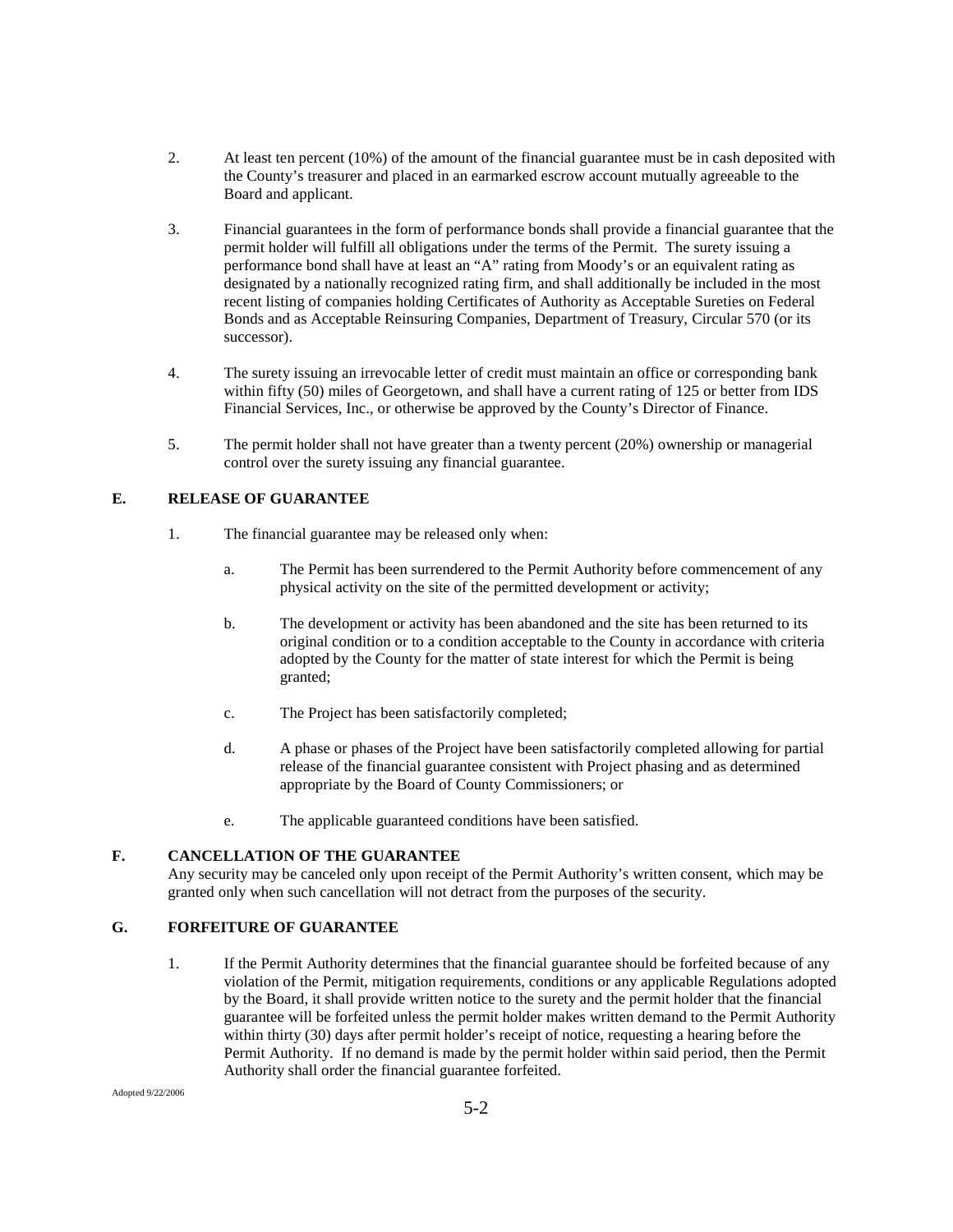2. At least ten percent (10%) of the amount of the financial guarantee must be in cash deposited with the County's treasurer and placed in an earmarked escrow account mutually agreeable to the Board and applicant.

3. Financial guarantees in the form of performance bonds shall provide a financial guarantee that the permit holder will fulfill all obligations under the terms of the Permit. The surety issuing a performance bond shall have at least an "A" rating from Moody's or an equivalent rating as designated by a nationally recognized rating firm, and shall additionally be included in the most recent listing of companies holding Certificates of Authority as Acceptable Sureties on Federal Bonds and as Acceptable Reinsuring Companies, Department of Treasury, Circular 570 (or its successor).

4. The surety issuing an irrevocable letter of credit must maintain an office or corresponding bank within fifty (50) miles of Georgetown, and shall have a current rating of 125 or better from IDS Financial Services, Inc., or otherwise be approved by the County's Director of Finance.

5. The permit holder shall not have greater than a twenty percent (20%) ownership or managerial control over the surety issuing any financial guarantee.

### E. RELEASE OF GUARANTEE

1. The financial guarantee may be released only when:

   a. The Permit has been surrendered to the Permit Authority before commencement of any physical activity on the site of the permitted development or activity;

   b. The development or activity has been abandoned and the site has been returned to its original condition or to a condition acceptable to the County in accordance with criteria adopted by the County for the matter of state interest for which the Permit is being granted;

   c. The Project has been satisfactorily completed;

   d. A phase or phases of the Project have been satisfactorily completed allowing for partial release of the financial guarantee consistent with Project phasing and as determined appropriate by the Board of County Commissioners; or

   e. The applicable guaranteed conditions have been satisfied.

### F. CANCELLATION OF THE GUARANTEE

Any security may be canceled only upon receipt of the Permit Authority's written consent, which may be granted only when such cancellation will not detract from the purposes of the security.

### G. FORFEITURE OF GUARANTEE

1. If the Permit Authority determines that the financial guarantee should be forfeited because of any violation of the Permit, mitigation requirements, conditions or any applicable Regulations adopted by the Board, it shall provide written notice to the surety and the permit holder that the financial guarantee will be forfeited unless the permit holder makes written demand to the Permit Authority within thirty (30) days after permit holder's receipt of notice, requesting a hearing before the Permit Authority. If no demand is made by the permit holder within said period, then the Permit Authority shall order the financial guarantee forfeited.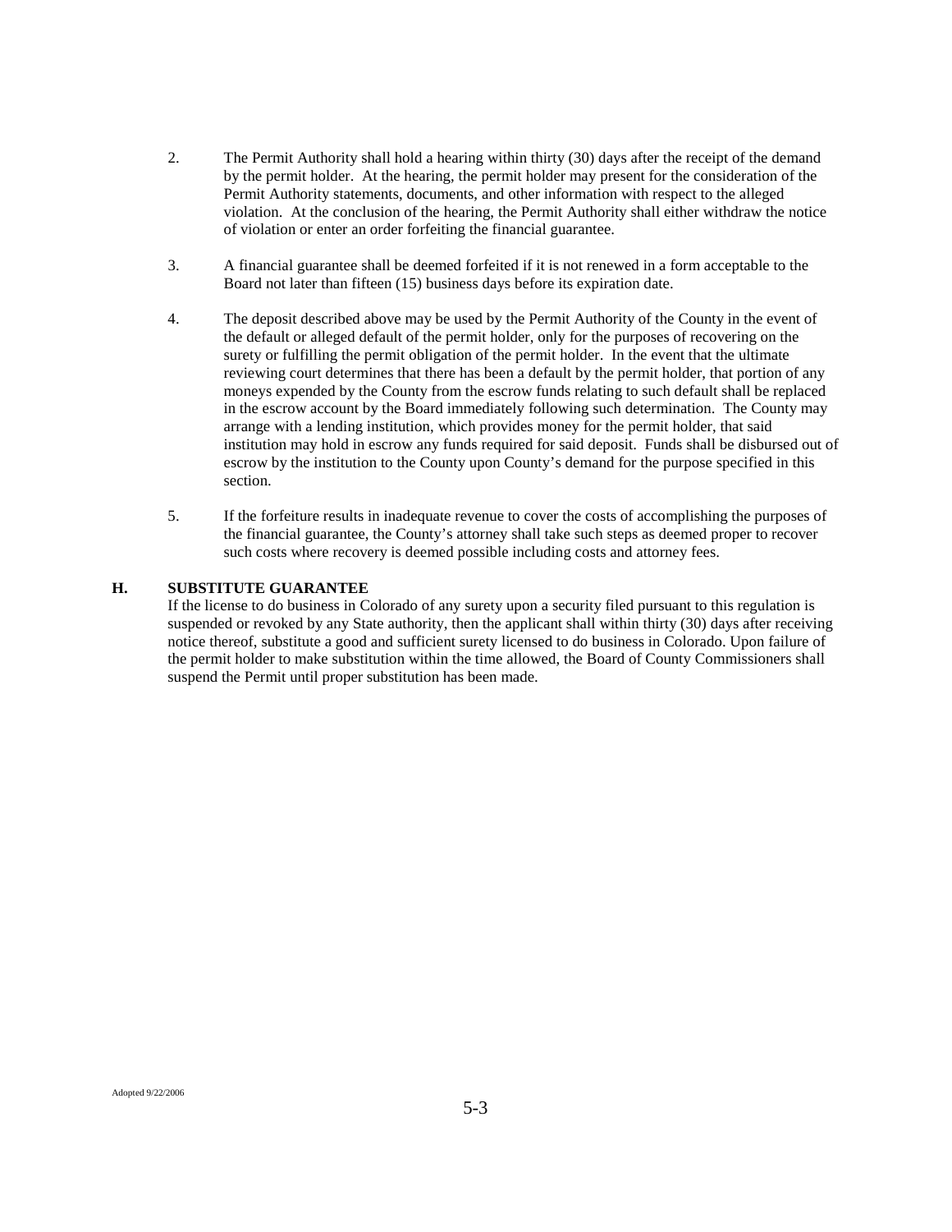2. The Permit Authority shall hold a hearing within thirty (30) days after the receipt of the demand by the permit holder. At the hearing, the permit holder may present for the consideration of the Permit Authority statements, documents, and other information with respect to the alleged violation. At the conclusion of the hearing, the Permit Authority shall either withdraw the notice of violation or enter an order forfeiting the financial guarantee.

3. A financial guarantee shall be deemed forfeited if it is not renewed in a form acceptable to the Board not later than fifteen (15) business days before its expiration date.

4. The deposit described above may be used by the Permit Authority of the County in the event of the default or alleged default of the permit holder, only for the purposes of recovering on the surety or fulfilling the permit obligation of the permit holder. In the event that the ultimate reviewing court determines that there has been a default by the permit holder, that portion of any moneys expended by the County from the escrow funds relating to such default shall be replaced in the escrow account by the Board immediately following such determination. The County may arrange with a lending institution, which provides money for the permit holder, that said institution may hold in escrow any funds required for said deposit. Funds shall be disbursed out of escrow by the institution to the County upon County's demand for the purpose specified in this section.

5. If the forfeiture results in inadequate revenue to cover the costs of accomplishing the purposes of the financial guarantee, the County's attorney shall take such steps as deemed proper to recover such costs where recovery is deemed possible including costs and attorney fees.

**H. SUBSTITUTE GUARANTEE**

If the license to do business in Colorado of any surety upon a security filed pursuant to this regulation is suspended or revoked by any State authority, then the applicant shall within thirty (30) days after receiving notice thereof, substitute a good and sufficient surety licensed to do business in Colorado. Upon failure of the permit holder to make substitution within the time allowed, the Board of County Commissioners shall suspend the Permit until proper substitution has been made.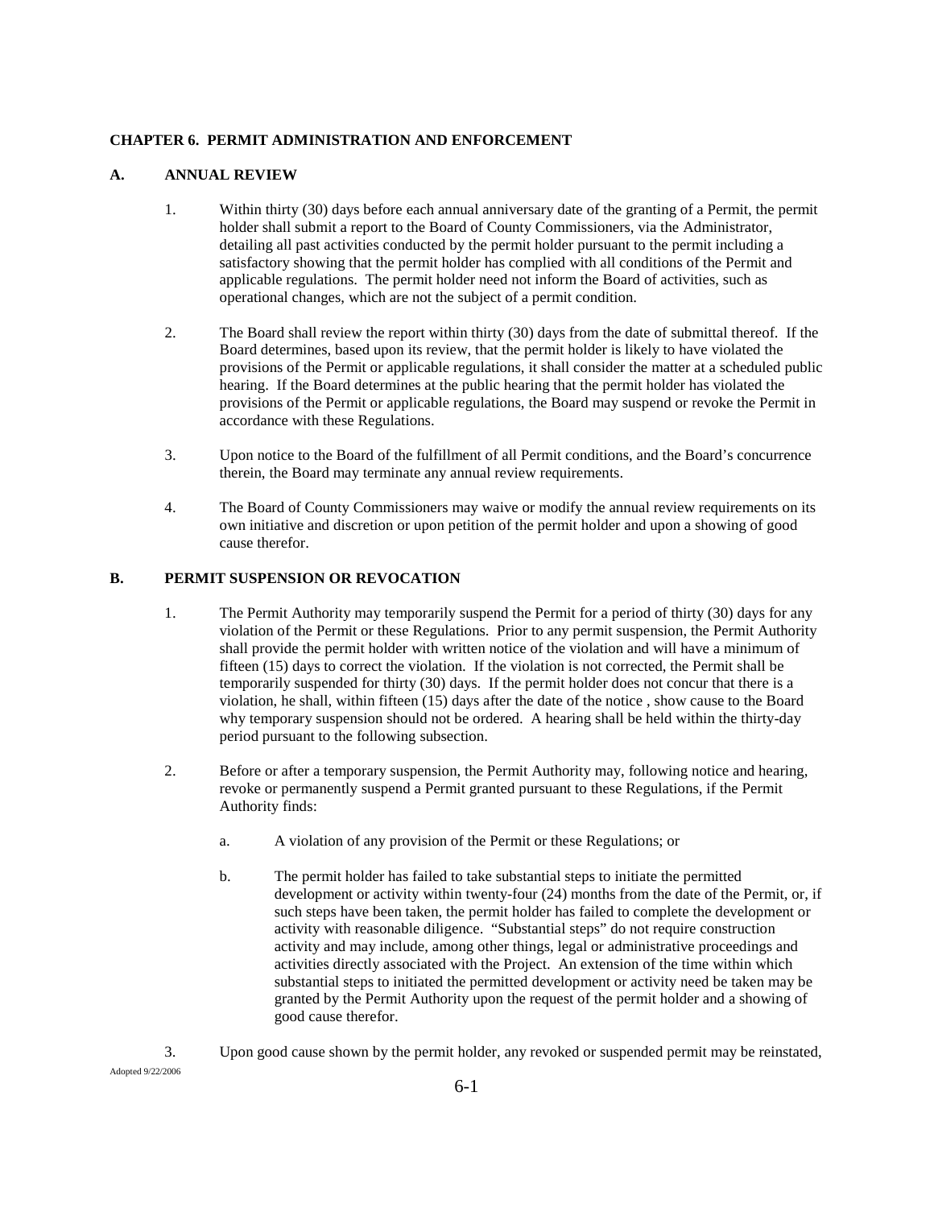## CHAPTER 6. PERMIT ADMINISTRATION AND ENFORCEMENT

### A. ANNUAL REVIEW

1. Within thirty (30) days before each annual anniversary date of the granting of a Permit, the permit holder shall submit a report to the Board of County Commissioners, via the Administrator, detailing all past activities conducted by the permit holder pursuant to the permit including a satisfactory showing that the permit holder has complied with all conditions of the Permit and applicable regulations. The permit holder need not inform the Board of activities, such as operational changes, which are not the subject of a permit condition.

2. The Board shall review the report within thirty (30) days from the date of submittal thereof. If the Board determines, based upon its review, that the permit holder is likely to have violated the provisions of the Permit or applicable regulations, it shall consider the matter at a scheduled public hearing. If the Board determines at the public hearing that the permit holder has violated the provisions of the Permit or applicable regulations, the Board may suspend or revoke the Permit in accordance with these Regulations.

3. Upon notice to the Board of the fulfillment of all Permit conditions, and the Board's concurrence therein, the Board may terminate any annual review requirements.

4. The Board of County Commissioners may waive or modify the annual review requirements on its own initiative and discretion or upon petition of the permit holder and upon a showing of good cause therefor.

### B. PERMIT SUSPENSION OR REVOCATION

1. The Permit Authority may temporarily suspend the Permit for a period of thirty (30) days for any violation of the Permit or these Regulations. Prior to any permit suspension, the Permit Authority shall provide the permit holder with written notice of the violation and will have a minimum of fifteen (15) days to correct the violation. If the violation is not corrected, the Permit shall be temporarily suspended for thirty (30) days. If the permit holder does not concur that there is a violation, he shall, within fifteen (15) days after the date of the notice , show cause to the Board why temporary suspension should not be ordered. A hearing shall be held within the thirty-day period pursuant to the following subsection.

2. Before or after a temporary suspension, the Permit Authority may, following notice and hearing, revoke or permanently suspend a Permit granted pursuant to these Regulations, if the Permit Authority finds:

    a. A violation of any provision of the Permit or these Regulations; or

    b. The permit holder has failed to take substantial steps to initiate the permitted development or activity within twenty-four (24) months from the date of the Permit, or, if such steps have been taken, the permit holder has failed to complete the development or activity with reasonable diligence. "Substantial steps" do not require construction activity and may include, among other things, legal or administrative proceedings and activities directly associated with the Project. An extension of the time within which substantial steps to initiated the permitted development or activity need be taken may be granted by the Permit Authority upon the request of the permit holder and a showing of good cause therefor.

3. Upon good cause shown by the permit holder, any revoked or suspended permit may be reinstated,

Adopted 9/22/2006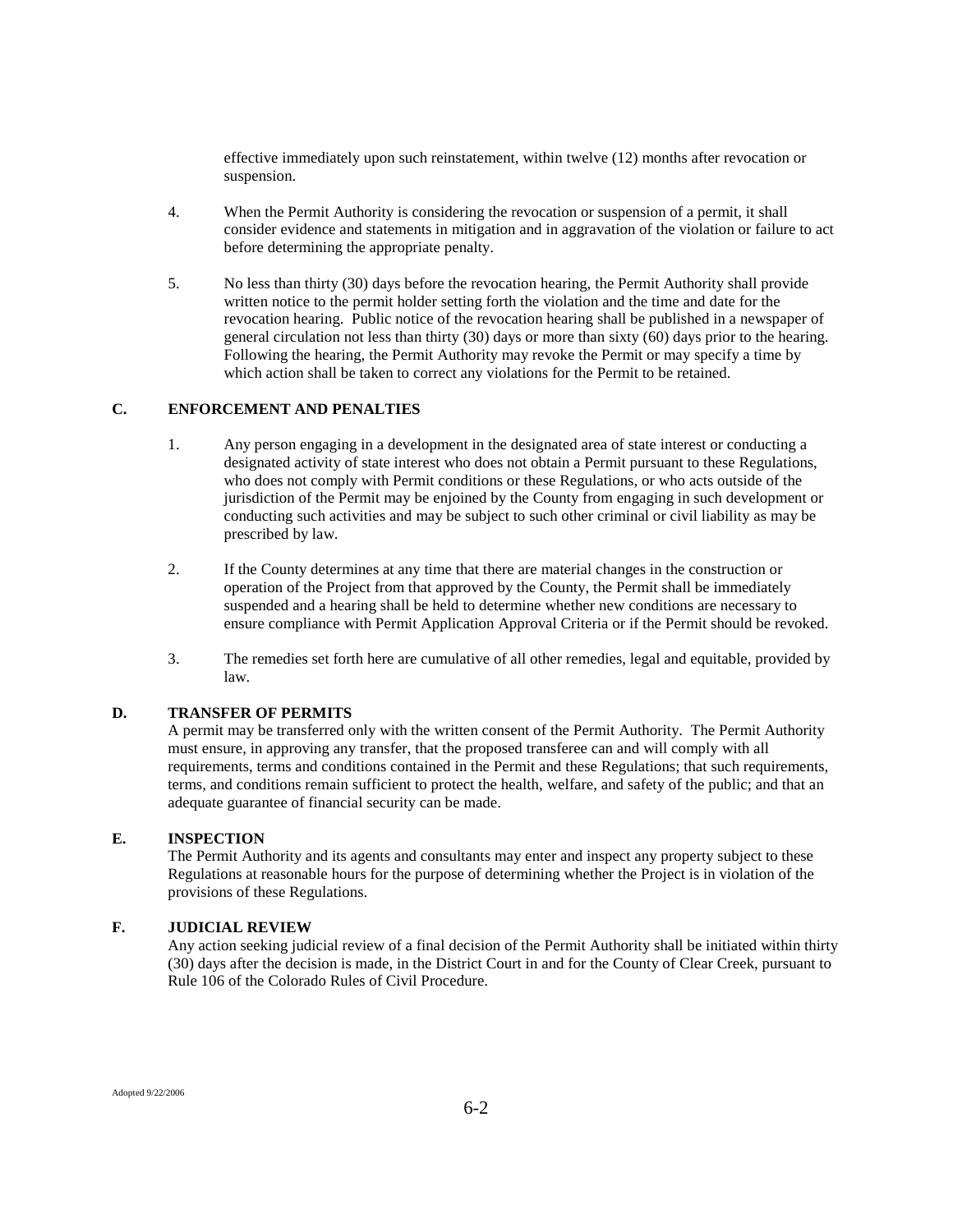effective immediately upon such reinstatement, within twelve (12) months after revocation or suspension.

4. When the Permit Authority is considering the revocation or suspension of a permit, it shall consider evidence and statements in mitigation and in aggravation of the violation or failure to act before determining the appropriate penalty.

5. No less than thirty (30) days before the revocation hearing, the Permit Authority shall provide written notice to the permit holder setting forth the violation and the time and date for the revocation hearing. Public notice of the revocation hearing shall be published in a newspaper of general circulation not less than thirty (30) days or more than sixty (60) days prior to the hearing. Following the hearing, the Permit Authority may revoke the Permit or may specify a time by which action shall be taken to correct any violations for the Permit to be retained.

## C. ENFORCEMENT AND PENALTIES

1. Any person engaging in a development in the designated area of state interest or conducting a designated activity of state interest who does not obtain a Permit pursuant to these Regulations, who does not comply with Permit conditions or these Regulations, or who acts outside of the jurisdiction of the Permit may be enjoined by the County from engaging in such development or conducting such activities and may be subject to such other criminal or civil liability as may be prescribed by law.

2. If the County determines at any time that there are material changes in the construction or operation of the Project from that approved by the County, the Permit shall be immediately suspended and a hearing shall be held to determine whether new conditions are necessary to ensure compliance with Permit Application Approval Criteria or if the Permit should be revoked.

3. The remedies set forth here are cumulative of all other remedies, legal and equitable, provided by law.

## D. TRANSFER OF PERMITS

A permit may be transferred only with the written consent of the Permit Authority. The Permit Authority must ensure, in approving any transfer, that the proposed transferee can and will comply with all requirements, terms and conditions contained in the Permit and these Regulations; that such requirements, terms, and conditions remain sufficient to protect the health, welfare, and safety of the public; and that an adequate guarantee of financial security can be made.

## E. INSPECTION

The Permit Authority and its agents and consultants may enter and inspect any property subject to these Regulations at reasonable hours for the purpose of determining whether the Project is in violation of the provisions of these Regulations.

## F. JUDICIAL REVIEW

Any action seeking judicial review of a final decision of the Permit Authority shall be initiated within thirty (30) days after the decision is made, in the District Court in and for the County of Clear Creek, pursuant to Rule 106 of the Colorado Rules of Civil Procedure.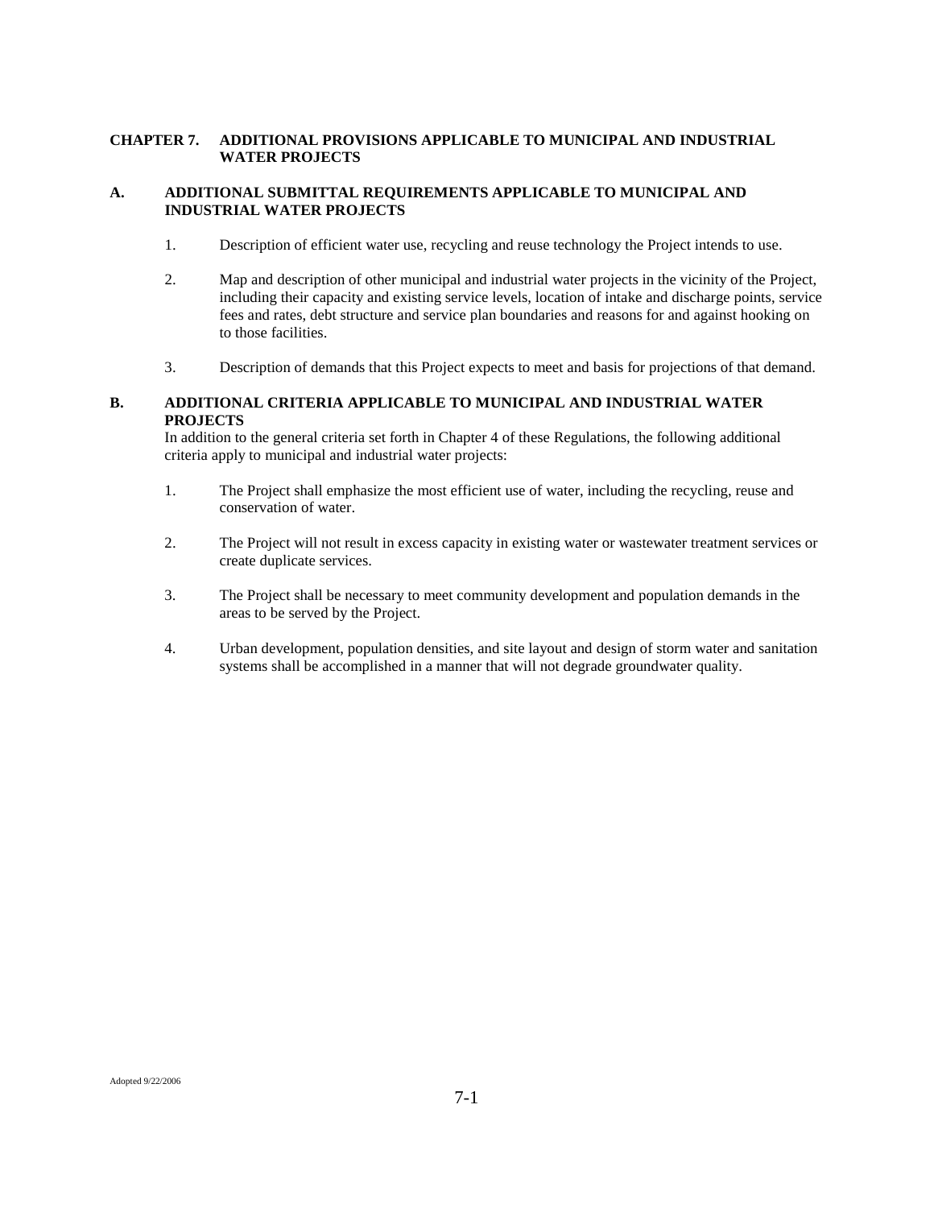# CHAPTER 7. ADDITIONAL PROVISIONS APPLICABLE TO MUNICIPAL AND INDUSTRIAL WATER PROJECTS

## A. ADDITIONAL SUBMITTAL REQUIREMENTS APPLICABLE TO MUNICIPAL AND INDUSTRIAL WATER PROJECTS

1. Description of efficient water use, recycling and reuse technology the Project intends to use.

2. Map and description of other municipal and industrial water projects in the vicinity of the Project, including their capacity and existing service levels, location of intake and discharge points, service fees and rates, debt structure and service plan boundaries and reasons for and against hooking on to those facilities.

3. Description of demands that this Project expects to meet and basis for projections of that demand.

## B. ADDITIONAL CRITERIA APPLICABLE TO MUNICIPAL AND INDUSTRIAL WATER PROJECTS

In addition to the general criteria set forth in Chapter 4 of these Regulations, the following additional criteria apply to municipal and industrial water projects:

1. The Project shall emphasize the most efficient use of water, including the recycling, reuse and conservation of water.

2. The Project will not result in excess capacity in existing water or wastewater treatment services or create duplicate services.

3. The Project shall be necessary to meet community development and population demands in the areas to be served by the Project.

4. Urban development, population densities, and site layout and design of storm water and sanitation systems shall be accomplished in a manner that will not degrade groundwater quality.

Adopted 9/22/2006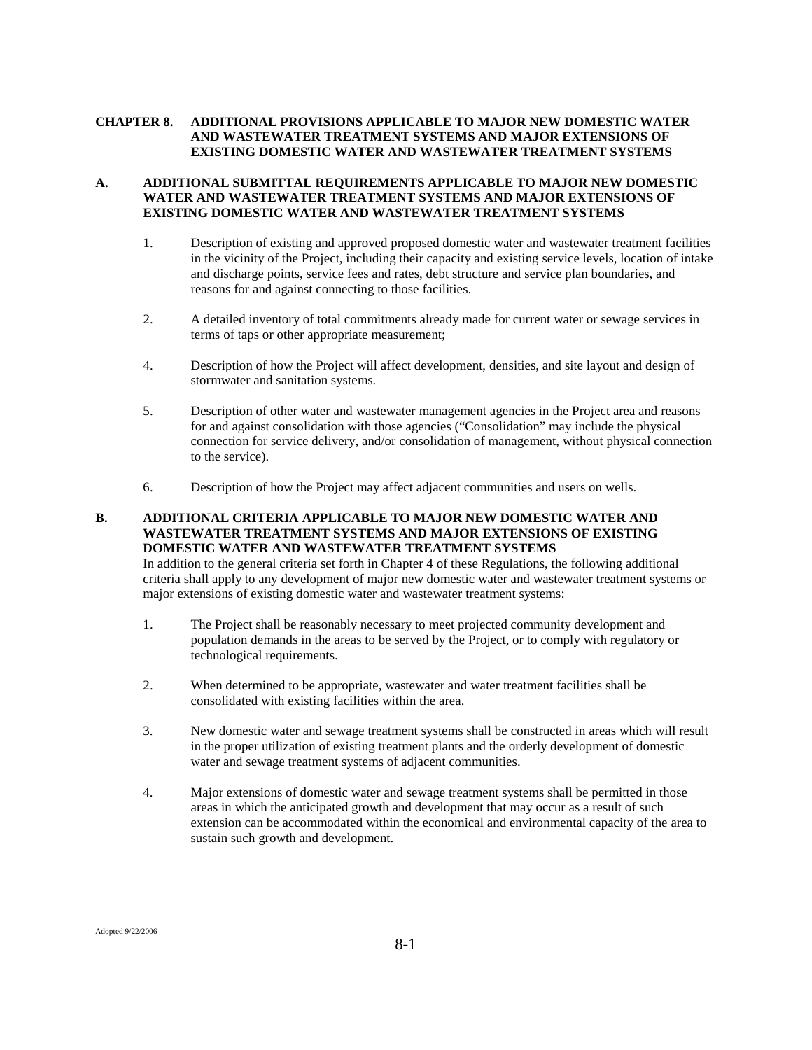# CHAPTER 8. ADDITIONAL PROVISIONS APPLICABLE TO MAJOR NEW DOMESTIC WATER AND WASTEWATER TREATMENT SYSTEMS AND MAJOR EXTENSIONS OF EXISTING DOMESTIC WATER AND WASTEWATER TREATMENT SYSTEMS

## A. ADDITIONAL SUBMITTAL REQUIREMENTS APPLICABLE TO MAJOR NEW DOMESTIC WATER AND WASTEWATER TREATMENT SYSTEMS AND MAJOR EXTENSIONS OF EXISTING DOMESTIC WATER AND WASTEWATER TREATMENT SYSTEMS

1. Description of existing and approved proposed domestic water and wastewater treatment facilities in the vicinity of the Project, including their capacity and existing service levels, location of intake and discharge points, service fees and rates, debt structure and service plan boundaries, and reasons for and against connecting to those facilities.

2. A detailed inventory of total commitments already made for current water or sewage services in terms of taps or other appropriate measurement;

4. Description of how the Project will affect development, densities, and site layout and design of stormwater and sanitation systems.

5. Description of other water and wastewater management agencies in the Project area and reasons for and against consolidation with those agencies ("Consolidation" may include the physical connection for service delivery, and/or consolidation of management, without physical connection to the service).

6. Description of how the Project may affect adjacent communities and users on wells.

## B. ADDITIONAL CRITERIA APPLICABLE TO MAJOR NEW DOMESTIC WATER AND WASTEWATER TREATMENT SYSTEMS AND MAJOR EXTENSIONS OF EXISTING DOMESTIC WATER AND WASTEWATER TREATMENT SYSTEMS

In addition to the general criteria set forth in Chapter 4 of these Regulations, the following additional criteria shall apply to any development of major new domestic water and wastewater treatment systems or major extensions of existing domestic water and wastewater treatment systems:

1. The Project shall be reasonably necessary to meet projected community development and population demands in the areas to be served by the Project, or to comply with regulatory or technological requirements.

2. When determined to be appropriate, wastewater and water treatment facilities shall be consolidated with existing facilities within the area.

3. New domestic water and sewage treatment systems shall be constructed in areas which will result in the proper utilization of existing treatment plants and the orderly development of domestic water and sewage treatment systems of adjacent communities.

4. Major extensions of domestic water and sewage treatment systems shall be permitted in those areas in which the anticipated growth and development that may occur as a result of such extension can be accommodated within the economical and environmental capacity of the area to sustain such growth and development.

Adopted 9/22/2006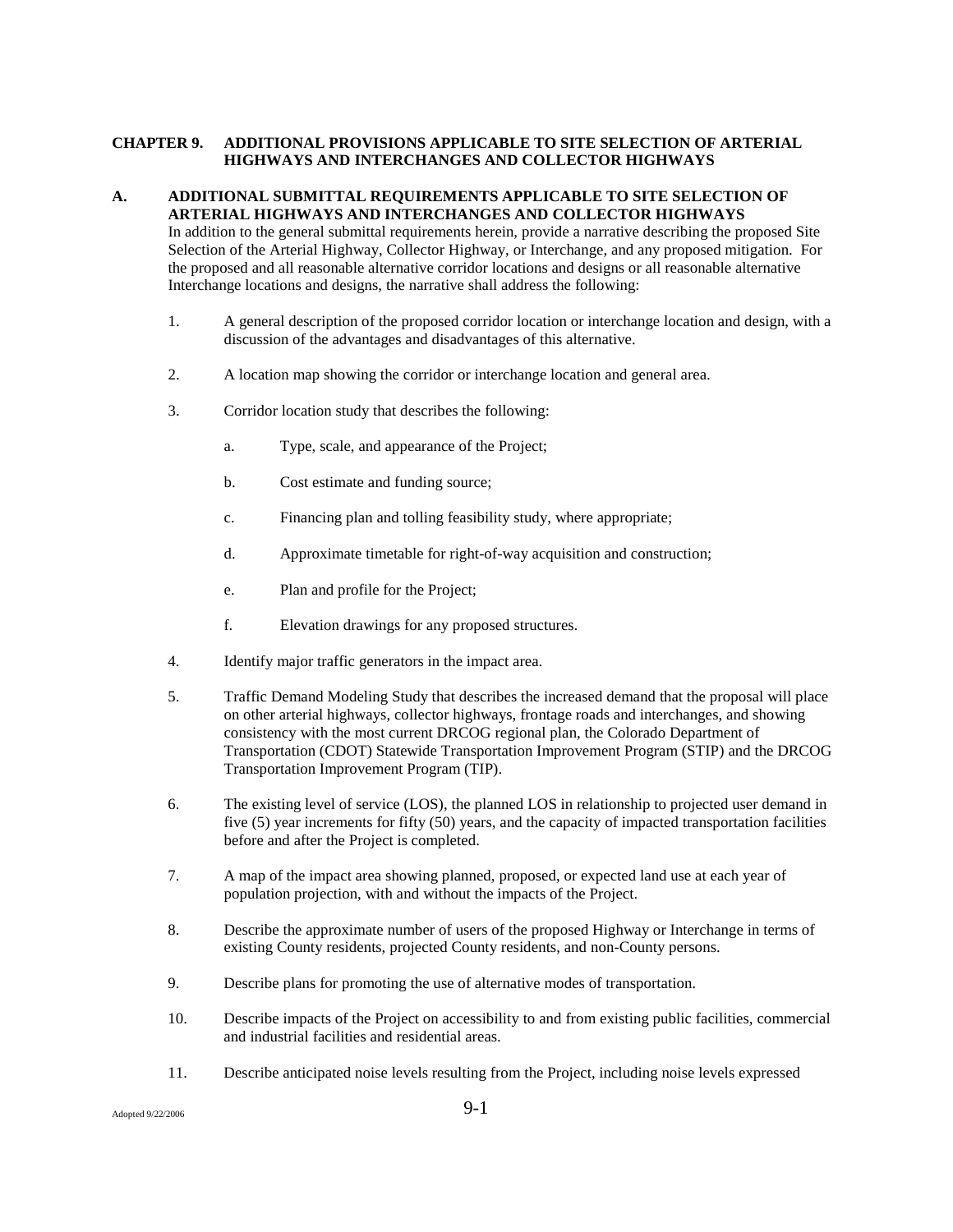## CHAPTER 9. ADDITIONAL PROVISIONS APPLICABLE TO SITE SELECTION OF ARTERIAL HIGHWAYS AND INTERCHANGES AND COLLECTOR HIGHWAYS

### A. ADDITIONAL SUBMITTAL REQUIREMENTS APPLICABLE TO SITE SELECTION OF ARTERIAL HIGHWAYS AND INTERCHANGES AND COLLECTOR HIGHWAYS

In addition to the general submittal requirements herein, provide a narrative describing the proposed Site Selection of the Arterial Highway, Collector Highway, or Interchange, and any proposed mitigation. For the proposed and all reasonable alternative corridor locations and designs or all reasonable alternative Interchange locations and designs, the narrative shall address the following:

1. A general description of the proposed corridor location or interchange location and design, with a discussion of the advantages and disadvantages of this alternative.

2. A location map showing the corridor or interchange location and general area.

3. Corridor location study that describes the following:

   a. Type, scale, and appearance of the Project;

   b. Cost estimate and funding source;

   c. Financing plan and tolling feasibility study, where appropriate;

   d. Approximate timetable for right-of-way acquisition and construction;

   e. Plan and profile for the Project;

   f. Elevation drawings for any proposed structures.

4. Identify major traffic generators in the impact area.

5. Traffic Demand Modeling Study that describes the increased demand that the proposal will place on other arterial highways, collector highways, frontage roads and interchanges, and showing consistency with the most current DRCOG regional plan, the Colorado Department of Transportation (CDOT) Statewide Transportation Improvement Program (STIP) and the DRCOG Transportation Improvement Program (TIP).

6. The existing level of service (LOS), the planned LOS in relationship to projected user demand in five (5) year increments for fifty (50) years, and the capacity of impacted transportation facilities before and after the Project is completed.

7. A map of the impact area showing planned, proposed, or expected land use at each year of population projection, with and without the impacts of the Project.

8. Describe the approximate number of users of the proposed Highway or Interchange in terms of existing County residents, projected County residents, and non-County persons.

9. Describe plans for promoting the use of alternative modes of transportation.

10. Describe impacts of the Project on accessibility to and from existing public facilities, commercial and industrial facilities and residential areas.

11. Describe anticipated noise levels resulting from the Project, including noise levels expressed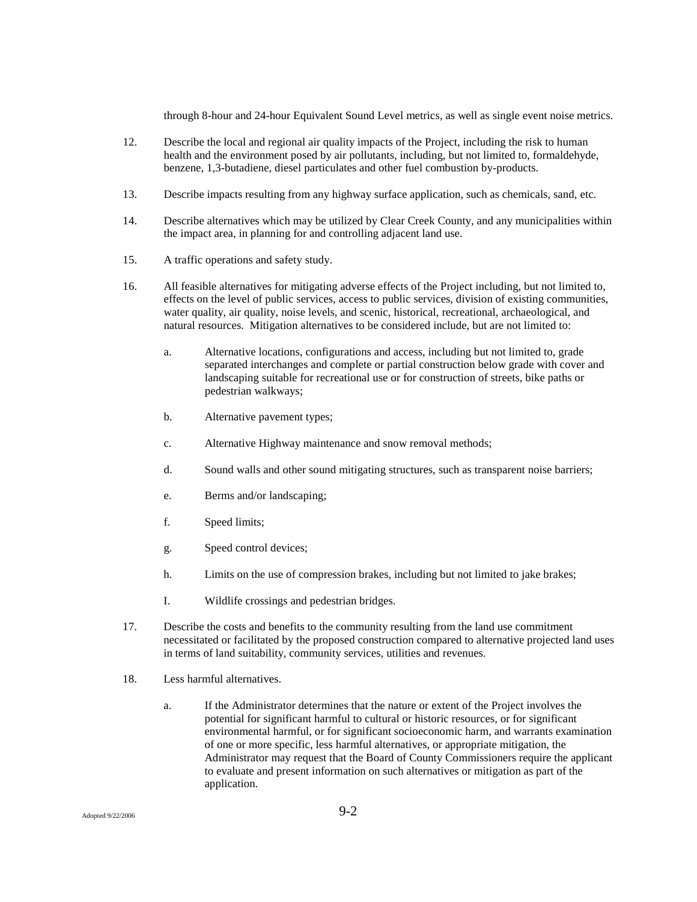through 8-hour and 24-hour Equivalent Sound Level metrics, as well as single event noise metrics.

12. Describe the local and regional air quality impacts of the Project, including the risk to human health and the environment posed by air pollutants, including, but not limited to, formaldehyde, benzene, 1,3-butadiene, diesel particulates and other fuel combustion by-products.

13. Describe impacts resulting from any highway surface application, such as chemicals, sand, etc.

14. Describe alternatives which may be utilized by Clear Creek County, and any municipalities within the impact area, in planning for and controlling adjacent land use.

15. A traffic operations and safety study.

16. All feasible alternatives for mitigating adverse effects of the Project including, but not limited to, effects on the level of public services, access to public services, division of existing communities, water quality, air quality, noise levels, and scenic, historical, recreational, archaeological, and natural resources. Mitigation alternatives to be considered include, but are not limited to:

    a. Alternative locations, configurations and access, including but not limited to, grade separated interchanges and complete or partial construction below grade with cover and landscaping suitable for recreational use or for construction of streets, bike paths or pedestrian walkways;

    b. Alternative pavement types;

    c. Alternative Highway maintenance and snow removal methods;

    d. Sound walls and other sound mitigating structures, such as transparent noise barriers;

    e. Berms and/or landscaping;

    f. Speed limits;

    g. Speed control devices;

    h. Limits on the use of compression brakes, including but not limited to jake brakes;

    I. Wildlife crossings and pedestrian bridges.

17. Describe the costs and benefits to the community resulting from the land use commitment necessitated or facilitated by the proposed construction compared to alternative projected land uses in terms of land suitability, community services, utilities and revenues.

18. Less harmful alternatives.

    a. If the Administrator determines that the nature or extent of the Project involves the potential for significant harmful to cultural or historic resources, or for significant environmental harmful, or for significant socioeconomic harm, and warrants examination of one or more specific, less harmful alternatives, or appropriate mitigation, the Administrator may request that the Board of County Commissioners require the applicant to evaluate and present information on such alternatives or mitigation as part of the application.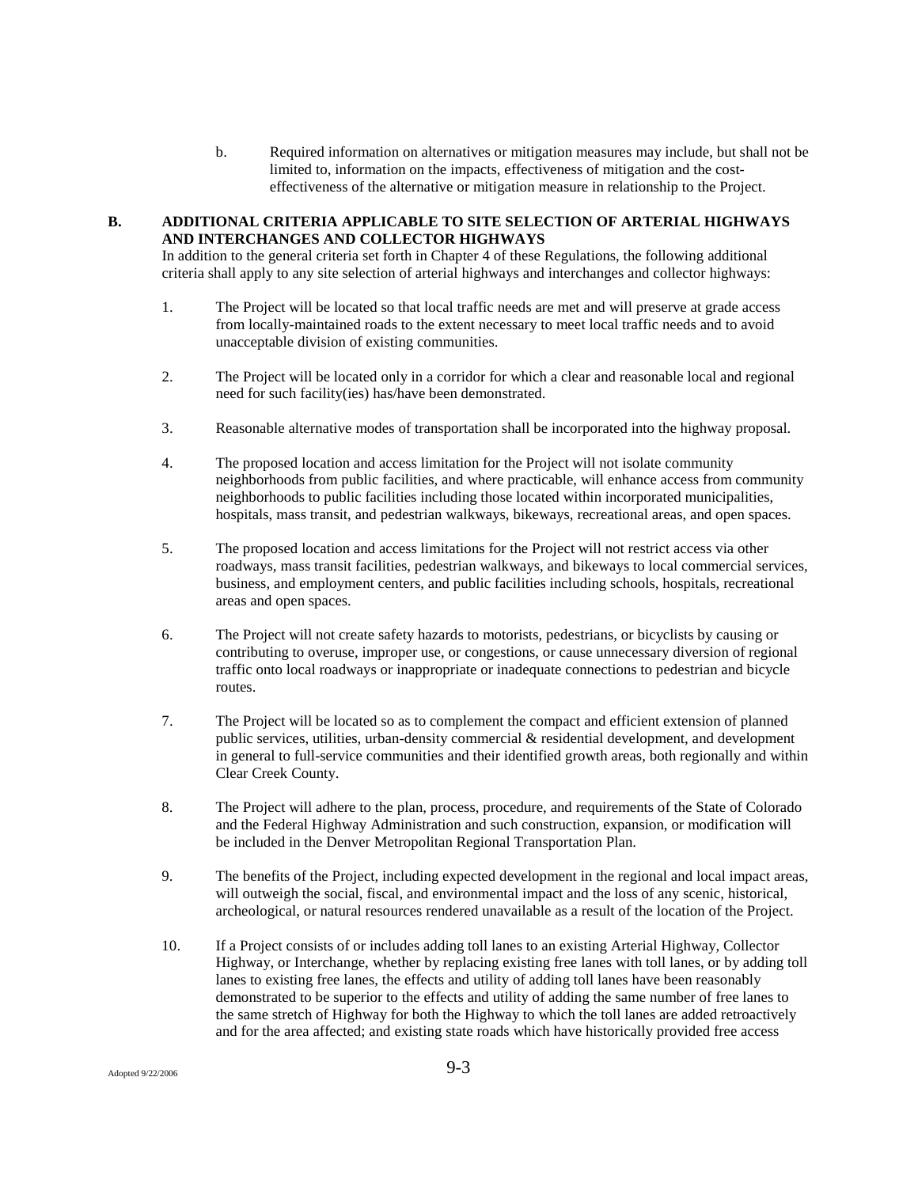b. Required information on alternatives or mitigation measures may include, but shall not be limited to, information on the impacts, effectiveness of mitigation and the cost-effectiveness of the alternative or mitigation measure in relationship to the Project.

## B. ADDITIONAL CRITERIA APPLICABLE TO SITE SELECTION OF ARTERIAL HIGHWAYS AND INTERCHANGES AND COLLECTOR HIGHWAYS

In addition to the general criteria set forth in Chapter 4 of these Regulations, the following additional criteria shall apply to any site selection of arterial highways and interchanges and collector highways:

1. The Project will be located so that local traffic needs are met and will preserve at grade access from locally-maintained roads to the extent necessary to meet local traffic needs and to avoid unacceptable division of existing communities.

2. The Project will be located only in a corridor for which a clear and reasonable local and regional need for such facility(ies) has/have been demonstrated.

3. Reasonable alternative modes of transportation shall be incorporated into the highway proposal.

4. The proposed location and access limitation for the Project will not isolate community neighborhoods from public facilities, and where practicable, will enhance access from community neighborhoods to public facilities including those located within incorporated municipalities, hospitals, mass transit, and pedestrian walkways, bikeways, recreational areas, and open spaces.

5. The proposed location and access limitations for the Project will not restrict access via other roadways, mass transit facilities, pedestrian walkways, and bikeways to local commercial services, business, and employment centers, and public facilities including schools, hospitals, recreational areas and open spaces.

6. The Project will not create safety hazards to motorists, pedestrians, or bicyclists by causing or contributing to overuse, improper use, or congestions, or cause unnecessary diversion of regional traffic onto local roadways or inappropriate or inadequate connections to pedestrian and bicycle routes.

7. The Project will be located so as to complement the compact and efficient extension of planned public services, utilities, urban-density commercial & residential development, and development in general to full-service communities and their identified growth areas, both regionally and within Clear Creek County.

8. The Project will adhere to the plan, process, procedure, and requirements of the State of Colorado and the Federal Highway Administration and such construction, expansion, or modification will be included in the Denver Metropolitan Regional Transportation Plan.

9. The benefits of the Project, including expected development in the regional and local impact areas, will outweigh the social, fiscal, and environmental impact and the loss of any scenic, historical, archeological, or natural resources rendered unavailable as a result of the location of the Project.

10. If a Project consists of or includes adding toll lanes to an existing Arterial Highway, Collector Highway, or Interchange, whether by replacing existing free lanes with toll lanes, or by adding toll lanes to existing free lanes, the effects and utility of adding toll lanes have been reasonably demonstrated to be superior to the effects and utility of adding the same number of free lanes to the same stretch of Highway for both the Highway to which the toll lanes are added retroactively and for the area affected; and existing state roads which have historically provided free access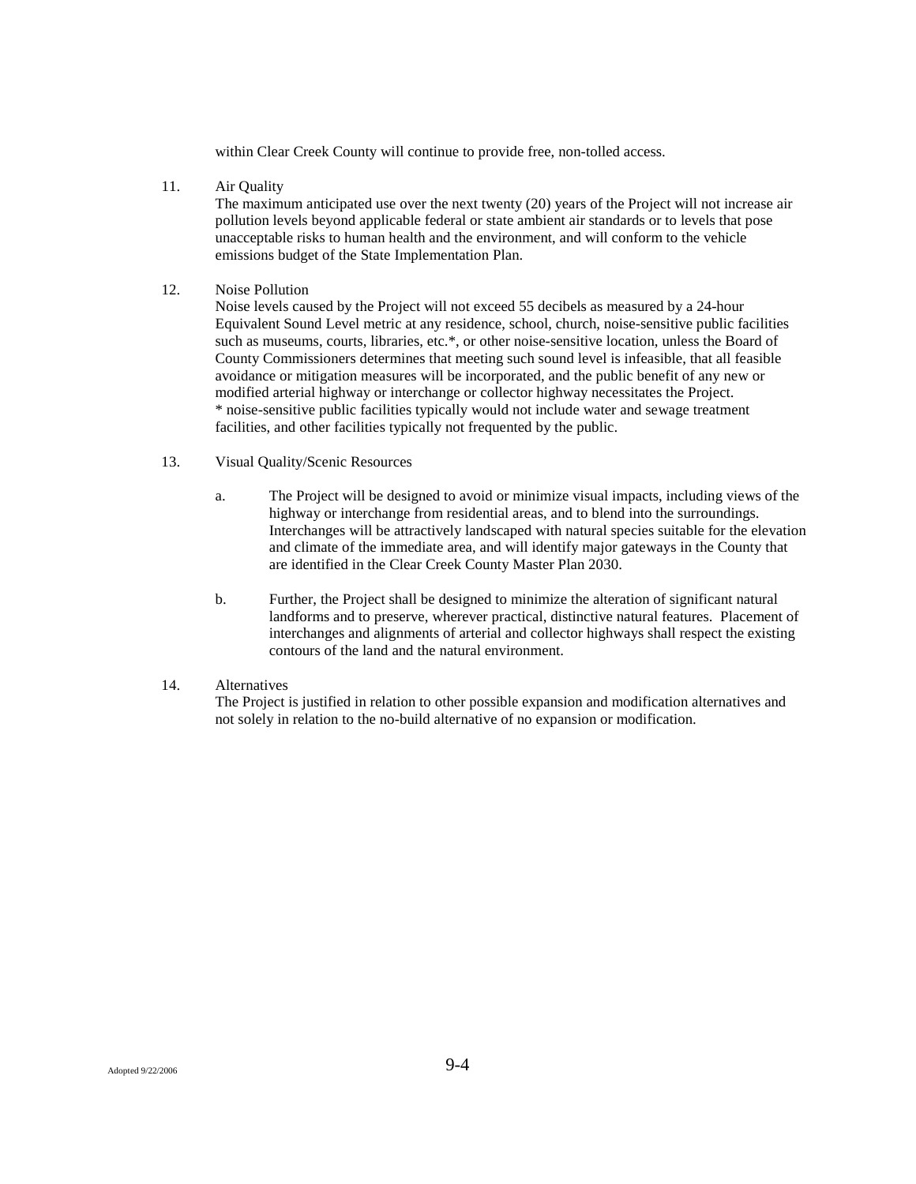within Clear Creek County will continue to provide free, non-tolled access.

11. Air Quality
    The maximum anticipated use over the next twenty (20) years of the Project will not increase air pollution levels beyond applicable federal or state ambient air standards or to levels that pose unacceptable risks to human health and the environment, and will conform to the vehicle emissions budget of the State Implementation Plan.

12. Noise Pollution
    Noise levels caused by the Project will not exceed 55 decibels as measured by a 24-hour Equivalent Sound Level metric at any residence, school, church, noise-sensitive public facilities such as museums, courts, libraries, etc.*, or other noise-sensitive location, unless the Board of County Commissioners determines that meeting such sound level is infeasible, that all feasible avoidance or mitigation measures will be incorporated, and the public benefit of any new or modified arterial highway or interchange or collector highway necessitates the Project.
    * noise-sensitive public facilities typically would not include water and sewage treatment facilities, and other facilities typically not frequented by the public.

13. Visual Quality/Scenic Resources

    a. The Project will be designed to avoid or minimize visual impacts, including views of the highway or interchange from residential areas, and to blend into the surroundings. Interchanges will be attractively landscaped with natural species suitable for the elevation and climate of the immediate area, and will identify major gateways in the County that are identified in the Clear Creek County Master Plan 2030.

    b. Further, the Project shall be designed to minimize the alteration of significant natural landforms and to preserve, wherever practical, distinctive natural features. Placement of interchanges and alignments of arterial and collector highways shall respect the existing contours of the land and the natural environment.

14. Alternatives
    The Project is justified in relation to other possible expansion and modification alternatives and not solely in relation to the no-build alternative of no expansion or modification.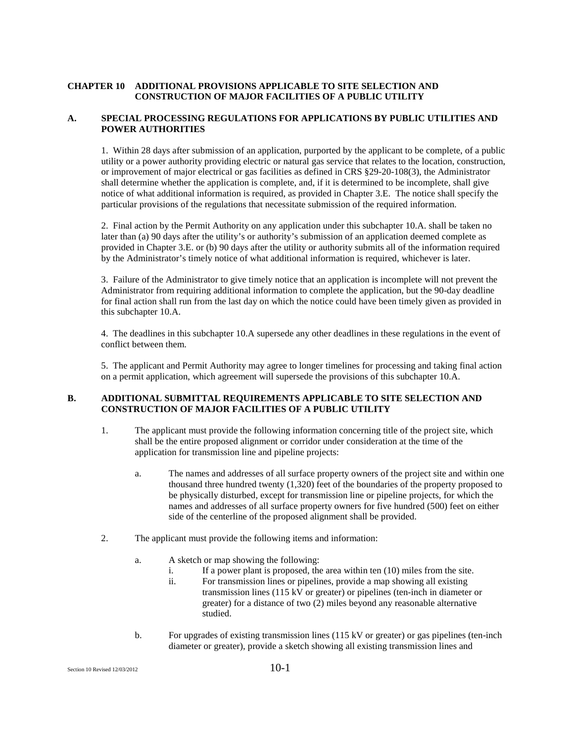# CHAPTER 10 ADDITIONAL PROVISIONS APPLICABLE TO SITE SELECTION AND CONSTRUCTION OF MAJOR FACILITIES OF A PUBLIC UTILITY

## A. SPECIAL PROCESSING REGULATIONS FOR APPLICATIONS BY PUBLIC UTILITIES AND POWER AUTHORITIES

1. Within 28 days after submission of an application, purported by the applicant to be complete, of a public utility or a power authority providing electric or natural gas service that relates to the location, construction, or improvement of major electrical or gas facilities as defined in CRS §29-20-108(3), the Administrator shall determine whether the application is complete, and, if it is determined to be incomplete, shall give notice of what additional information is required, as provided in Chapter 3.E. The notice shall specify the particular provisions of the regulations that necessitate submission of the required information.

2. Final action by the Permit Authority on any application under this subchapter 10.A. shall be taken no later than (a) 90 days after the utility's or authority's submission of an application deemed complete as provided in Chapter 3.E. or (b) 90 days after the utility or authority submits all of the information required by the Administrator's timely notice of what additional information is required, whichever is later.

3. Failure of the Administrator to give timely notice that an application is incomplete will not prevent the Administrator from requiring additional information to complete the application, but the 90-day deadline for final action shall run from the last day on which the notice could have been timely given as provided in this subchapter 10.A.

4. The deadlines in this subchapter 10.A supersede any other deadlines in these regulations in the event of conflict between them.

5. The applicant and Permit Authority may agree to longer timelines for processing and taking final action on a permit application, which agreement will supersede the provisions of this subchapter 10.A.

## B. ADDITIONAL SUBMITTAL REQUIREMENTS APPLICABLE TO SITE SELECTION AND CONSTRUCTION OF MAJOR FACILITIES OF A PUBLIC UTILITY

1. The applicant must provide the following information concerning title of the project site, which shall be the entire proposed alignment or corridor under consideration at the time of the application for transmission line and pipeline projects:

   a. The names and addresses of all surface property owners of the project site and within one thousand three hundred twenty (1,320) feet of the boundaries of the property proposed to be physically disturbed, except for transmission line or pipeline projects, for which the names and addresses of all surface property owners for five hundred (500) feet on either side of the centerline of the proposed alignment shall be provided.

2. The applicant must provide the following items and information:

   a. A sketch or map showing the following:
      i. If a power plant is proposed, the area within ten (10) miles from the site.
      ii. For transmission lines or pipelines, provide a map showing all existing transmission lines (115 kV or greater) or pipelines (ten-inch in diameter or greater) for a distance of two (2) miles beyond any reasonable alternative studied.

   b. For upgrades of existing transmission lines (115 kV or greater) or gas pipelines (ten-inch diameter or greater), provide a sketch showing all existing transmission lines and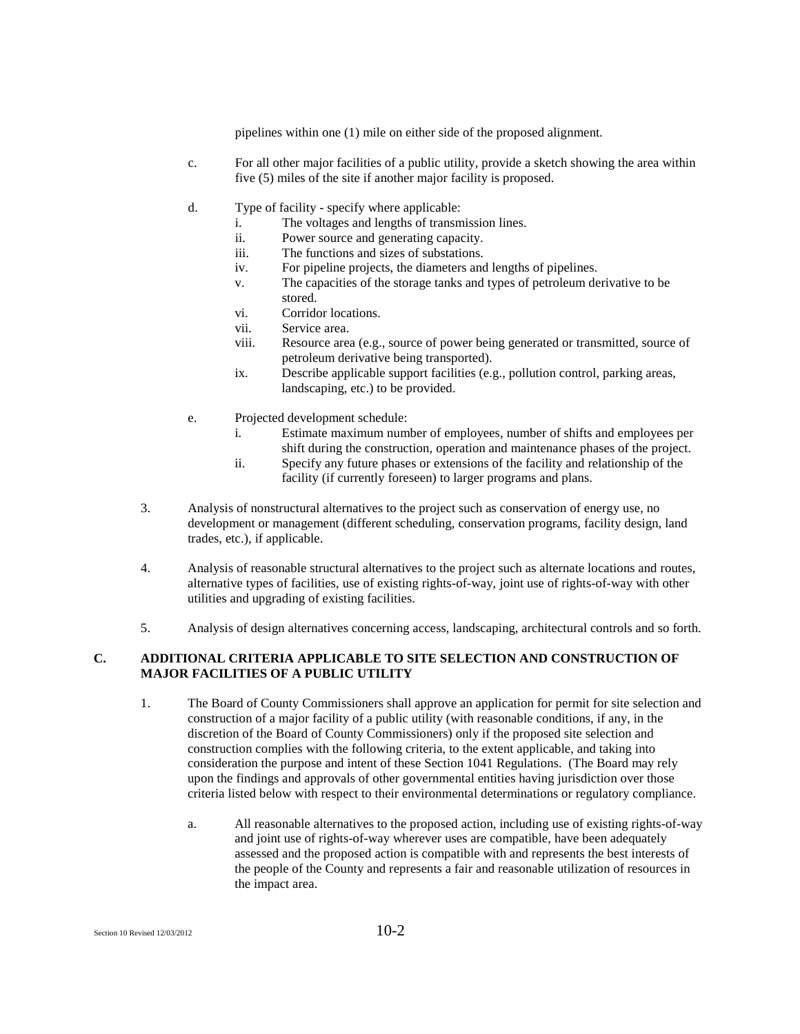pipelines within one (1) mile on either side of the proposed alignment.

c. For all other major facilities of a public utility, provide a sketch showing the area within five (5) miles of the site if another major facility is proposed.

d. Type of facility - specify where applicable:
   i. The voltages and lengths of transmission lines.
   ii. Power source and generating capacity.
   iii. The functions and sizes of substations.
   iv. For pipeline projects, the diameters and lengths of pipelines.
   v. The capacities of the storage tanks and types of petroleum derivative to be stored.
   vi. Corridor locations.
   vii. Service area.
   viii. Resource area (e.g., source of power being generated or transmitted, source of petroleum derivative being transported).
   ix. Describe applicable support facilities (e.g., pollution control, parking areas, landscaping, etc.) to be provided.

e. Projected development schedule:
   i. Estimate maximum number of employees, number of shifts and employees per shift during the construction, operation and maintenance phases of the project.
   ii. Specify any future phases or extensions of the facility and relationship of the facility (if currently foreseen) to larger programs and plans.

3. Analysis of nonstructural alternatives to the project such as conservation of energy use, no development or management (different scheduling, conservation programs, facility design, land trades, etc.), if applicable.

4. Analysis of reasonable structural alternatives to the project such as alternate locations and routes, alternative types of facilities, use of existing rights-of-way, joint use of rights-of-way with other utilities and upgrading of existing facilities.

5. Analysis of design alternatives concerning access, landscaping, architectural controls and so forth.

## C. ADDITIONAL CRITERIA APPLICABLE TO SITE SELECTION AND CONSTRUCTION OF MAJOR FACILITIES OF A PUBLIC UTILITY

1. The Board of County Commissioners shall approve an application for permit for site selection and construction of a major facility of a public utility (with reasonable conditions, if any, in the discretion of the Board of County Commissioners) only if the proposed site selection and construction complies with the following criteria, to the extent applicable, and taking into consideration the purpose and intent of these Section 1041 Regulations. (The Board may rely upon the findings and approvals of other governmental entities having jurisdiction over those criteria listed below with respect to their environmental determinations or regulatory compliance.

   a. All reasonable alternatives to the proposed action, including use of existing rights-of-way and joint use of rights-of-way wherever uses are compatible, have been adequately assessed and the proposed action is compatible with and represents the best interests of the people of the County and represents a fair and reasonable utilization of resources in the impact area.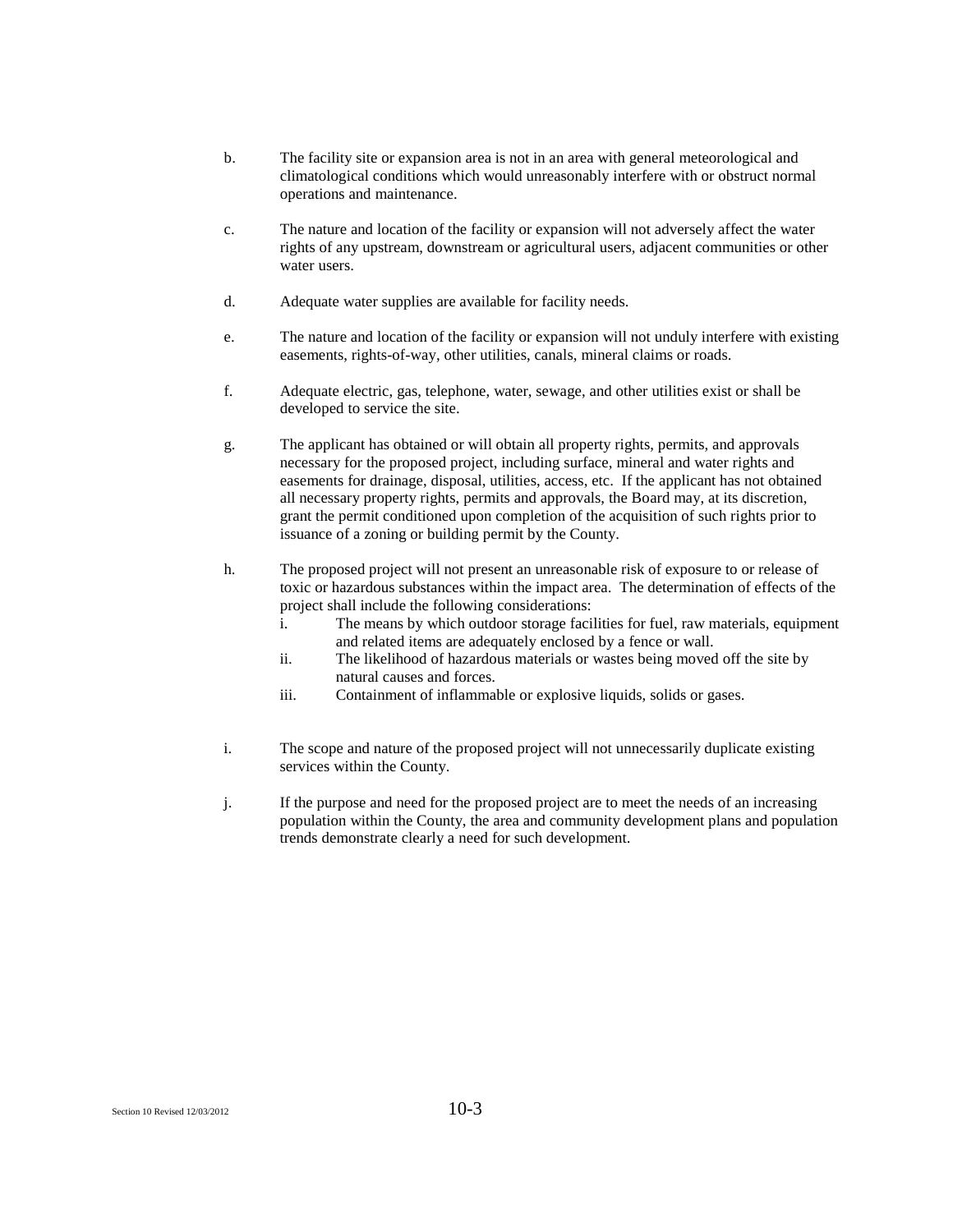b. The facility site or expansion area is not in an area with general meteorological and climatological conditions which would unreasonably interfere with or obstruct normal operations and maintenance.

c. The nature and location of the facility or expansion will not adversely affect the water rights of any upstream, downstream or agricultural users, adjacent communities or other water users.

d. Adequate water supplies are available for facility needs.

e. The nature and location of the facility or expansion will not unduly interfere with existing easements, rights-of-way, other utilities, canals, mineral claims or roads.

f. Adequate electric, gas, telephone, water, sewage, and other utilities exist or shall be developed to service the site.

g. The applicant has obtained or will obtain all property rights, permits, and approvals necessary for the proposed project, including surface, mineral and water rights and easements for drainage, disposal, utilities, access, etc. If the applicant has not obtained all necessary property rights, permits and approvals, the Board may, at its discretion, grant the permit conditioned upon completion of the acquisition of such rights prior to issuance of a zoning or building permit by the County.

h. The proposed project will not present an unreasonable risk of exposure to or release of toxic or hazardous substances within the impact area. The determination of effects of the project shall include the following considerations:
   i. The means by which outdoor storage facilities for fuel, raw materials, equipment and related items are adequately enclosed by a fence or wall.
   ii. The likelihood of hazardous materials or wastes being moved off the site by natural causes and forces.
   iii. Containment of inflammable or explosive liquids, solids or gases.

i. The scope and nature of the proposed project will not unnecessarily duplicate existing services within the County.

j. If the purpose and need for the proposed project are to meet the needs of an increasing population within the County, the area and community development plans and population trends demonstrate clearly a need for such development.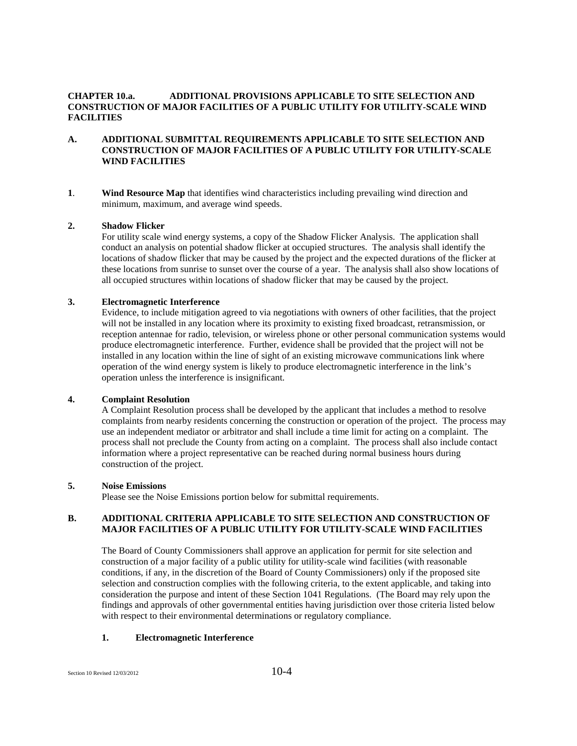## CHAPTER 10.a. ADDITIONAL PROVISIONS APPLICABLE TO SITE SELECTION AND CONSTRUCTION OF MAJOR FACILITIES OF A PUBLIC UTILITY FOR UTILITY-SCALE WIND FACILITIES

### A. ADDITIONAL SUBMITTAL REQUIREMENTS APPLICABLE TO SITE SELECTION AND CONSTRUCTION OF MAJOR FACILITIES OF A PUBLIC UTILITY FOR UTILITY-SCALE WIND FACILITIES

**1**. **Wind Resource Map** that identifies wind characteristics including prevailing wind direction and minimum, maximum, and average wind speeds.

**2. Shadow Flicker**

For utility scale wind energy systems, a copy of the Shadow Flicker Analysis. The application shall conduct an analysis on potential shadow flicker at occupied structures. The analysis shall identify the locations of shadow flicker that may be caused by the project and the expected durations of the flicker at these locations from sunrise to sunset over the course of a year. The analysis shall also show locations of all occupied structures within locations of shadow flicker that may be caused by the project.

**3. Electromagnetic Interference**

Evidence, to include mitigation agreed to via negotiations with owners of other facilities, that the project will not be installed in any location where its proximity to existing fixed broadcast, retransmission, or reception antennae for radio, television, or wireless phone or other personal communication systems would produce electromagnetic interference. Further, evidence shall be provided that the project will not be installed in any location within the line of sight of an existing microwave communications link where operation of the wind energy system is likely to produce electromagnetic interference in the link's operation unless the interference is insignificant.

**4. Complaint Resolution**

A Complaint Resolution process shall be developed by the applicant that includes a method to resolve complaints from nearby residents concerning the construction or operation of the project. The process may use an independent mediator or arbitrator and shall include a time limit for acting on a complaint. The process shall not preclude the County from acting on a complaint. The process shall also include contact information where a project representative can be reached during normal business hours during construction of the project.

**5. Noise Emissions**

Please see the Noise Emissions portion below for submittal requirements.

### B. ADDITIONAL CRITERIA APPLICABLE TO SITE SELECTION AND CONSTRUCTION OF MAJOR FACILITIES OF A PUBLIC UTILITY FOR UTILITY-SCALE WIND FACILITIES

The Board of County Commissioners shall approve an application for permit for site selection and construction of a major facility of a public utility for utility-scale wind facilities (with reasonable conditions, if any, in the discretion of the Board of County Commissioners) only if the proposed site selection and construction complies with the following criteria, to the extent applicable, and taking into consideration the purpose and intent of these Section 1041 Regulations. (The Board may rely upon the findings and approvals of other governmental entities having jurisdiction over those criteria listed below with respect to their environmental determinations or regulatory compliance.

**1. Electromagnetic Interference**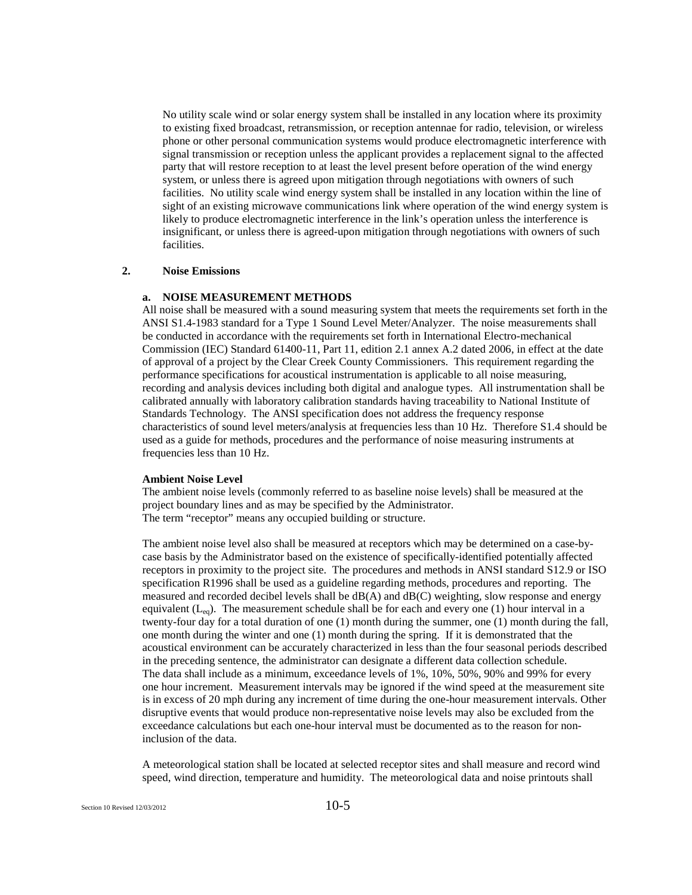No utility scale wind or solar energy system shall be installed in any location where its proximity to existing fixed broadcast, retransmission, or reception antennae for radio, television, or wireless phone or other personal communication systems would produce electromagnetic interference with signal transmission or reception unless the applicant provides a replacement signal to the affected party that will restore reception to at least the level present before operation of the wind energy system, or unless there is agreed upon mitigation through negotiations with owners of such facilities. No utility scale wind energy system shall be installed in any location within the line of sight of an existing microwave communications link where operation of the wind energy system is likely to produce electromagnetic interference in the link's operation unless the interference is insignificant, or unless there is agreed-upon mitigation through negotiations with owners of such facilities.

## 2. Noise Emissions

### a. NOISE MEASUREMENT METHODS

All noise shall be measured with a sound measuring system that meets the requirements set forth in the ANSI S1.4-1983 standard for a Type 1 Sound Level Meter/Analyzer. The noise measurements shall be conducted in accordance with the requirements set forth in International Electro-mechanical Commission (IEC) Standard 61400-11, Part 11, edition 2.1 annex A.2 dated 2006, in effect at the date of approval of a project by the Clear Creek County Commissioners. This requirement regarding the performance specifications for acoustical instrumentation is applicable to all noise measuring, recording and analysis devices including both digital and analogue types. All instrumentation shall be calibrated annually with laboratory calibration standards having traceability to National Institute of Standards Technology. The ANSI specification does not address the frequency response characteristics of sound level meters/analysis at frequencies less than 10 Hz. Therefore S1.4 should be used as a guide for methods, procedures and the performance of noise measuring instruments at frequencies less than 10 Hz.

**Ambient Noise Level**

The ambient noise levels (commonly referred to as baseline noise levels) shall be measured at the project boundary lines and as may be specified by the Administrator.
The term "receptor" means any occupied building or structure.

The ambient noise level also shall be measured at receptors which may be determined on a case-by-case basis by the Administrator based on the existence of specifically-identified potentially affected receptors in proximity to the project site. The procedures and methods in ANSI standard S12.9 or ISO specification R1996 shall be used as a guideline regarding methods, procedures and reporting. The measured and recorded decibel levels shall be dB(A) and dB(C) weighting, slow response and energy equivalent ($L_{eq}$). The measurement schedule shall be for each and every one (1) hour interval in a twenty-four day for a total duration of one (1) month during the summer, one (1) month during the fall, one month during the winter and one (1) month during the spring. If it is demonstrated that the acoustical environment can be accurately characterized in less than the four seasonal periods described in the preceding sentence, the administrator can designate a different data collection schedule. The data shall include as a minimum, exceedance levels of 1%, 10%, 50%, 90% and 99% for every one hour increment. Measurement intervals may be ignored if the wind speed at the measurement site is in excess of 20 mph during any increment of time during the one-hour measurement intervals. Other disruptive events that would produce non-representative noise levels may also be excluded from the exceedance calculations but each one-hour interval must be documented as to the reason for non-inclusion of the data.

A meteorological station shall be located at selected receptor sites and shall measure and record wind speed, wind direction, temperature and humidity. The meteorological data and noise printouts shall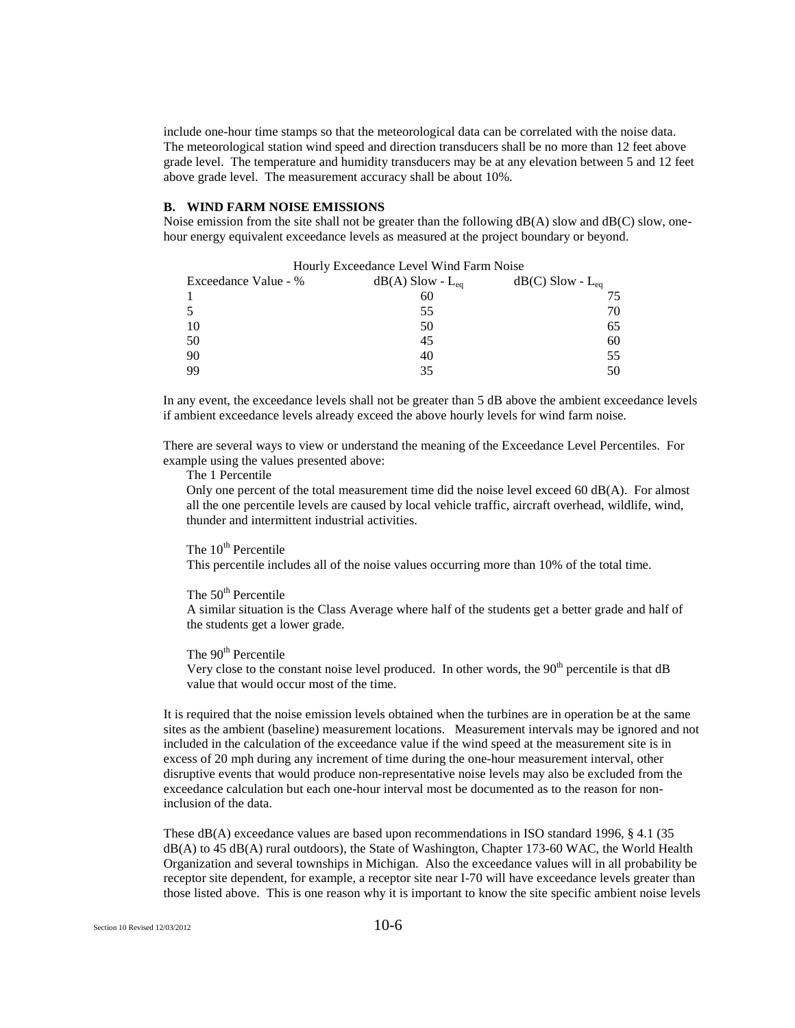include one-hour time stamps so that the meteorological data can be correlated with the noise data. The meteorological station wind speed and direction transducers shall be no more than 12 feet above grade level. The temperature and humidity transducers may be at any elevation between 5 and 12 feet above grade level. The measurement accuracy shall be about 10%.

### B. WIND FARM NOISE EMISSIONS

Noise emission from the site shall not be greater than the following dB(A) slow and dB(C) slow, one-hour energy equivalent exceedance levels as measured at the project boundary or beyond.

Hourly Exceedance Level Wind Farm Noise

| Exceedance Value - % | dB(A) Slow - $L_{eq}$ | dB(C) Slow - $L_{eq}$ |
|---|---|---|
| 1 | 60 | 75 |
| 5 | 55 | 70 |
| 10 | 50 | 65 |
| 50 | 45 | 60 |
| 90 | 40 | 55 |
| 99 | 35 | 50 |

In any event, the exceedance levels shall not be greater than 5 dB above the ambient exceedance levels if ambient exceedance levels already exceed the above hourly levels for wind farm noise.

There are several ways to view or understand the meaning of the Exceedance Level Percentiles. For example using the values presented above:

The 1 Percentile

Only one percent of the total measurement time did the noise level exceed 60 dB(A). For almost all the one percentile levels are caused by local vehicle traffic, aircraft overhead, wildlife, wind, thunder and intermittent industrial activities.

The 10th Percentile

This percentile includes all of the noise values occurring more than 10% of the total time.

The 50th Percentile

A similar situation is the Class Average where half of the students get a better grade and half of the students get a lower grade.

The 90th Percentile

Very close to the constant noise level produced. In other words, the 90th percentile is that dB value that would occur most of the time.

It is required that the noise emission levels obtained when the turbines are in operation be at the same sites as the ambient (baseline) measurement locations. Measurement intervals may be ignored and not included in the calculation of the exceedance value if the wind speed at the measurement site is in excess of 20 mph during any increment of time during the one-hour measurement interval, other disruptive events that would produce non-representative noise levels may also be excluded from the exceedance calculation but each one-hour interval most be documented as to the reason for non-inclusion of the data.

These dB(A) exceedance values are based upon recommendations in ISO standard 1996, § 4.1 (35 dB(A) to 45 dB(A) rural outdoors), the State of Washington, Chapter 173-60 WAC, the World Health Organization and several townships in Michigan. Also the exceedance values will in all probability be receptor site dependent, for example, a receptor site near I-70 will have exceedance levels greater than those listed above. This is one reason why it is important to know the site specific ambient noise levels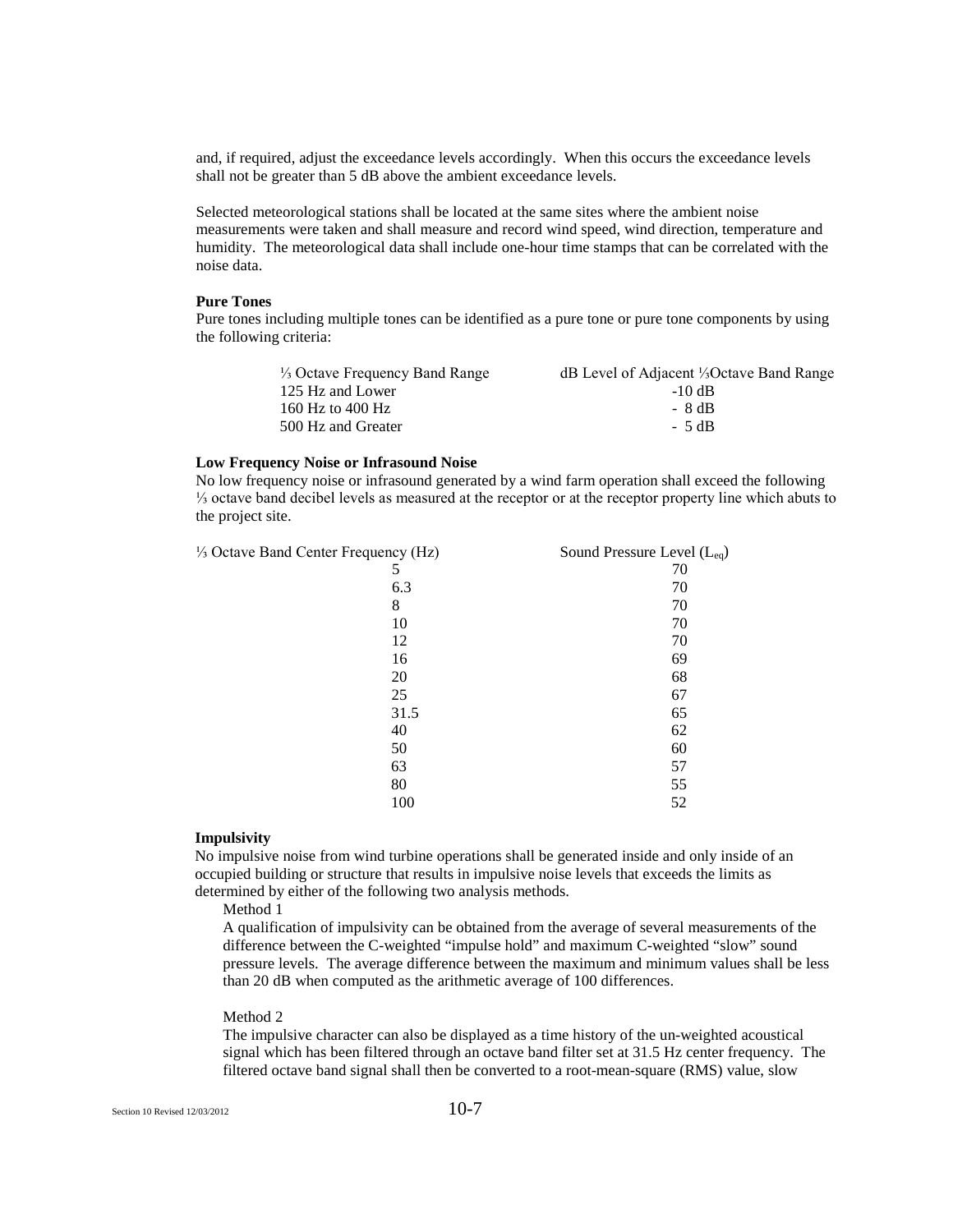and, if required, adjust the exceedance levels accordingly. When this occurs the exceedance levels shall not be greater than 5 dB above the ambient exceedance levels.

Selected meteorological stations shall be located at the same sites where the ambient noise measurements were taken and shall measure and record wind speed, wind direction, temperature and humidity. The meteorological data shall include one-hour time stamps that can be correlated with the noise data.

**Pure Tones**

Pure tones including multiple tones can be identified as a pure tone or pure tone components by using the following criteria:

| ⅓ Octave Frequency Band Range | dB Level of Adjacent ⅓Octave Band Range |
|---|---|
| 125 Hz and Lower | -10 dB |
| 160 Hz to 400 Hz | - 8 dB |
| 500 Hz and Greater | - 5 dB |

**Low Frequency Noise or Infrasound Noise**

No low frequency noise or infrasound generated by a wind farm operation shall exceed the following ⅓ octave band decibel levels as measured at the receptor or at the receptor property line which abuts to the project site.

| ⅓ Octave Band Center Frequency (Hz) | Sound Pressure Level ($L_{eq}$) |
|---|---|
| 5 | 70 |
| 6.3 | 70 |
| 8 | 70 |
| 10 | 70 |
| 12 | 70 |
| 16 | 69 |
| 20 | 68 |
| 25 | 67 |
| 31.5 | 65 |
| 40 | 62 |
| 50 | 60 |
| 63 | 57 |
| 80 | 55 |
| 100 | 52 |

**Impulsivity**

No impulsive noise from wind turbine operations shall be generated inside and only inside of an occupied building or structure that results in impulsive noise levels that exceeds the limits as determined by either of the following two analysis methods.

Method 1

A qualification of impulsivity can be obtained from the average of several measurements of the difference between the C-weighted "impulse hold" and maximum C-weighted "slow" sound pressure levels. The average difference between the maximum and minimum values shall be less than 20 dB when computed as the arithmetic average of 100 differences.

Method 2

The impulsive character can also be displayed as a time history of the un-weighted acoustical signal which has been filtered through an octave band filter set at 31.5 Hz center frequency. The filtered octave band signal shall then be converted to a root-mean-square (RMS) value, slow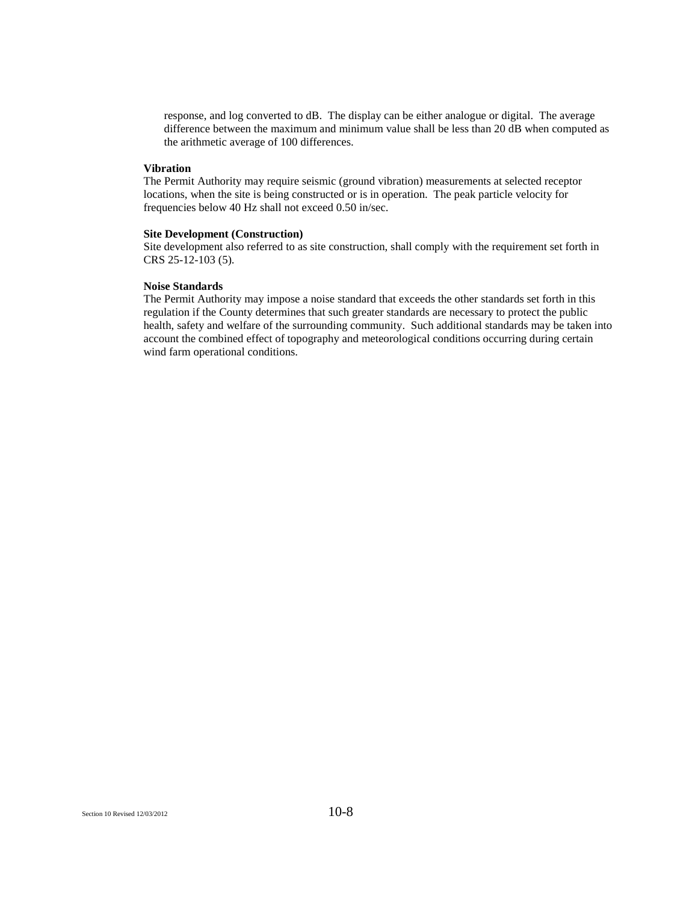response, and log converted to dB. The display can be either analogue or digital. The average difference between the maximum and minimum value shall be less than 20 dB when computed as the arithmetic average of 100 differences.

**Vibration**
The Permit Authority may require seismic (ground vibration) measurements at selected receptor locations, when the site is being constructed or is in operation. The peak particle velocity for frequencies below 40 Hz shall not exceed 0.50 in/sec.

**Site Development (Construction)**
Site development also referred to as site construction, shall comply with the requirement set forth in CRS 25-12-103 (5).

**Noise Standards**
The Permit Authority may impose a noise standard that exceeds the other standards set forth in this regulation if the County determines that such greater standards are necessary to protect the public health, safety and welfare of the surrounding community. Such additional standards may be taken into account the combined effect of topography and meteorological conditions occurring during certain wind farm operational conditions.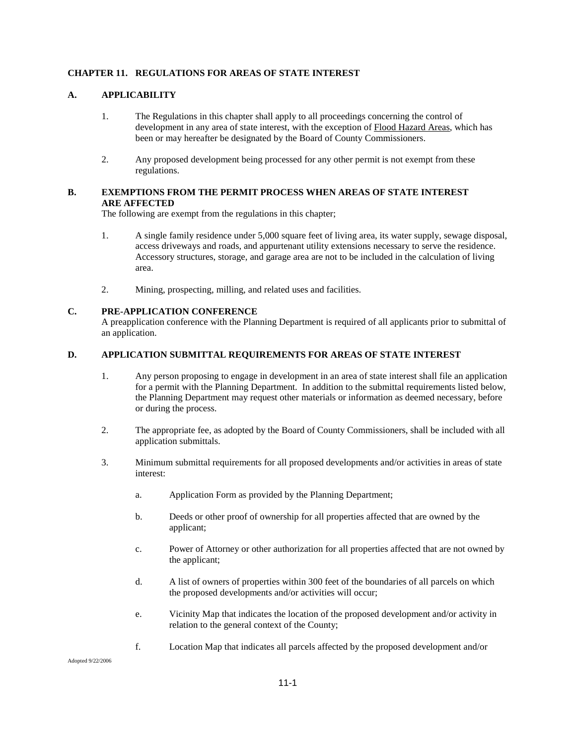# CHAPTER 11. REGULATIONS FOR AREAS OF STATE INTEREST

## A. APPLICABILITY

1. The Regulations in this chapter shall apply to all proceedings concerning the control of development in any area of state interest, with the exception of Flood Hazard Areas, which has been or may hereafter be designated by the Board of County Commissioners.

2. Any proposed development being processed for any other permit is not exempt from these regulations.

## B. EXEMPTIONS FROM THE PERMIT PROCESS WHEN AREAS OF STATE INTEREST ARE AFFECTED

The following are exempt from the regulations in this chapter;

1. A single family residence under 5,000 square feet of living area, its water supply, sewage disposal, access driveways and roads, and appurtenant utility extensions necessary to serve the residence. Accessory structures, storage, and garage area are not to be included in the calculation of living area.

2. Mining, prospecting, milling, and related uses and facilities.

## C. PRE-APPLICATION CONFERENCE

A preapplication conference with the Planning Department is required of all applicants prior to submittal of an application.

## D. APPLICATION SUBMITTAL REQUIREMENTS FOR AREAS OF STATE INTEREST

1. Any person proposing to engage in development in an area of state interest shall file an application for a permit with the Planning Department. In addition to the submittal requirements listed below, the Planning Department may request other materials or information as deemed necessary, before or during the process.

2. The appropriate fee, as adopted by the Board of County Commissioners, shall be included with all application submittals.

3. Minimum submittal requirements for all proposed developments and/or activities in areas of state interest:

   a. Application Form as provided by the Planning Department;

   b. Deeds or other proof of ownership for all properties affected that are owned by the applicant;

   c. Power of Attorney or other authorization for all properties affected that are not owned by the applicant;

   d. A list of owners of properties within 300 feet of the boundaries of all parcels on which the proposed developments and/or activities will occur;

   e. Vicinity Map that indicates the location of the proposed development and/or activity in relation to the general context of the County;

   f. Location Map that indicates all parcels affected by the proposed development and/or

Adopted 9/22/2006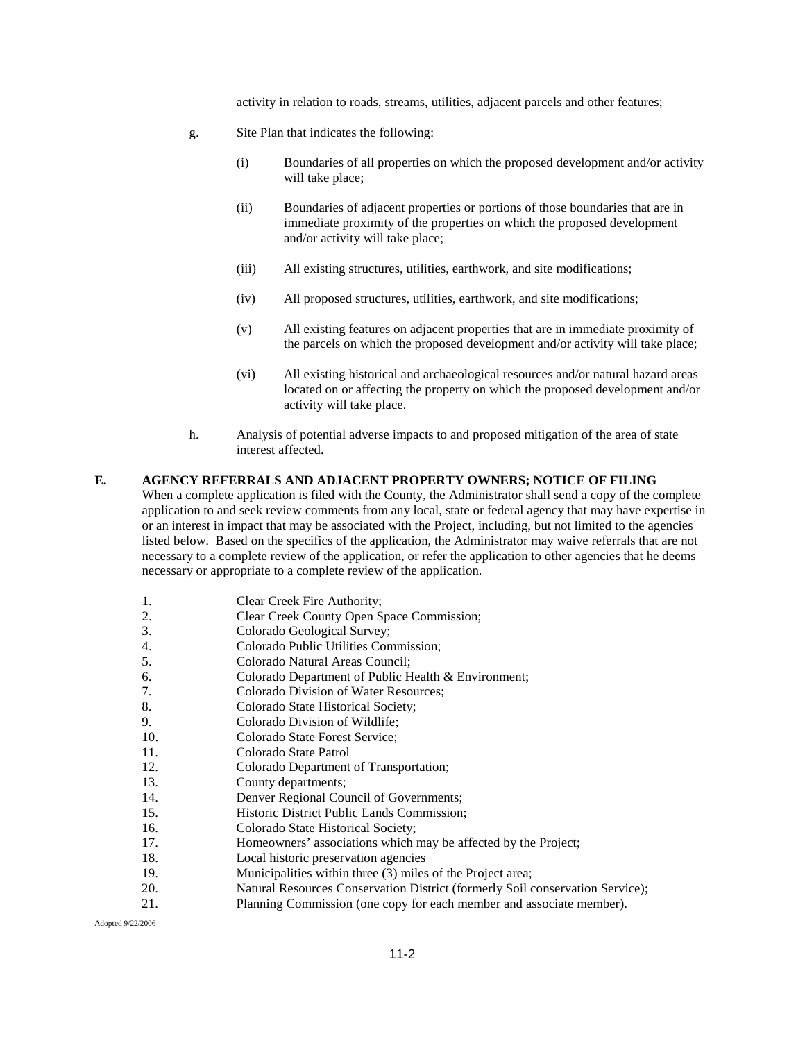activity in relation to roads, streams, utilities, adjacent parcels and other features;

g. Site Plan that indicates the following:

   (i) Boundaries of all properties on which the proposed development and/or activity will take place;

   (ii) Boundaries of adjacent properties or portions of those boundaries that are in immediate proximity of the properties on which the proposed development and/or activity will take place;

   (iii) All existing structures, utilities, earthwork, and site modifications;

   (iv) All proposed structures, utilities, earthwork, and site modifications;

   (v) All existing features on adjacent properties that are in immediate proximity of the parcels on which the proposed development and/or activity will take place;

   (vi) All existing historical and archaeological resources and/or natural hazard areas located on or affecting the property on which the proposed development and/or activity will take place.

h. Analysis of potential adverse impacts to and proposed mitigation of the area of state interest affected.

**E. AGENCY REFERRALS AND ADJACENT PROPERTY OWNERS; NOTICE OF FILING**

When a complete application is filed with the County, the Administrator shall send a copy of the complete application to and seek review comments from any local, state or federal agency that may have expertise in or an interest in impact that may be associated with the Project, including, but not limited to the agencies listed below. Based on the specifics of the application, the Administrator may waive referrals that are not necessary to a complete review of the application, or refer the application to other agencies that he deems necessary or appropriate to a complete review of the application.

1. Clear Creek Fire Authority;
2. Clear Creek County Open Space Commission;
3. Colorado Geological Survey;
4. Colorado Public Utilities Commission;
5. Colorado Natural Areas Council;
6. Colorado Department of Public Health & Environment;
7. Colorado Division of Water Resources;
8. Colorado State Historical Society;
9. Colorado Division of Wildlife;
10. Colorado State Forest Service;
11. Colorado State Patrol
12. Colorado Department of Transportation;
13. County departments;
14. Denver Regional Council of Governments;
15. Historic District Public Lands Commission;
16. Colorado State Historical Society;
17. Homeowners' associations which may be affected by the Project;
18. Local historic preservation agencies
19. Municipalities within three (3) miles of the Project area;
20. Natural Resources Conservation District (formerly Soil conservation Service);
21. Planning Commission (one copy for each member and associate member).

Adopted 9/22/2006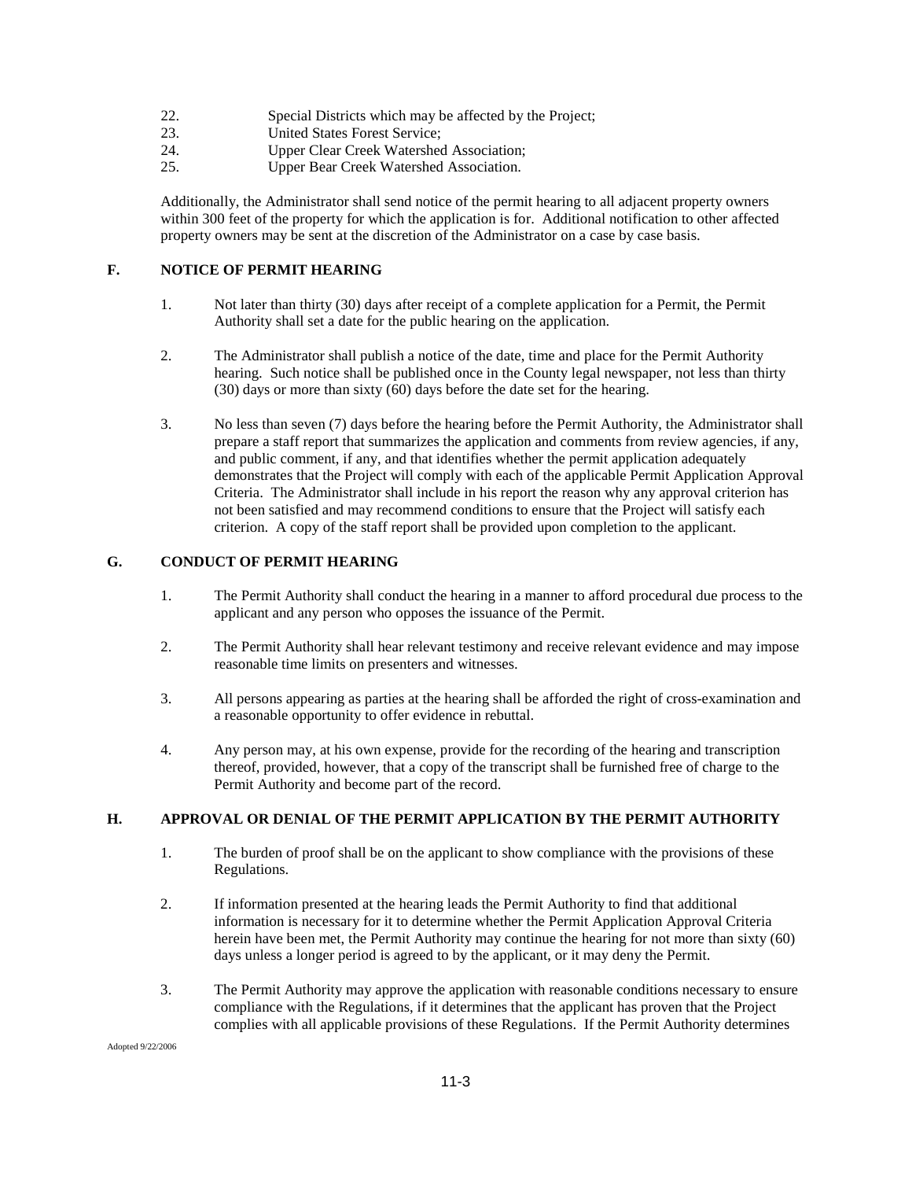22. Special Districts which may be affected by the Project;
23. United States Forest Service;
24. Upper Clear Creek Watershed Association;
25. Upper Bear Creek Watershed Association.

Additionally, the Administrator shall send notice of the permit hearing to all adjacent property owners within 300 feet of the property for which the application is for. Additional notification to other affected property owners may be sent at the discretion of the Administrator on a case by case basis.

## F. NOTICE OF PERMIT HEARING

1. Not later than thirty (30) days after receipt of a complete application for a Permit, the Permit Authority shall set a date for the public hearing on the application.

2. The Administrator shall publish a notice of the date, time and place for the Permit Authority hearing. Such notice shall be published once in the County legal newspaper, not less than thirty (30) days or more than sixty (60) days before the date set for the hearing.

3. No less than seven (7) days before the hearing before the Permit Authority, the Administrator shall prepare a staff report that summarizes the application and comments from review agencies, if any, and public comment, if any, and that identifies whether the permit application adequately demonstrates that the Project will comply with each of the applicable Permit Application Approval Criteria. The Administrator shall include in his report the reason why any approval criterion has not been satisfied and may recommend conditions to ensure that the Project will satisfy each criterion. A copy of the staff report shall be provided upon completion to the applicant.

## G. CONDUCT OF PERMIT HEARING

1. The Permit Authority shall conduct the hearing in a manner to afford procedural due process to the applicant and any person who opposes the issuance of the Permit.

2. The Permit Authority shall hear relevant testimony and receive relevant evidence and may impose reasonable time limits on presenters and witnesses.

3. All persons appearing as parties at the hearing shall be afforded the right of cross-examination and a reasonable opportunity to offer evidence in rebuttal.

4. Any person may, at his own expense, provide for the recording of the hearing and transcription thereof, provided, however, that a copy of the transcript shall be furnished free of charge to the Permit Authority and become part of the record.

## H. APPROVAL OR DENIAL OF THE PERMIT APPLICATION BY THE PERMIT AUTHORITY

1. The burden of proof shall be on the applicant to show compliance with the provisions of these Regulations.

2. If information presented at the hearing leads the Permit Authority to find that additional information is necessary for it to determine whether the Permit Application Approval Criteria herein have been met, the Permit Authority may continue the hearing for not more than sixty (60) days unless a longer period is agreed to by the applicant, or it may deny the Permit.

3. The Permit Authority may approve the application with reasonable conditions necessary to ensure compliance with the Regulations, if it determines that the applicant has proven that the Project complies with all applicable provisions of these Regulations. If the Permit Authority determines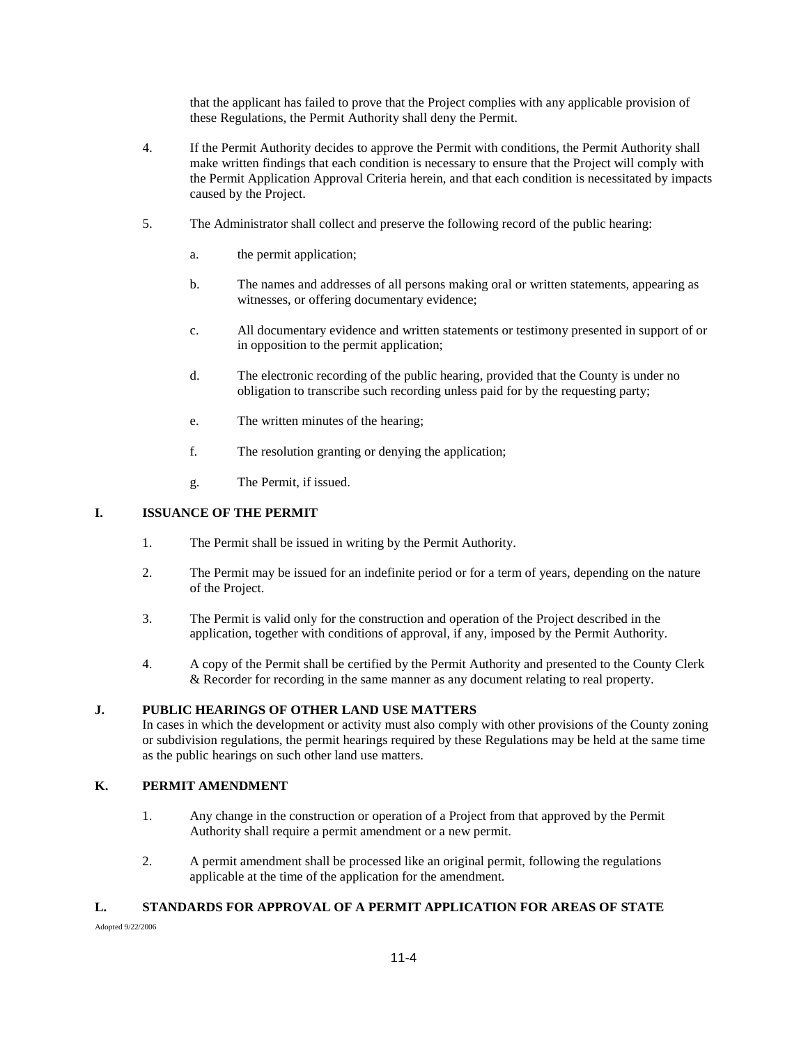that the applicant has failed to prove that the Project complies with any applicable provision of these Regulations, the Permit Authority shall deny the Permit.

4. If the Permit Authority decides to approve the Permit with conditions, the Permit Authority shall make written findings that each condition is necessary to ensure that the Project will comply with the Permit Application Approval Criteria herein, and that each condition is necessitated by impacts caused by the Project.

5. The Administrator shall collect and preserve the following record of the public hearing:

   a. the permit application;

   b. The names and addresses of all persons making oral or written statements, appearing as witnesses, or offering documentary evidence;

   c. All documentary evidence and written statements or testimony presented in support of or in opposition to the permit application;

   d. The electronic recording of the public hearing, provided that the County is under no obligation to transcribe such recording unless paid for by the requesting party;

   e. The written minutes of the hearing;

   f. The resolution granting or denying the application;

   g. The Permit, if issued.

## I. ISSUANCE OF THE PERMIT

1. The Permit shall be issued in writing by the Permit Authority.

2. The Permit may be issued for an indefinite period or for a term of years, depending on the nature of the Project.

3. The Permit is valid only for the construction and operation of the Project described in the application, together with conditions of approval, if any, imposed by the Permit Authority.

4. A copy of the Permit shall be certified by the Permit Authority and presented to the County Clerk & Recorder for recording in the same manner as any document relating to real property.

## J. PUBLIC HEARINGS OF OTHER LAND USE MATTERS

In cases in which the development or activity must also comply with other provisions of the County zoning or subdivision regulations, the permit hearings required by these Regulations may be held at the same time as the public hearings on such other land use matters.

## K. PERMIT AMENDMENT

1. Any change in the construction or operation of a Project from that approved by the Permit Authority shall require a permit amendment or a new permit.

2. A permit amendment shall be processed like an original permit, following the regulations applicable at the time of the application for the amendment.

## L. STANDARDS FOR APPROVAL OF A PERMIT APPLICATION FOR AREAS OF STATE

Adopted 9/22/2006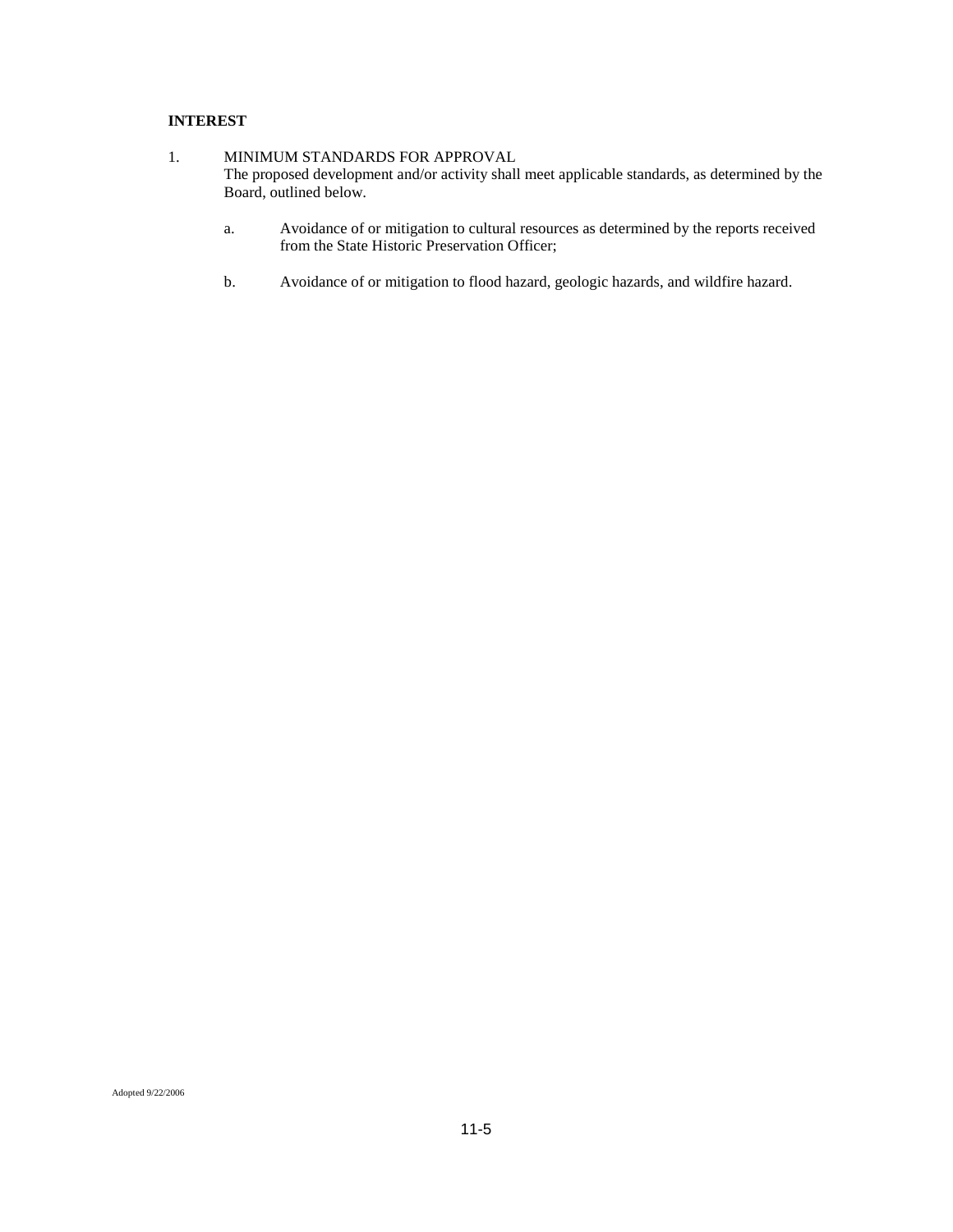**INTEREST**

1. MINIMUM STANDARDS FOR APPROVAL

   The proposed development and/or activity shall meet applicable standards, as determined by the Board, outlined below.

   a. Avoidance of or mitigation to cultural resources as determined by the reports received from the State Historic Preservation Officer;

   b. Avoidance of or mitigation to flood hazard, geologic hazards, and wildfire hazard.

Adopted 9/22/2006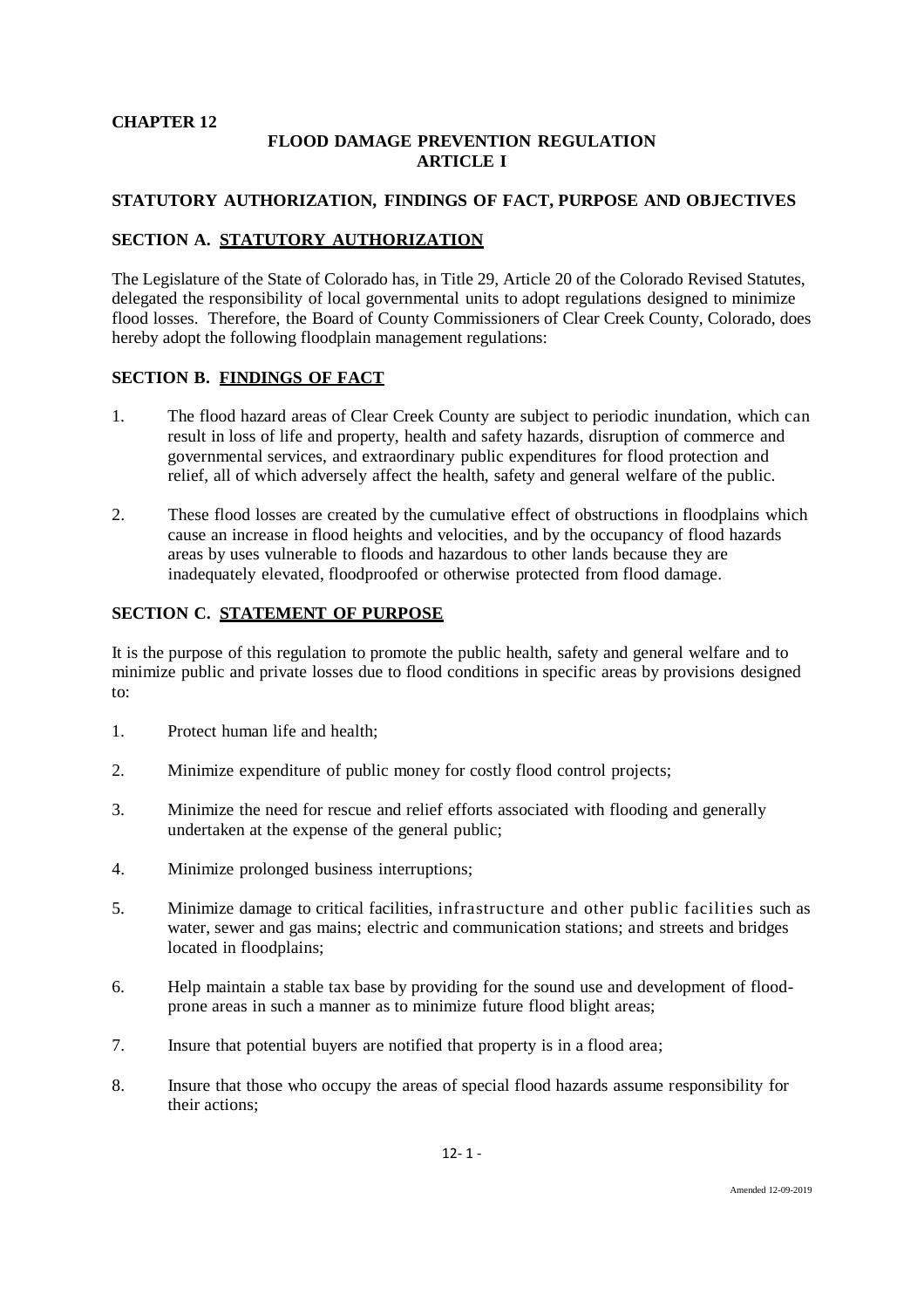# CHAPTER 12

## FLOOD DAMAGE PREVENTION REGULATION
## ARTICLE I

### STATUTORY AUTHORIZATION, FINDINGS OF FACT, PURPOSE AND OBJECTIVES

### SECTION A. STATUTORY AUTHORIZATION

The Legislature of the State of Colorado has, in Title 29, Article 20 of the Colorado Revised Statutes, delegated the responsibility of local governmental units to adopt regulations designed to minimize flood losses. Therefore, the Board of County Commissioners of Clear Creek County, Colorado, does hereby adopt the following floodplain management regulations:

### SECTION B. FINDINGS OF FACT

1. The flood hazard areas of Clear Creek County are subject to periodic inundation, which can result in loss of life and property, health and safety hazards, disruption of commerce and governmental services, and extraordinary public expenditures for flood protection and relief, all of which adversely affect the health, safety and general welfare of the public.

2. These flood losses are created by the cumulative effect of obstructions in floodplains which cause an increase in flood heights and velocities, and by the occupancy of flood hazards areas by uses vulnerable to floods and hazardous to other lands because they are inadequately elevated, floodproofed or otherwise protected from flood damage.

### SECTION C. STATEMENT OF PURPOSE

It is the purpose of this regulation to promote the public health, safety and general welfare and to minimize public and private losses due to flood conditions in specific areas by provisions designed to:

1. Protect human life and health;

2. Minimize expenditure of public money for costly flood control projects;

3. Minimize the need for rescue and relief efforts associated with flooding and generally undertaken at the expense of the general public;

4. Minimize prolonged business interruptions;

5. Minimize damage to critical facilities, infrastructure and other public facilities such as water, sewer and gas mains; electric and communication stations; and streets and bridges located in floodplains;

6. Help maintain a stable tax base by providing for the sound use and development of flood-prone areas in such a manner as to minimize future flood blight areas;

7. Insure that potential buyers are notified that property is in a flood area;

8. Insure that those who occupy the areas of special flood hazards assume responsibility for their actions;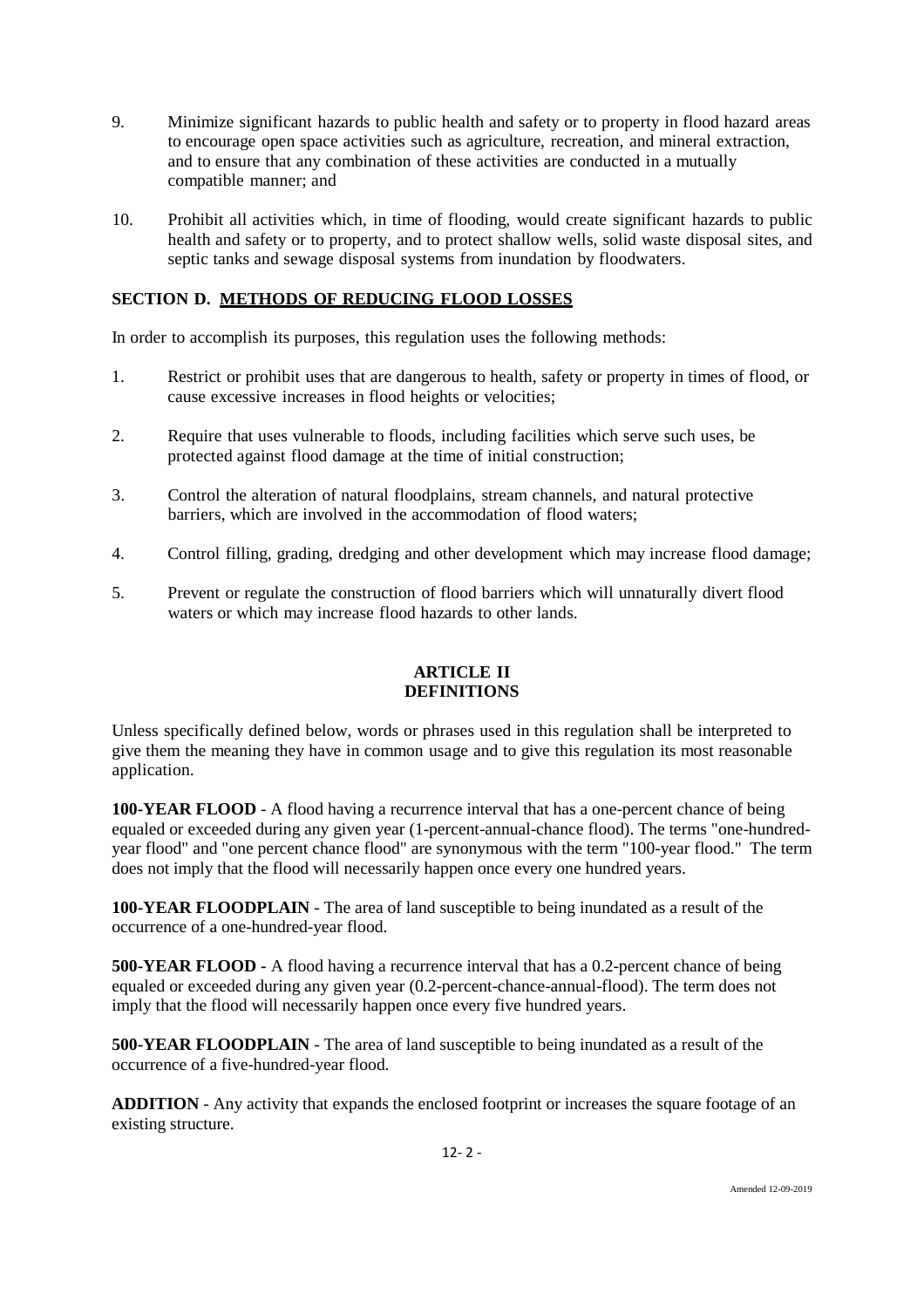9. Minimize significant hazards to public health and safety or to property in flood hazard areas to encourage open space activities such as agriculture, recreation, and mineral extraction, and to ensure that any combination of these activities are conducted in a mutually compatible manner; and

10. Prohibit all activities which, in time of flooding, would create significant hazards to public health and safety or to property, and to protect shallow wells, solid waste disposal sites, and septic tanks and sewage disposal systems from inundation by floodwaters.

### SECTION D. METHODS OF REDUCING FLOOD LOSSES

In order to accomplish its purposes, this regulation uses the following methods:

1. Restrict or prohibit uses that are dangerous to health, safety or property in times of flood, or cause excessive increases in flood heights or velocities;

2. Require that uses vulnerable to floods, including facilities which serve such uses, be protected against flood damage at the time of initial construction;

3. Control the alteration of natural floodplains, stream channels, and natural protective barriers, which are involved in the accommodation of flood waters;

4. Control filling, grading, dredging and other development which may increase flood damage;

5. Prevent or regulate the construction of flood barriers which will unnaturally divert flood waters or which may increase flood hazards to other lands.

## ARTICLE II
## DEFINITIONS

Unless specifically defined below, words or phrases used in this regulation shall be interpreted to give them the meaning they have in common usage and to give this regulation its most reasonable application.

**100-YEAR FLOOD** - A flood having a recurrence interval that has a one-percent chance of being equaled or exceeded during any given year (1-percent-annual-chance flood). The terms "one-hundred-year flood" and "one percent chance flood" are synonymous with the term "100-year flood." The term does not imply that the flood will necessarily happen once every one hundred years.

**100-YEAR FLOODPLAIN** - The area of land susceptible to being inundated as a result of the occurrence of a one-hundred-year flood.

**500-YEAR FLOOD -** A flood having a recurrence interval that has a 0.2-percent chance of being equaled or exceeded during any given year (0.2-percent-chance-annual-flood). The term does not imply that the flood will necessarily happen once every five hundred years.

**500-YEAR FLOODPLAIN** - The area of land susceptible to being inundated as a result of the occurrence of a five-hundred-year flood.

**ADDITION** - Any activity that expands the enclosed footprint or increases the square footage of an existing structure.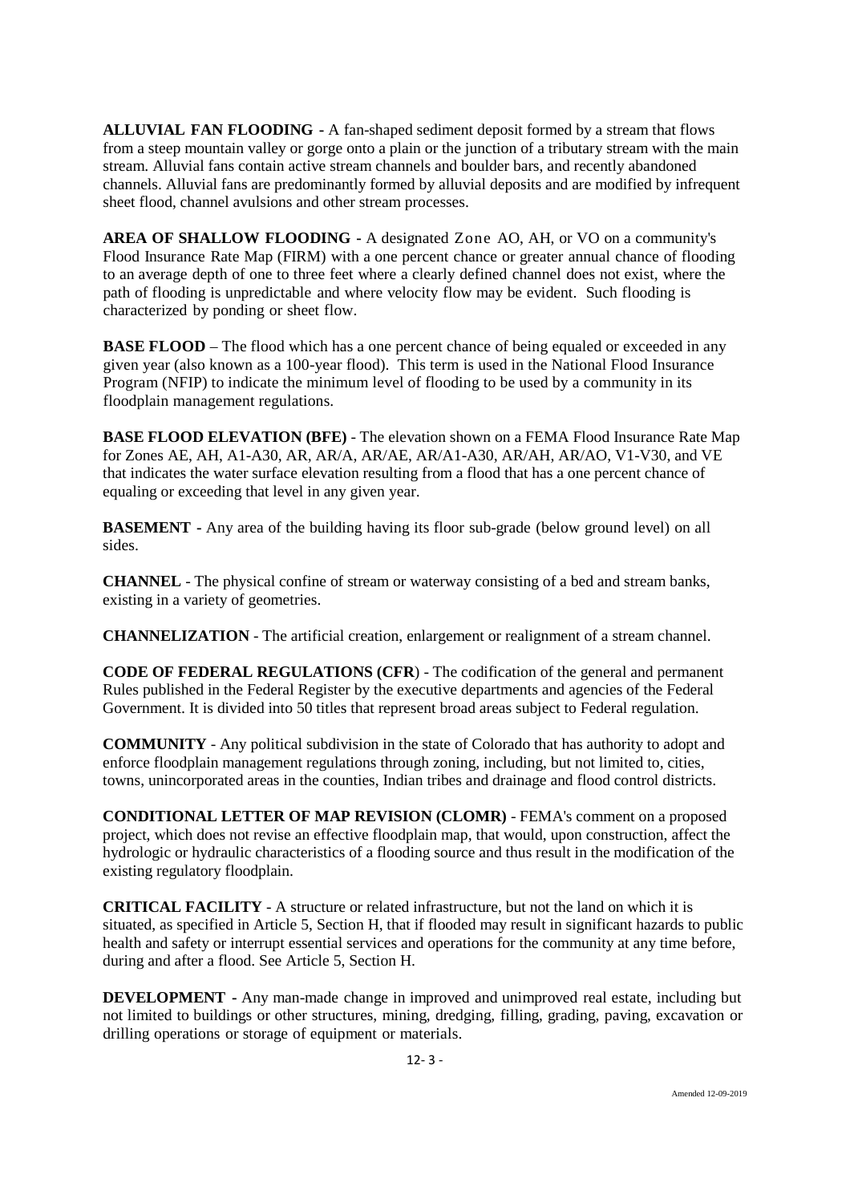**ALLUVIAL FAN FLOODING -** A fan-shaped sediment deposit formed by a stream that flows from a steep mountain valley or gorge onto a plain or the junction of a tributary stream with the main stream. Alluvial fans contain active stream channels and boulder bars, and recently abandoned channels. Alluvial fans are predominantly formed by alluvial deposits and are modified by infrequent sheet flood, channel avulsions and other stream processes.

**AREA OF SHALLOW FLOODING -** A designated Zone AO, AH, or VO on a community's Flood Insurance Rate Map (FIRM) with a one percent chance or greater annual chance of flooding to an average depth of one to three feet where a clearly defined channel does not exist, where the path of flooding is unpredictable and where velocity flow may be evident. Such flooding is characterized by ponding or sheet flow.

**BASE FLOOD** – The flood which has a one percent chance of being equaled or exceeded in any given year (also known as a 100-year flood). This term is used in the National Flood Insurance Program (NFIP) to indicate the minimum level of flooding to be used by a community in its floodplain management regulations.

**BASE FLOOD ELEVATION (BFE)** - The elevation shown on a FEMA Flood Insurance Rate Map for Zones AE, AH, A1-A30, AR, AR/A, AR/AE, AR/A1-A30, AR/AH, AR/AO, V1-V30, and VE that indicates the water surface elevation resulting from a flood that has a one percent chance of equaling or exceeding that level in any given year.

**BASEMENT -** Any area of the building having its floor sub-grade (below ground level) on all sides.

**CHANNEL** - The physical confine of stream or waterway consisting of a bed and stream banks, existing in a variety of geometries.

**CHANNELIZATION** - The artificial creation, enlargement or realignment of a stream channel.

**CODE OF FEDERAL REGULATIONS (CFR**) - The codification of the general and permanent Rules published in the Federal Register by the executive departments and agencies of the Federal Government. It is divided into 50 titles that represent broad areas subject to Federal regulation.

**COMMUNITY** - Any political subdivision in the state of Colorado that has authority to adopt and enforce floodplain management regulations through zoning, including, but not limited to, cities, towns, unincorporated areas in the counties, Indian tribes and drainage and flood control districts.

**CONDITIONAL LETTER OF MAP REVISION (CLOMR)** - FEMA's comment on a proposed project, which does not revise an effective floodplain map, that would, upon construction, affect the hydrologic or hydraulic characteristics of a flooding source and thus result in the modification of the existing regulatory floodplain.

**CRITICAL FACILITY** - A structure or related infrastructure, but not the land on which it is situated, as specified in Article 5, Section H, that if flooded may result in significant hazards to public health and safety or interrupt essential services and operations for the community at any time before, during and after a flood. See Article 5, Section H.

**DEVELOPMENT -** Any man-made change in improved and unimproved real estate, including but not limited to buildings or other structures, mining, dredging, filling, grading, paving, excavation or drilling operations or storage of equipment or materials.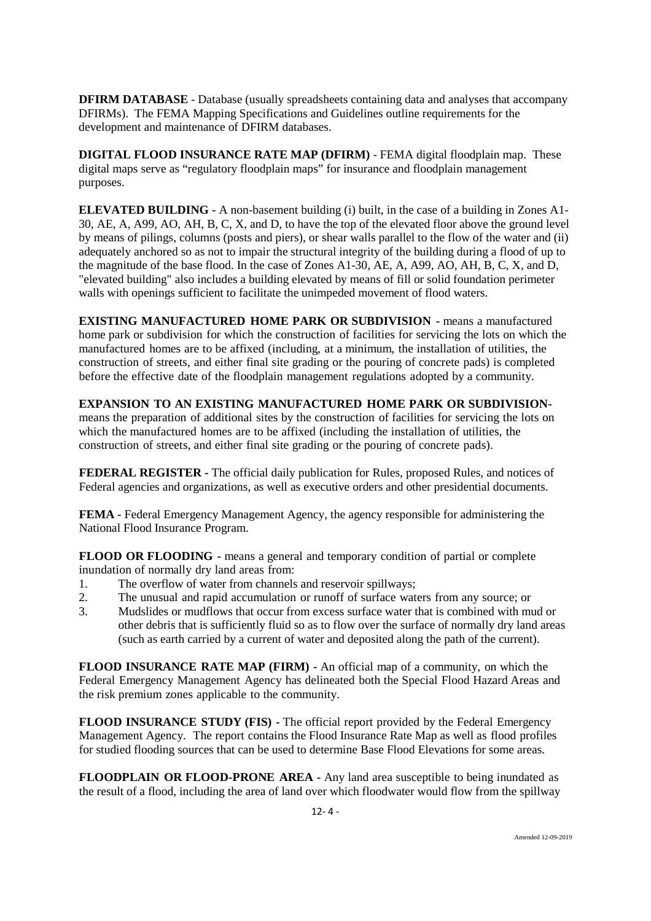**DFIRM DATABASE** - Database (usually spreadsheets containing data and analyses that accompany DFIRMs). The FEMA Mapping Specifications and Guidelines outline requirements for the development and maintenance of DFIRM databases.

**DIGITAL FLOOD INSURANCE RATE MAP (DFIRM)** - FEMA digital floodplain map. These digital maps serve as "regulatory floodplain maps" for insurance and floodplain management purposes.

**ELEVATED BUILDING -** A non-basement building (i) built, in the case of a building in Zones A1-30, AE, A, A99, AO, AH, B, C, X, and D, to have the top of the elevated floor above the ground level by means of pilings, columns (posts and piers), or shear walls parallel to the flow of the water and (ii) adequately anchored so as not to impair the structural integrity of the building during a flood of up to the magnitude of the base flood. In the case of Zones A1-30, AE, A, A99, AO, AH, B, C, X, and D, "elevated building" also includes a building elevated by means of fill or solid foundation perimeter walls with openings sufficient to facilitate the unimpeded movement of flood waters.

**EXISTING MANUFACTURED HOME PARK OR SUBDIVISION -** means a manufactured home park or subdivision for which the construction of facilities for servicing the lots on which the manufactured homes are to be affixed (including, at a minimum, the installation of utilities, the construction of streets, and either final site grading or the pouring of concrete pads) is completed before the effective date of the floodplain management regulations adopted by a community.

**EXPANSION TO AN EXISTING MANUFACTURED HOME PARK OR SUBDIVISION-** means the preparation of additional sites by the construction of facilities for servicing the lots on which the manufactured homes are to be affixed (including the installation of utilities, the construction of streets, and either final site grading or the pouring of concrete pads).

**FEDERAL REGISTER -** The official daily publication for Rules, proposed Rules, and notices of Federal agencies and organizations, as well as executive orders and other presidential documents.

**FEMA -** Federal Emergency Management Agency, the agency responsible for administering the National Flood Insurance Program.

**FLOOD OR FLOODING -** means a general and temporary condition of partial or complete inundation of normally dry land areas from:

1. The overflow of water from channels and reservoir spillways;
2. The unusual and rapid accumulation or runoff of surface waters from any source; or
3. Mudslides or mudflows that occur from excess surface water that is combined with mud or other debris that is sufficiently fluid so as to flow over the surface of normally dry land areas (such as earth carried by a current of water and deposited along the path of the current).

**FLOOD INSURANCE RATE MAP (FIRM) -** An official map of a community, on which the Federal Emergency Management Agency has delineated both the Special Flood Hazard Areas and the risk premium zones applicable to the community.

**FLOOD INSURANCE STUDY (FIS) -** The official report provided by the Federal Emergency Management Agency. The report contains the Flood Insurance Rate Map as well as flood profiles for studied flooding sources that can be used to determine Base Flood Elevations for some areas.

**FLOODPLAIN OR FLOOD-PRONE AREA -** Any land area susceptible to being inundated as the result of a flood, including the area of land over which floodwater would flow from the spillway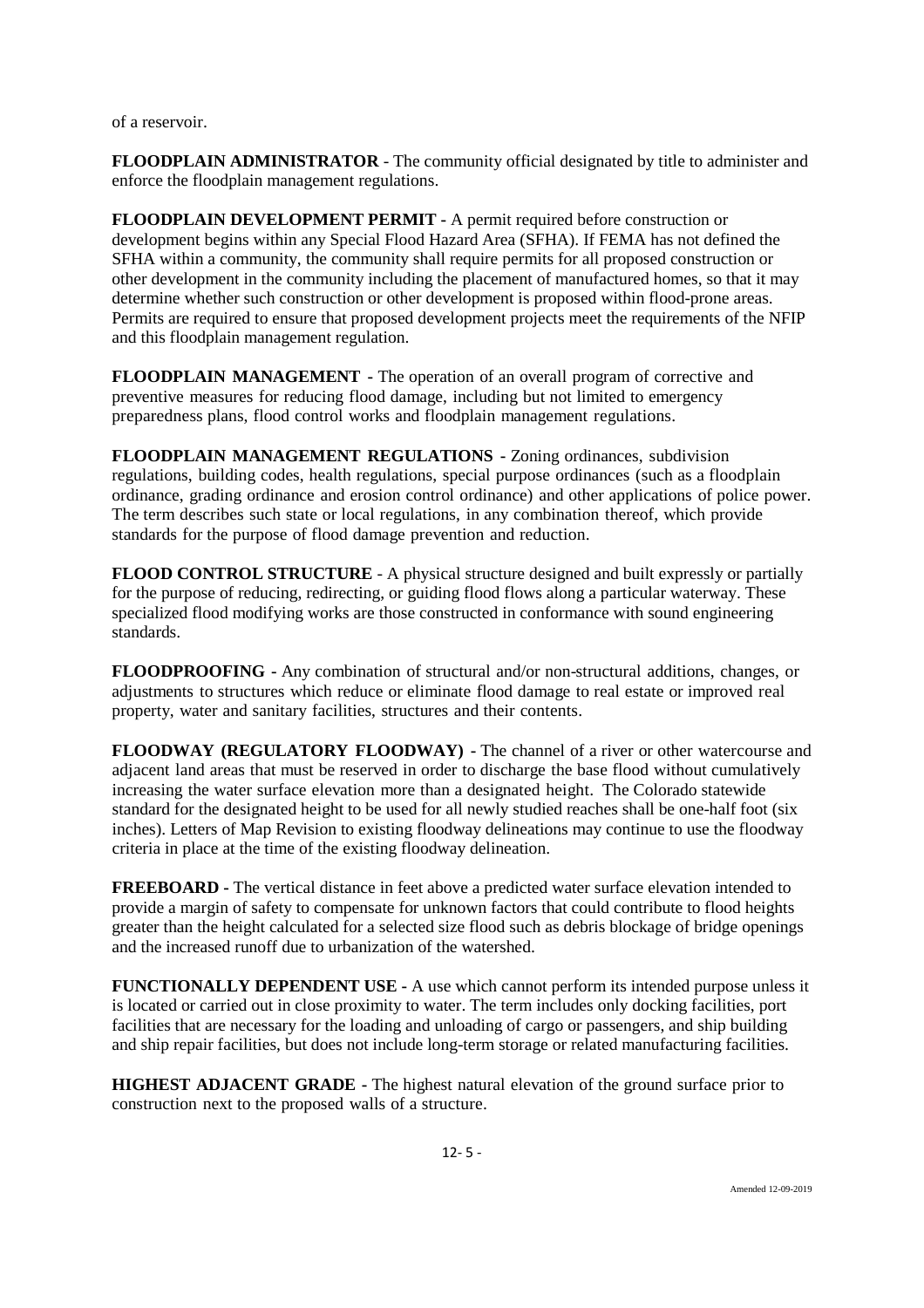of a reservoir.

**FLOODPLAIN ADMINISTRATOR** - The community official designated by title to administer and enforce the floodplain management regulations.

**FLOODPLAIN DEVELOPMENT PERMIT -** A permit required before construction or development begins within any Special Flood Hazard Area (SFHA). If FEMA has not defined the SFHA within a community, the community shall require permits for all proposed construction or other development in the community including the placement of manufactured homes, so that it may determine whether such construction or other development is proposed within flood-prone areas. Permits are required to ensure that proposed development projects meet the requirements of the NFIP and this floodplain management regulation.

**FLOODPLAIN MANAGEMENT -** The operation of an overall program of corrective and preventive measures for reducing flood damage, including but not limited to emergency preparedness plans, flood control works and floodplain management regulations.

**FLOODPLAIN MANAGEMENT REGULATIONS -** Zoning ordinances, subdivision regulations, building codes, health regulations, special purpose ordinances (such as a floodplain ordinance, grading ordinance and erosion control ordinance) and other applications of police power. The term describes such state or local regulations, in any combination thereof, which provide standards for the purpose of flood damage prevention and reduction.

**FLOOD CONTROL STRUCTURE** - A physical structure designed and built expressly or partially for the purpose of reducing, redirecting, or guiding flood flows along a particular waterway. These specialized flood modifying works are those constructed in conformance with sound engineering standards.

**FLOODPROOFING -** Any combination of structural and/or non-structural additions, changes, or adjustments to structures which reduce or eliminate flood damage to real estate or improved real property, water and sanitary facilities, structures and their contents.

**FLOODWAY (REGULATORY FLOODWAY) -** The channel of a river or other watercourse and adjacent land areas that must be reserved in order to discharge the base flood without cumulatively increasing the water surface elevation more than a designated height. The Colorado statewide standard for the designated height to be used for all newly studied reaches shall be one-half foot (six inches). Letters of Map Revision to existing floodway delineations may continue to use the floodway criteria in place at the time of the existing floodway delineation.

**FREEBOARD -** The vertical distance in feet above a predicted water surface elevation intended to provide a margin of safety to compensate for unknown factors that could contribute to flood heights greater than the height calculated for a selected size flood such as debris blockage of bridge openings and the increased runoff due to urbanization of the watershed.

**FUNCTIONALLY DEPENDENT USE -** A use which cannot perform its intended purpose unless it is located or carried out in close proximity to water. The term includes only docking facilities, port facilities that are necessary for the loading and unloading of cargo or passengers, and ship building and ship repair facilities, but does not include long-term storage or related manufacturing facilities.

**HIGHEST ADJACENT GRADE -** The highest natural elevation of the ground surface prior to construction next to the proposed walls of a structure.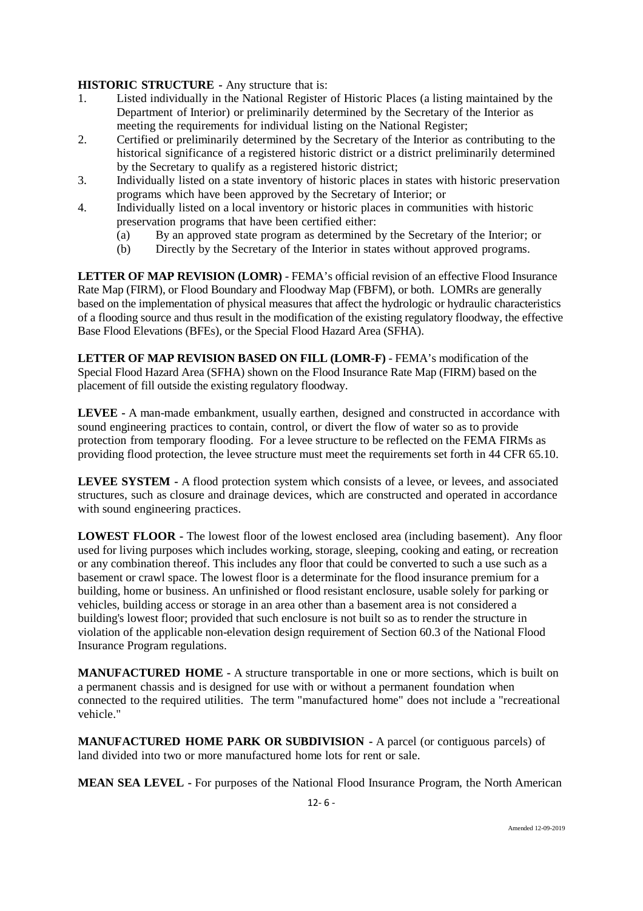**HISTORIC STRUCTURE -** Any structure that is:

1. Listed individually in the National Register of Historic Places (a listing maintained by the Department of Interior) or preliminarily determined by the Secretary of the Interior as meeting the requirements for individual listing on the National Register;
2. Certified or preliminarily determined by the Secretary of the Interior as contributing to the historical significance of a registered historic district or a district preliminarily determined by the Secretary to qualify as a registered historic district;
3. Individually listed on a state inventory of historic places in states with historic preservation programs which have been approved by the Secretary of Interior; or
4. Individually listed on a local inventory or historic places in communities with historic preservation programs that have been certified either:
   (a) By an approved state program as determined by the Secretary of the Interior; or
   (b) Directly by the Secretary of the Interior in states without approved programs.

**LETTER OF MAP REVISION (LOMR)** - FEMA's official revision of an effective Flood Insurance Rate Map (FIRM), or Flood Boundary and Floodway Map (FBFM), or both. LOMRs are generally based on the implementation of physical measures that affect the hydrologic or hydraulic characteristics of a flooding source and thus result in the modification of the existing regulatory floodway, the effective Base Flood Elevations (BFEs), or the Special Flood Hazard Area (SFHA).

**LETTER OF MAP REVISION BASED ON FILL (LOMR-F)** - FEMA's modification of the Special Flood Hazard Area (SFHA) shown on the Flood Insurance Rate Map (FIRM) based on the placement of fill outside the existing regulatory floodway.

**LEVEE -** A man-made embankment, usually earthen, designed and constructed in accordance with sound engineering practices to contain, control, or divert the flow of water so as to provide protection from temporary flooding. For a levee structure to be reflected on the FEMA FIRMs as providing flood protection, the levee structure must meet the requirements set forth in 44 CFR 65.10.

**LEVEE SYSTEM -** A flood protection system which consists of a levee, or levees, and associated structures, such as closure and drainage devices, which are constructed and operated in accordance with sound engineering practices.

**LOWEST FLOOR -** The lowest floor of the lowest enclosed area (including basement). Any floor used for living purposes which includes working, storage, sleeping, cooking and eating, or recreation or any combination thereof. This includes any floor that could be converted to such a use such as a basement or crawl space. The lowest floor is a determinate for the flood insurance premium for a building, home or business. An unfinished or flood resistant enclosure, usable solely for parking or vehicles, building access or storage in an area other than a basement area is not considered a building's lowest floor; provided that such enclosure is not built so as to render the structure in violation of the applicable non-elevation design requirement of Section 60.3 of the National Flood Insurance Program regulations.

**MANUFACTURED HOME -** A structure transportable in one or more sections, which is built on a permanent chassis and is designed for use with or without a permanent foundation when connected to the required utilities. The term "manufactured home" does not include a "recreational vehicle."

**MANUFACTURED HOME PARK OR SUBDIVISION -** A parcel (or contiguous parcels) of land divided into two or more manufactured home lots for rent or sale.

**MEAN SEA LEVEL -** For purposes of the National Flood Insurance Program, the North American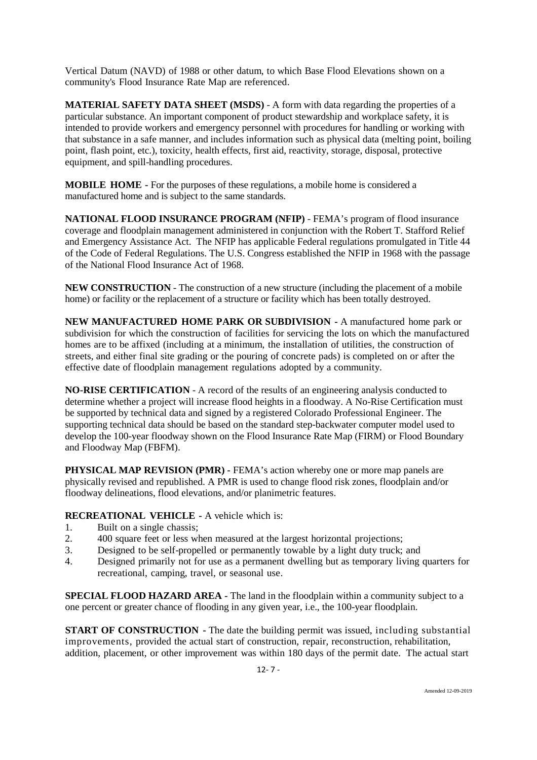Vertical Datum (NAVD) of 1988 or other datum, to which Base Flood Elevations shown on a community's Flood Insurance Rate Map are referenced.

**MATERIAL SAFETY DATA SHEET (MSDS)** - A form with data regarding the properties of a particular substance. An important component of product stewardship and workplace safety, it is intended to provide workers and emergency personnel with procedures for handling or working with that substance in a safe manner, and includes information such as physical data (melting point, boiling point, flash point, etc.), toxicity, health effects, first aid, reactivity, storage, disposal, protective equipment, and spill-handling procedures.

**MOBILE HOME -** For the purposes of these regulations, a mobile home is considered a manufactured home and is subject to the same standards.

**NATIONAL FLOOD INSURANCE PROGRAM (NFIP)** - FEMA's program of flood insurance coverage and floodplain management administered in conjunction with the Robert T. Stafford Relief and Emergency Assistance Act. The NFIP has applicable Federal regulations promulgated in Title 44 of the Code of Federal Regulations. The U.S. Congress established the NFIP in 1968 with the passage of the National Flood Insurance Act of 1968.

**NEW CONSTRUCTION** - The construction of a new structure (including the placement of a mobile home) or facility or the replacement of a structure or facility which has been totally destroyed.

**NEW MANUFACTURED HOME PARK OR SUBDIVISION -** A manufactured home park or subdivision for which the construction of facilities for servicing the lots on which the manufactured homes are to be affixed (including at a minimum, the installation of utilities, the construction of streets, and either final site grading or the pouring of concrete pads) is completed on or after the effective date of floodplain management regulations adopted by a community.

**NO-RISE CERTIFICATION** - A record of the results of an engineering analysis conducted to determine whether a project will increase flood heights in a floodway. A No-Rise Certification must be supported by technical data and signed by a registered Colorado Professional Engineer. The supporting technical data should be based on the standard step-backwater computer model used to develop the 100-year floodway shown on the Flood Insurance Rate Map (FIRM) or Flood Boundary and Floodway Map (FBFM).

**PHYSICAL MAP REVISION (PMR) -** FEMA's action whereby one or more map panels are physically revised and republished. A PMR is used to change flood risk zones, floodplain and/or floodway delineations, flood elevations, and/or planimetric features.

**RECREATIONAL VEHICLE -** A vehicle which is:

1. Built on a single chassis;
2. 400 square feet or less when measured at the largest horizontal projections;
3. Designed to be self-propelled or permanently towable by a light duty truck; and
4. Designed primarily not for use as a permanent dwelling but as temporary living quarters for recreational, camping, travel, or seasonal use.

**SPECIAL FLOOD HAZARD AREA -** The land in the floodplain within a community subject to a one percent or greater chance of flooding in any given year, i.e., the 100-year floodplain.

**START OF CONSTRUCTION -** The date the building permit was issued, including substantial improvements, provided the actual start of construction, repair, reconstruction, rehabilitation, addition, placement, or other improvement was within 180 days of the permit date. The actual start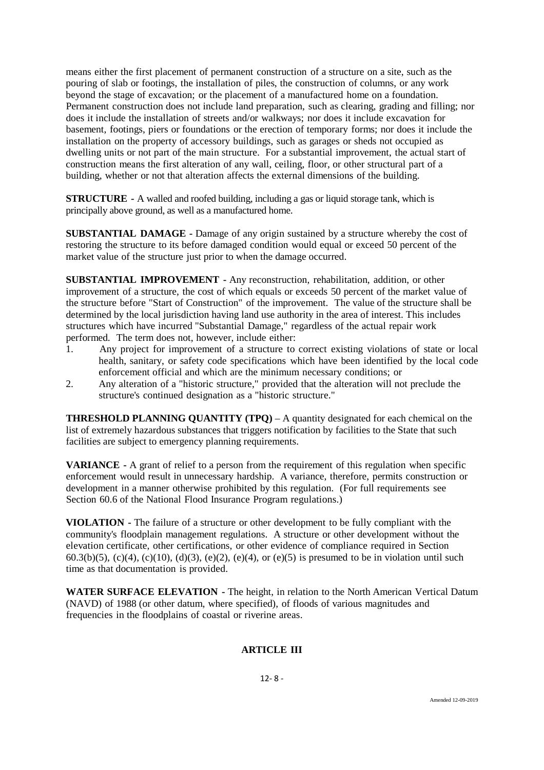means either the first placement of permanent construction of a structure on a site, such as the pouring of slab or footings, the installation of piles, the construction of columns, or any work beyond the stage of excavation; or the placement of a manufactured home on a foundation. Permanent construction does not include land preparation, such as clearing, grading and filling; nor does it include the installation of streets and/or walkways; nor does it include excavation for basement, footings, piers or foundations or the erection of temporary forms; nor does it include the installation on the property of accessory buildings, such as garages or sheds not occupied as dwelling units or not part of the main structure. For a substantial improvement, the actual start of construction means the first alteration of any wall, ceiling, floor, or other structural part of a building, whether or not that alteration affects the external dimensions of the building.

**STRUCTURE -** A walled and roofed building, including a gas or liquid storage tank, which is principally above ground, as well as a manufactured home.

**SUBSTANTIAL DAMAGE -** Damage of any origin sustained by a structure whereby the cost of restoring the structure to its before damaged condition would equal or exceed 50 percent of the market value of the structure just prior to when the damage occurred.

**SUBSTANTIAL IMPROVEMENT -** Any reconstruction, rehabilitation, addition, or other improvement of a structure, the cost of which equals or exceeds 50 percent of the market value of the structure before "Start of Construction" of the improvement. The value of the structure shall be determined by the local jurisdiction having land use authority in the area of interest. This includes structures which have incurred "Substantial Damage," regardless of the actual repair work performed. The term does not, however, include either:

1. Any project for improvement of a structure to correct existing violations of state or local health, sanitary, or safety code specifications which have been identified by the local code enforcement official and which are the minimum necessary conditions; or
2. Any alteration of a "historic structure," provided that the alteration will not preclude the structure's continued designation as a "historic structure."

**THRESHOLD PLANNING QUANTITY (TPQ)** – A quantity designated for each chemical on the list of extremely hazardous substances that triggers notification by facilities to the State that such facilities are subject to emergency planning requirements.

**VARIANCE -** A grant of relief to a person from the requirement of this regulation when specific enforcement would result in unnecessary hardship. A variance, therefore, permits construction or development in a manner otherwise prohibited by this regulation. (For full requirements see Section 60.6 of the National Flood Insurance Program regulations.)

**VIOLATION -** The failure of a structure or other development to be fully compliant with the community's floodplain management regulations. A structure or other development without the elevation certificate, other certifications, or other evidence of compliance required in Section 60.3(b)(5), (c)(4), (c)(10), (d)(3), (e)(2), (e)(4), or (e)(5) is presumed to be in violation until such time as that documentation is provided.

**WATER SURFACE ELEVATION -** The height, in relation to the North American Vertical Datum (NAVD) of 1988 (or other datum, where specified), of floods of various magnitudes and frequencies in the floodplains of coastal or riverine areas.

## ARTICLE III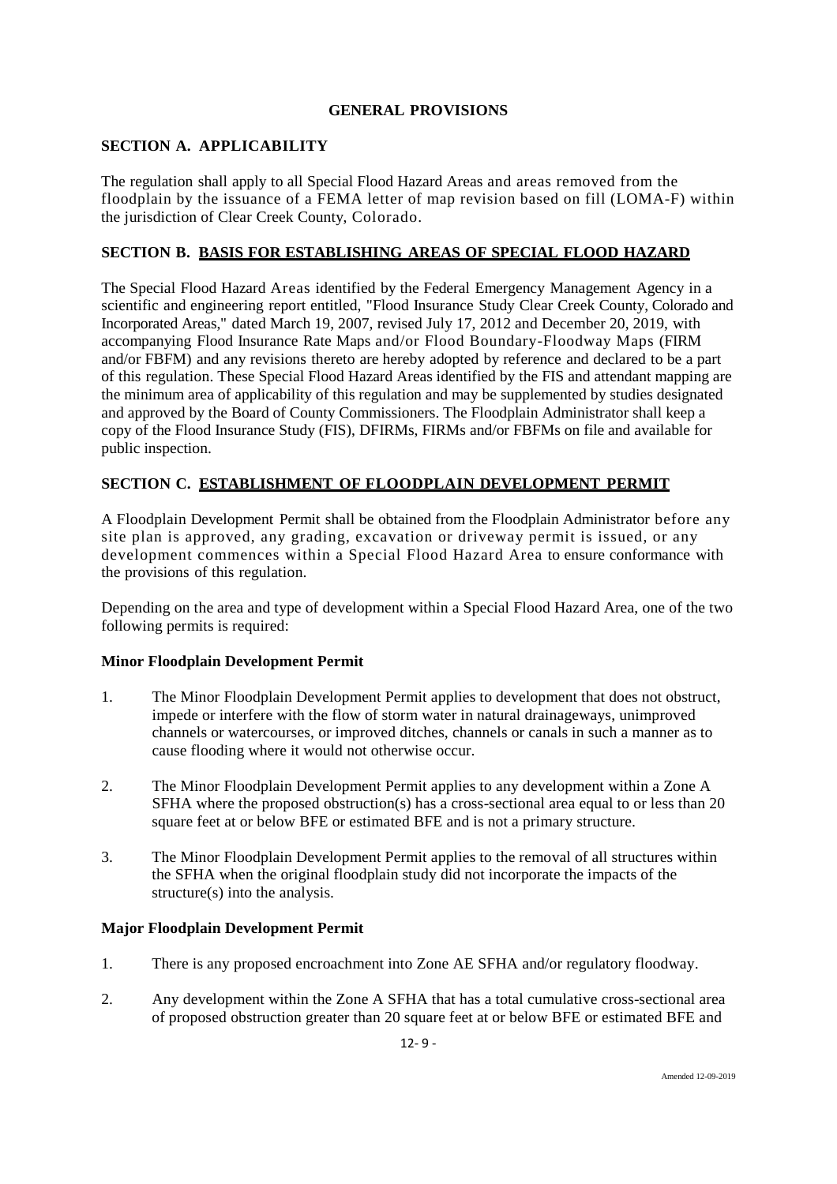## GENERAL PROVISIONS

### SECTION A. APPLICABILITY

The regulation shall apply to all Special Flood Hazard Areas and areas removed from the floodplain by the issuance of a FEMA letter of map revision based on fill (LOMA-F) within the jurisdiction of Clear Creek County, Colorado.

### SECTION B. BASIS FOR ESTABLISHING AREAS OF SPECIAL FLOOD HAZARD

The Special Flood Hazard Areas identified by the Federal Emergency Management Agency in a scientific and engineering report entitled, "Flood Insurance Study Clear Creek County, Colorado and Incorporated Areas," dated March 19, 2007, revised July 17, 2012 and December 20, 2019, with accompanying Flood Insurance Rate Maps and/or Flood Boundary-Floodway Maps (FIRM and/or FBFM) and any revisions thereto are hereby adopted by reference and declared to be a part of this regulation. These Special Flood Hazard Areas identified by the FIS and attendant mapping are the minimum area of applicability of this regulation and may be supplemented by studies designated and approved by the Board of County Commissioners. The Floodplain Administrator shall keep a copy of the Flood Insurance Study (FIS), DFIRMs, FIRMs and/or FBFMs on file and available for public inspection.

### SECTION C. ESTABLISHMENT OF FLOODPLAIN DEVELOPMENT PERMIT

A Floodplain Development Permit shall be obtained from the Floodplain Administrator before any site plan is approved, any grading, excavation or driveway permit is issued, or any development commences within a Special Flood Hazard Area to ensure conformance with the provisions of this regulation.

Depending on the area and type of development within a Special Flood Hazard Area, one of the two following permits is required:

**Minor Floodplain Development Permit**

1. The Minor Floodplain Development Permit applies to development that does not obstruct, impede or interfere with the flow of storm water in natural drainageways, unimproved channels or watercourses, or improved ditches, channels or canals in such a manner as to cause flooding where it would not otherwise occur.

2. The Minor Floodplain Development Permit applies to any development within a Zone A SFHA where the proposed obstruction(s) has a cross-sectional area equal to or less than 20 square feet at or below BFE or estimated BFE and is not a primary structure.

3. The Minor Floodplain Development Permit applies to the removal of all structures within the SFHA when the original floodplain study did not incorporate the impacts of the structure(s) into the analysis.

**Major Floodplain Development Permit**

1. There is any proposed encroachment into Zone AE SFHA and/or regulatory floodway.

2. Any development within the Zone A SFHA that has a total cumulative cross-sectional area of proposed obstruction greater than 20 square feet at or below BFE or estimated BFE and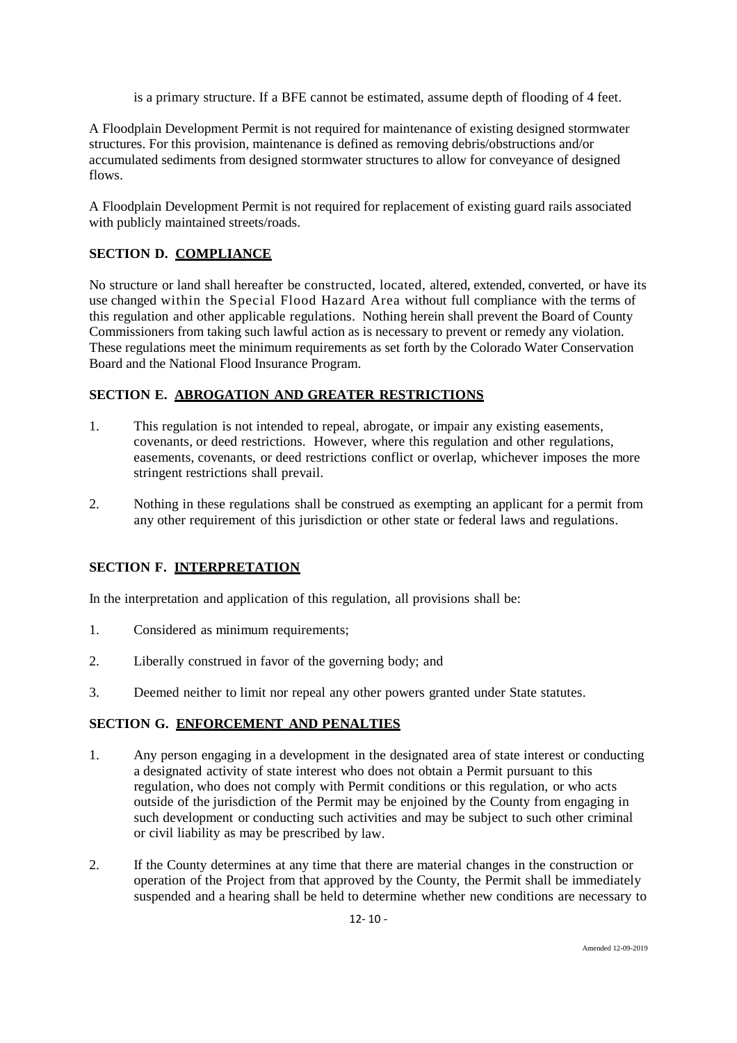is a primary structure. If a BFE cannot be estimated, assume depth of flooding of 4 feet.

A Floodplain Development Permit is not required for maintenance of existing designed stormwater structures. For this provision, maintenance is defined as removing debris/obstructions and/or accumulated sediments from designed stormwater structures to allow for conveyance of designed flows.

A Floodplain Development Permit is not required for replacement of existing guard rails associated with publicly maintained streets/roads.

### SECTION D. COMPLIANCE

No structure or land shall hereafter be constructed, located, altered, extended, converted, or have its use changed within the Special Flood Hazard Area without full compliance with the terms of this regulation and other applicable regulations. Nothing herein shall prevent the Board of County Commissioners from taking such lawful action as is necessary to prevent or remedy any violation. These regulations meet the minimum requirements as set forth by the Colorado Water Conservation Board and the National Flood Insurance Program.

### SECTION E. ABROGATION AND GREATER RESTRICTIONS

1. This regulation is not intended to repeal, abrogate, or impair any existing easements, covenants, or deed restrictions. However, where this regulation and other regulations, easements, covenants, or deed restrictions conflict or overlap, whichever imposes the more stringent restrictions shall prevail.

2. Nothing in these regulations shall be construed as exempting an applicant for a permit from any other requirement of this jurisdiction or other state or federal laws and regulations.

### SECTION F. INTERPRETATION

In the interpretation and application of this regulation, all provisions shall be:

1. Considered as minimum requirements;

2. Liberally construed in favor of the governing body; and

3. Deemed neither to limit nor repeal any other powers granted under State statutes.

### SECTION G. ENFORCEMENT AND PENALTIES

1. Any person engaging in a development in the designated area of state interest or conducting a designated activity of state interest who does not obtain a Permit pursuant to this regulation, who does not comply with Permit conditions or this regulation, or who acts outside of the jurisdiction of the Permit may be enjoined by the County from engaging in such development or conducting such activities and may be subject to such other criminal or civil liability as may be prescribed by law.

2. If the County determines at any time that there are material changes in the construction or operation of the Project from that approved by the County, the Permit shall be immediately suspended and a hearing shall be held to determine whether new conditions are necessary to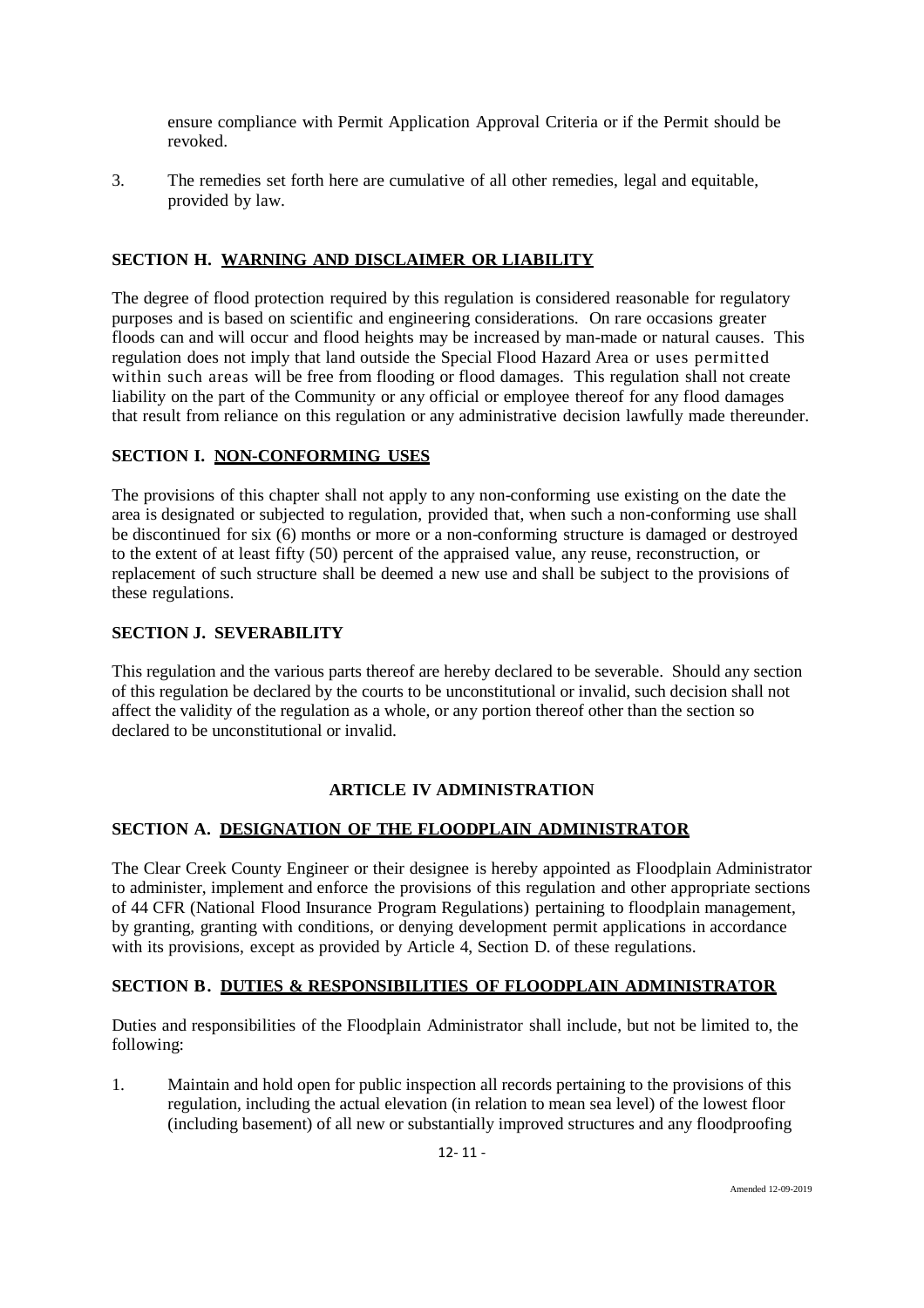ensure compliance with Permit Application Approval Criteria or if the Permit should be revoked.

3. The remedies set forth here are cumulative of all other remedies, legal and equitable, provided by law.

### SECTION H. WARNING AND DISCLAIMER OR LIABILITY

The degree of flood protection required by this regulation is considered reasonable for regulatory purposes and is based on scientific and engineering considerations. On rare occasions greater floods can and will occur and flood heights may be increased by man-made or natural causes. This regulation does not imply that land outside the Special Flood Hazard Area or uses permitted within such areas will be free from flooding or flood damages. This regulation shall not create liability on the part of the Community or any official or employee thereof for any flood damages that result from reliance on this regulation or any administrative decision lawfully made thereunder.

### SECTION I. NON-CONFORMING USES

The provisions of this chapter shall not apply to any non-conforming use existing on the date the area is designated or subjected to regulation, provided that, when such a non-conforming use shall be discontinued for six (6) months or more or a non-conforming structure is damaged or destroyed to the extent of at least fifty (50) percent of the appraised value, any reuse, reconstruction, or replacement of such structure shall be deemed a new use and shall be subject to the provisions of these regulations.

### SECTION J. SEVERABILITY

This regulation and the various parts thereof are hereby declared to be severable. Should any section of this regulation be declared by the courts to be unconstitutional or invalid, such decision shall not affect the validity of the regulation as a whole, or any portion thereof other than the section so declared to be unconstitutional or invalid.

## ARTICLE IV ADMINISTRATION

### SECTION A. DESIGNATION OF THE FLOODPLAIN ADMINISTRATOR

The Clear Creek County Engineer or their designee is hereby appointed as Floodplain Administrator to administer, implement and enforce the provisions of this regulation and other appropriate sections of 44 CFR (National Flood Insurance Program Regulations) pertaining to floodplain management, by granting, granting with conditions, or denying development permit applications in accordance with its provisions, except as provided by Article 4, Section D. of these regulations.

### SECTION B. DUTIES & RESPONSIBILITIES OF FLOODPLAIN ADMINISTRATOR

Duties and responsibilities of the Floodplain Administrator shall include, but not be limited to, the following:

1. Maintain and hold open for public inspection all records pertaining to the provisions of this regulation, including the actual elevation (in relation to mean sea level) of the lowest floor (including basement) of all new or substantially improved structures and any floodproofing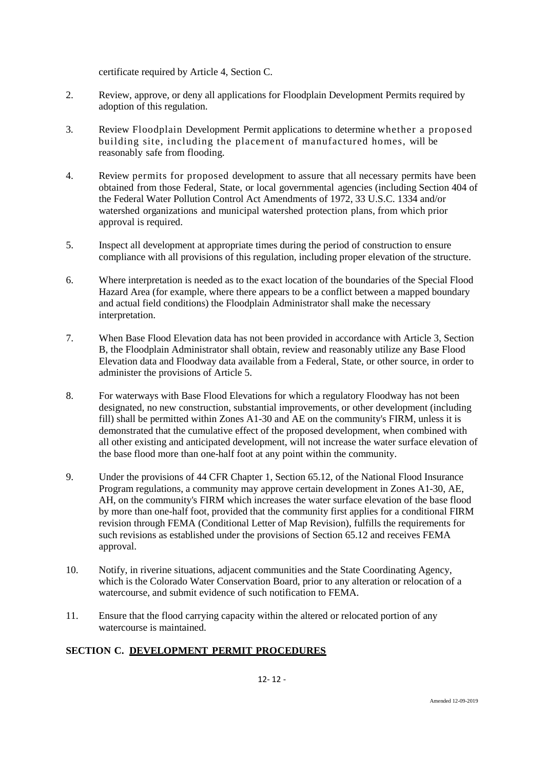certificate required by Article 4, Section C.

2. Review, approve, or deny all applications for Floodplain Development Permits required by adoption of this regulation.

3. Review Floodplain Development Permit applications to determine whether a proposed building site, including the placement of manufactured homes, will be reasonably safe from flooding.

4. Review permits for proposed development to assure that all necessary permits have been obtained from those Federal, State, or local governmental agencies (including Section 404 of the Federal Water Pollution Control Act Amendments of 1972, 33 U.S.C. 1334 and/or watershed organizations and municipal watershed protection plans, from which prior approval is required.

5. Inspect all development at appropriate times during the period of construction to ensure compliance with all provisions of this regulation, including proper elevation of the structure.

6. Where interpretation is needed as to the exact location of the boundaries of the Special Flood Hazard Area (for example, where there appears to be a conflict between a mapped boundary and actual field conditions) the Floodplain Administrator shall make the necessary interpretation.

7. When Base Flood Elevation data has not been provided in accordance with Article 3, Section B, the Floodplain Administrator shall obtain, review and reasonably utilize any Base Flood Elevation data and Floodway data available from a Federal, State, or other source, in order to administer the provisions of Article 5.

8. For waterways with Base Flood Elevations for which a regulatory Floodway has not been designated, no new construction, substantial improvements, or other development (including fill) shall be permitted within Zones A1-30 and AE on the community's FIRM, unless it is demonstrated that the cumulative effect of the proposed development, when combined with all other existing and anticipated development, will not increase the water surface elevation of the base flood more than one-half foot at any point within the community.

9. Under the provisions of 44 CFR Chapter 1, Section 65.12, of the National Flood Insurance Program regulations, a community may approve certain development in Zones A1-30, AE, AH, on the community's FIRM which increases the water surface elevation of the base flood by more than one-half foot, provided that the community first applies for a conditional FIRM revision through FEMA (Conditional Letter of Map Revision), fulfills the requirements for such revisions as established under the provisions of Section 65.12 and receives FEMA approval.

10. Notify, in riverine situations, adjacent communities and the State Coordinating Agency, which is the Colorado Water Conservation Board, prior to any alteration or relocation of a watercourse, and submit evidence of such notification to FEMA.

11. Ensure that the flood carrying capacity within the altered or relocated portion of any watercourse is maintained.

## SECTION C. DEVELOPMENT PERMIT PROCEDURES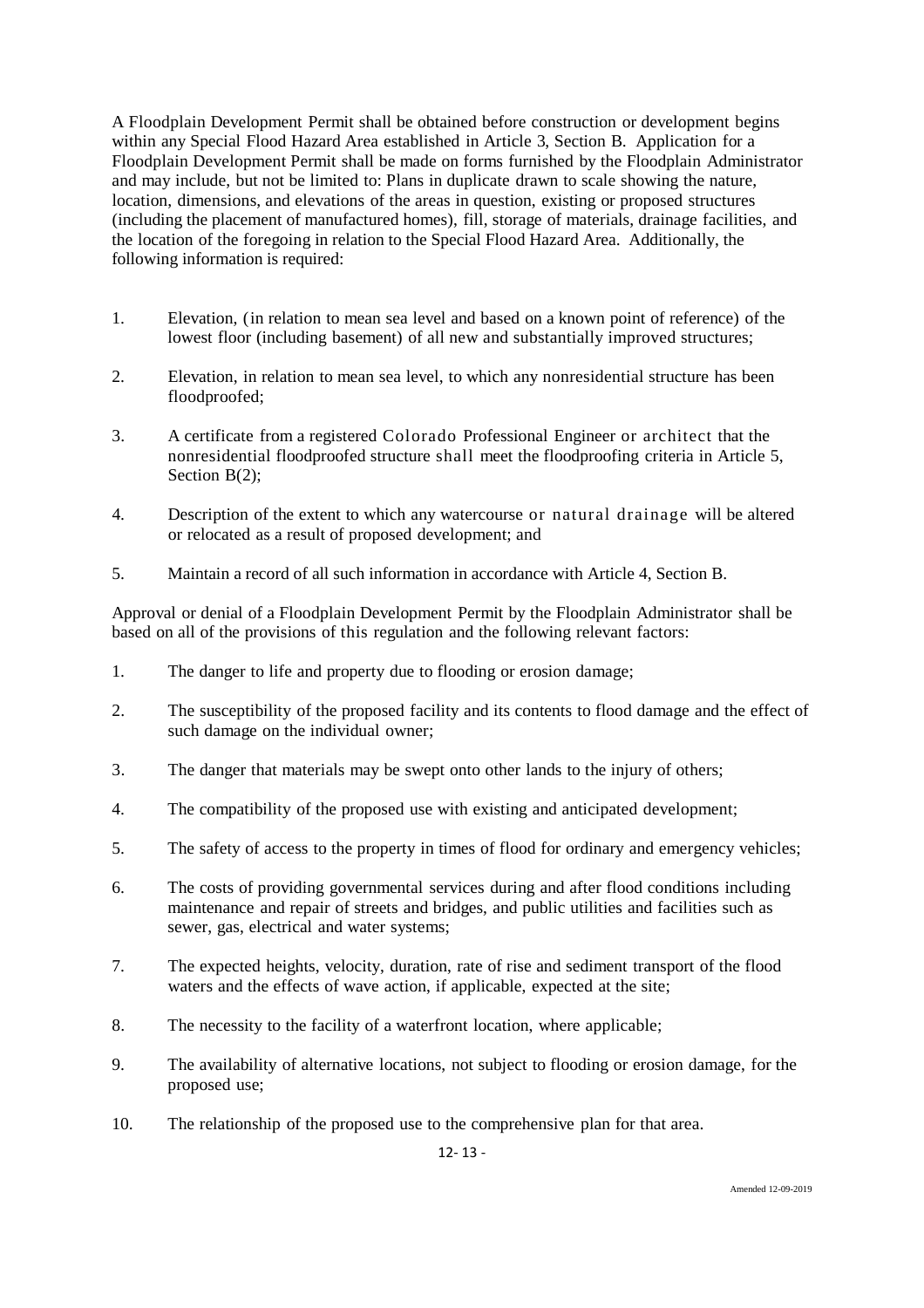A Floodplain Development Permit shall be obtained before construction or development begins within any Special Flood Hazard Area established in Article 3, Section B. Application for a Floodplain Development Permit shall be made on forms furnished by the Floodplain Administrator and may include, but not be limited to: Plans in duplicate drawn to scale showing the nature, location, dimensions, and elevations of the areas in question, existing or proposed structures (including the placement of manufactured homes), fill, storage of materials, drainage facilities, and the location of the foregoing in relation to the Special Flood Hazard Area. Additionally, the following information is required:

1. Elevation, (in relation to mean sea level and based on a known point of reference) of the lowest floor (including basement) of all new and substantially improved structures;
2. Elevation, in relation to mean sea level, to which any nonresidential structure has been floodproofed;
3. A certificate from a registered Colorado Professional Engineer or architect that the nonresidential floodproofed structure shall meet the floodproofing criteria in Article 5, Section B(2);
4. Description of the extent to which any watercourse or natural drainage will be altered or relocated as a result of proposed development; and
5. Maintain a record of all such information in accordance with Article 4, Section B.

Approval or denial of a Floodplain Development Permit by the Floodplain Administrator shall be based on all of the provisions of this regulation and the following relevant factors:

1. The danger to life and property due to flooding or erosion damage;
2. The susceptibility of the proposed facility and its contents to flood damage and the effect of such damage on the individual owner;
3. The danger that materials may be swept onto other lands to the injury of others;
4. The compatibility of the proposed use with existing and anticipated development;
5. The safety of access to the property in times of flood for ordinary and emergency vehicles;
6. The costs of providing governmental services during and after flood conditions including maintenance and repair of streets and bridges, and public utilities and facilities such as sewer, gas, electrical and water systems;
7. The expected heights, velocity, duration, rate of rise and sediment transport of the flood waters and the effects of wave action, if applicable, expected at the site;
8. The necessity to the facility of a waterfront location, where applicable;
9. The availability of alternative locations, not subject to flooding or erosion damage, for the proposed use;
10. The relationship of the proposed use to the comprehensive plan for that area.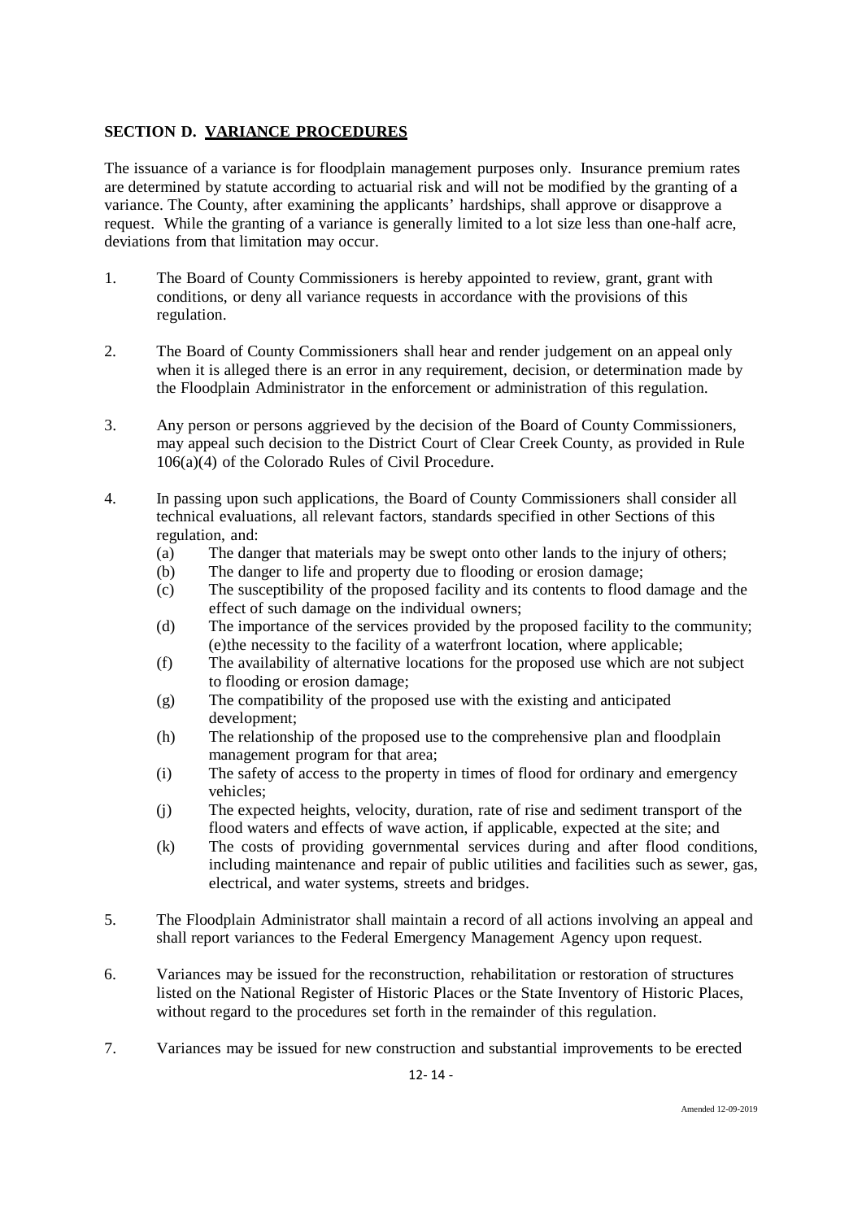## SECTION D. VARIANCE PROCEDURES

The issuance of a variance is for floodplain management purposes only. Insurance premium rates are determined by statute according to actuarial risk and will not be modified by the granting of a variance. The County, after examining the applicants' hardships, shall approve or disapprove a request. While the granting of a variance is generally limited to a lot size less than one-half acre, deviations from that limitation may occur.

1. The Board of County Commissioners is hereby appointed to review, grant, grant with conditions, or deny all variance requests in accordance with the provisions of this regulation.

2. The Board of County Commissioners shall hear and render judgement on an appeal only when it is alleged there is an error in any requirement, decision, or determination made by the Floodplain Administrator in the enforcement or administration of this regulation.

3. Any person or persons aggrieved by the decision of the Board of County Commissioners, may appeal such decision to the District Court of Clear Creek County, as provided in Rule 106(a)(4) of the Colorado Rules of Civil Procedure.

4. In passing upon such applications, the Board of County Commissioners shall consider all technical evaluations, all relevant factors, standards specified in other Sections of this regulation, and:
   (a) The danger that materials may be swept onto other lands to the injury of others;
   (b) The danger to life and property due to flooding or erosion damage;
   (c) The susceptibility of the proposed facility and its contents to flood damage and the effect of such damage on the individual owners;
   (d) The importance of the services provided by the proposed facility to the community; (e)the necessity to the facility of a waterfront location, where applicable;
   (f) The availability of alternative locations for the proposed use which are not subject to flooding or erosion damage;
   (g) The compatibility of the proposed use with the existing and anticipated development;
   (h) The relationship of the proposed use to the comprehensive plan and floodplain management program for that area;
   (i) The safety of access to the property in times of flood for ordinary and emergency vehicles;
   (j) The expected heights, velocity, duration, rate of rise and sediment transport of the flood waters and effects of wave action, if applicable, expected at the site; and
   (k) The costs of providing governmental services during and after flood conditions, including maintenance and repair of public utilities and facilities such as sewer, gas, electrical, and water systems, streets and bridges.

5. The Floodplain Administrator shall maintain a record of all actions involving an appeal and shall report variances to the Federal Emergency Management Agency upon request.

6. Variances may be issued for the reconstruction, rehabilitation or restoration of structures listed on the National Register of Historic Places or the State Inventory of Historic Places, without regard to the procedures set forth in the remainder of this regulation.

7. Variances may be issued for new construction and substantial improvements to be erected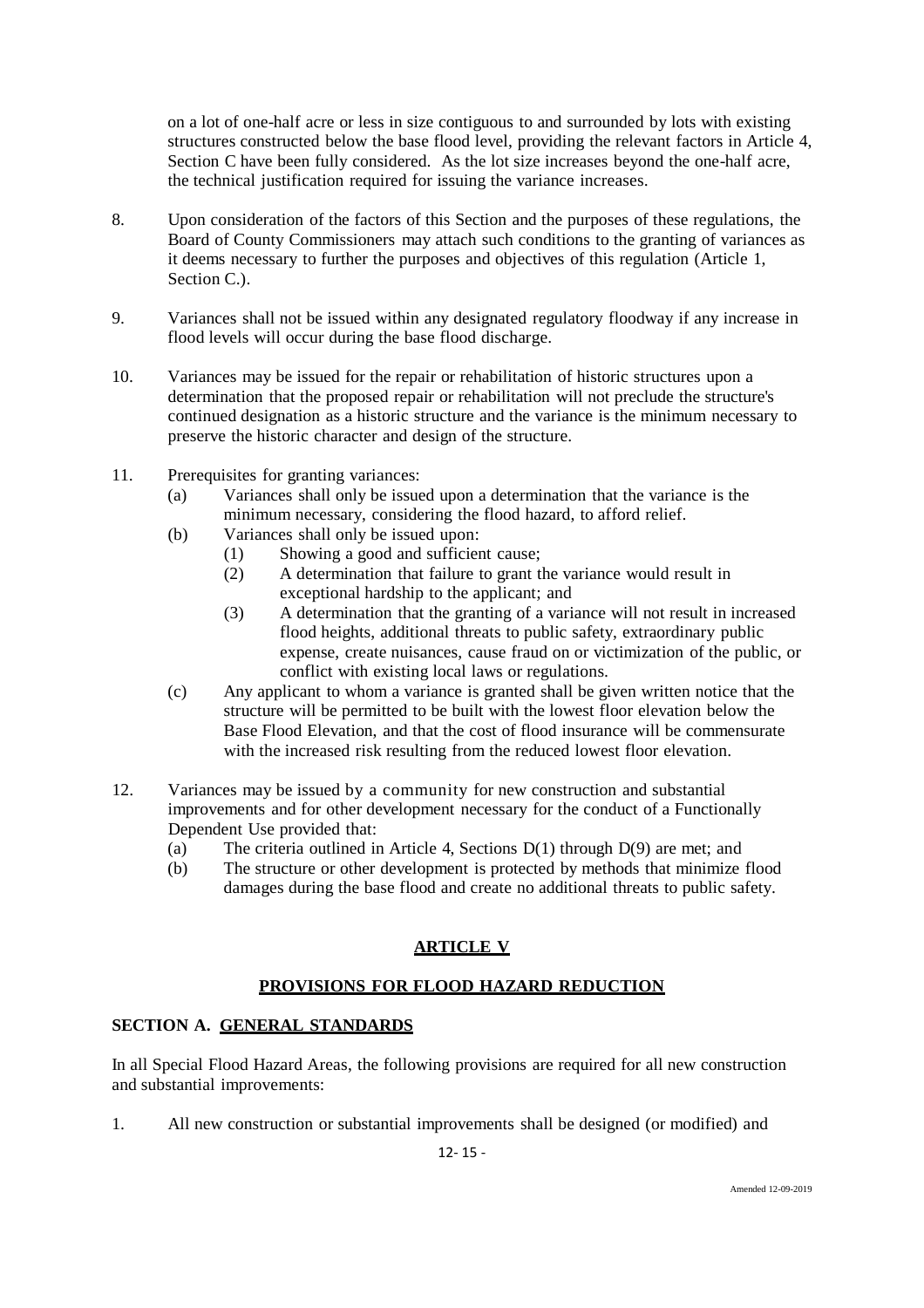on a lot of one-half acre or less in size contiguous to and surrounded by lots with existing structures constructed below the base flood level, providing the relevant factors in Article 4, Section C have been fully considered. As the lot size increases beyond the one-half acre, the technical justification required for issuing the variance increases.

8. Upon consideration of the factors of this Section and the purposes of these regulations, the Board of County Commissioners may attach such conditions to the granting of variances as it deems necessary to further the purposes and objectives of this regulation (Article 1, Section C.).

9. Variances shall not be issued within any designated regulatory floodway if any increase in flood levels will occur during the base flood discharge.

10. Variances may be issued for the repair or rehabilitation of historic structures upon a determination that the proposed repair or rehabilitation will not preclude the structure's continued designation as a historic structure and the variance is the minimum necessary to preserve the historic character and design of the structure.

11. Prerequisites for granting variances:
    - (a) Variances shall only be issued upon a determination that the variance is the minimum necessary, considering the flood hazard, to afford relief.
    - (b) Variances shall only be issued upon:
        - (1) Showing a good and sufficient cause;
        - (2) A determination that failure to grant the variance would result in exceptional hardship to the applicant; and
        - (3) A determination that the granting of a variance will not result in increased flood heights, additional threats to public safety, extraordinary public expense, create nuisances, cause fraud on or victimization of the public, or conflict with existing local laws or regulations.
    - (c) Any applicant to whom a variance is granted shall be given written notice that the structure will be permitted to be built with the lowest floor elevation below the Base Flood Elevation, and that the cost of flood insurance will be commensurate with the increased risk resulting from the reduced lowest floor elevation.

12. Variances may be issued by a community for new construction and substantial improvements and for other development necessary for the conduct of a Functionally Dependent Use provided that:
    - (a) The criteria outlined in Article 4, Sections D(1) through D(9) are met; and
    - (b) The structure or other development is protected by methods that minimize flood damages during the base flood and create no additional threats to public safety.

## ARTICLE V

## PROVISIONS FOR FLOOD HAZARD REDUCTION

### SECTION A. GENERAL STANDARDS

In all Special Flood Hazard Areas, the following provisions are required for all new construction and substantial improvements:

1. All new construction or substantial improvements shall be designed (or modified) and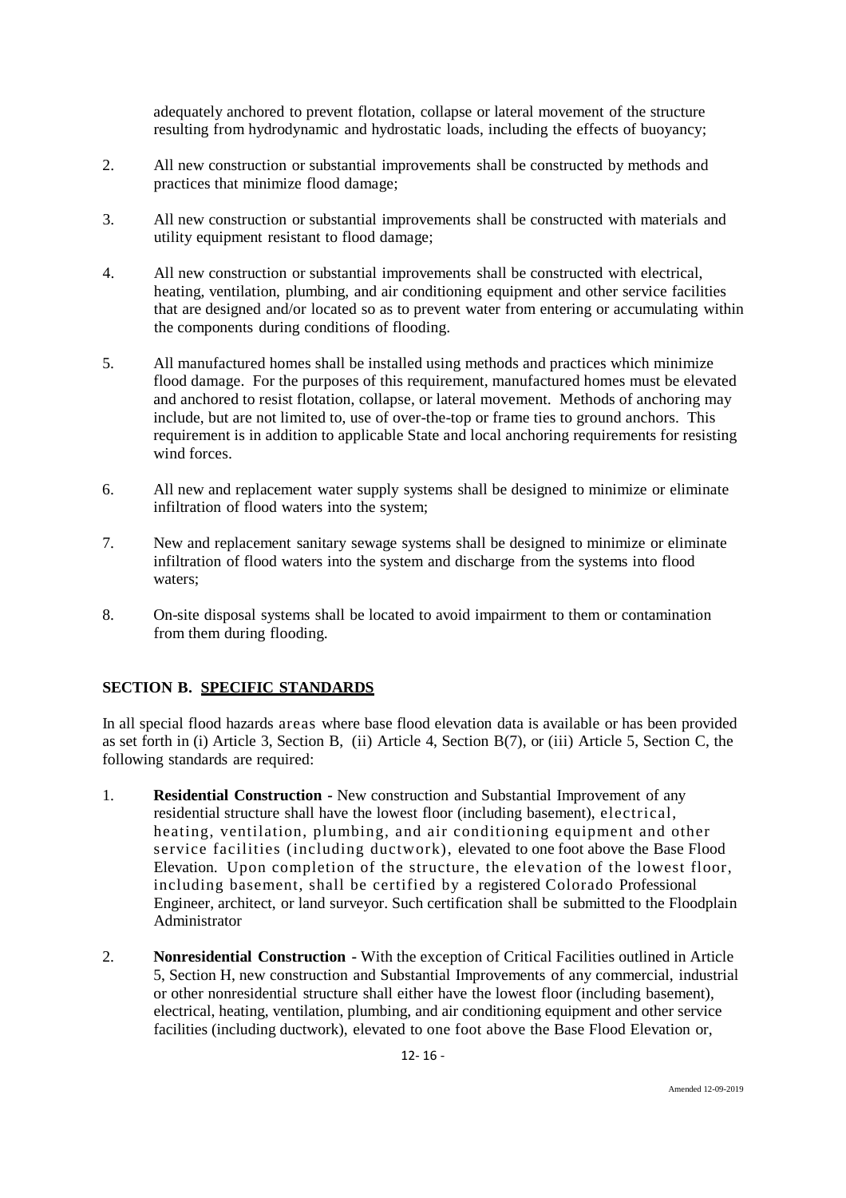adequately anchored to prevent flotation, collapse or lateral movement of the structure resulting from hydrodynamic and hydrostatic loads, including the effects of buoyancy;

2. All new construction or substantial improvements shall be constructed by methods and practices that minimize flood damage;

3. All new construction or substantial improvements shall be constructed with materials and utility equipment resistant to flood damage;

4. All new construction or substantial improvements shall be constructed with electrical, heating, ventilation, plumbing, and air conditioning equipment and other service facilities that are designed and/or located so as to prevent water from entering or accumulating within the components during conditions of flooding.

5. All manufactured homes shall be installed using methods and practices which minimize flood damage. For the purposes of this requirement, manufactured homes must be elevated and anchored to resist flotation, collapse, or lateral movement. Methods of anchoring may include, but are not limited to, use of over-the-top or frame ties to ground anchors. This requirement is in addition to applicable State and local anchoring requirements for resisting wind forces.

6. All new and replacement water supply systems shall be designed to minimize or eliminate infiltration of flood waters into the system;

7. New and replacement sanitary sewage systems shall be designed to minimize or eliminate infiltration of flood waters into the system and discharge from the systems into flood waters;

8. On-site disposal systems shall be located to avoid impairment to them or contamination from them during flooding.

## SECTION B. SPECIFIC STANDARDS

In all special flood hazards areas where base flood elevation data is available or has been provided as set forth in (i) Article 3, Section B, (ii) Article 4, Section B(7), or (iii) Article 5, Section C, the following standards are required:

1. **Residential Construction -** New construction and Substantial Improvement of any residential structure shall have the lowest floor (including basement), electrical, heating, ventilation, plumbing, and air conditioning equipment and other service facilities (including ductwork), elevated to one foot above the Base Flood Elevation. Upon completion of the structure, the elevation of the lowest floor, including basement, shall be certified by a registered Colorado Professional Engineer, architect, or land surveyor. Such certification shall be submitted to the Floodplain Administrator

2. **Nonresidential Construction -** With the exception of Critical Facilities outlined in Article 5, Section H, new construction and Substantial Improvements of any commercial, industrial or other nonresidential structure shall either have the lowest floor (including basement), electrical, heating, ventilation, plumbing, and air conditioning equipment and other service facilities (including ductwork), elevated to one foot above the Base Flood Elevation or,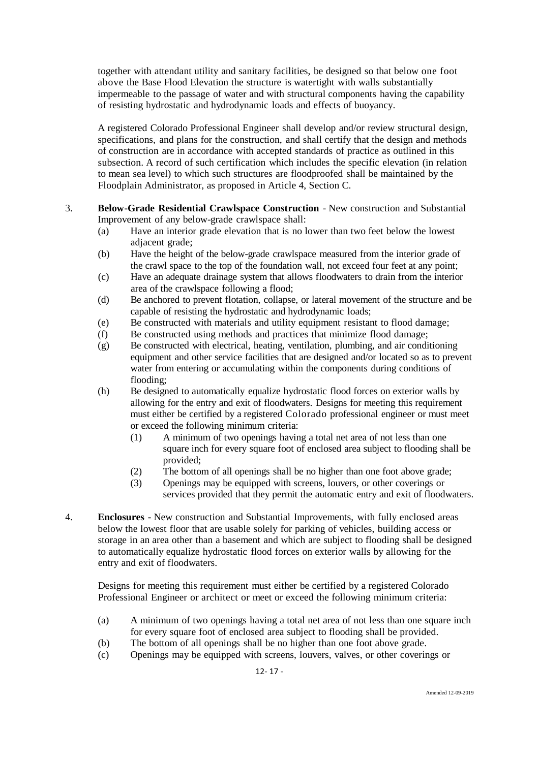together with attendant utility and sanitary facilities, be designed so that below one foot above the Base Flood Elevation the structure is watertight with walls substantially impermeable to the passage of water and with structural components having the capability of resisting hydrostatic and hydrodynamic loads and effects of buoyancy.

A registered Colorado Professional Engineer shall develop and/or review structural design, specifications, and plans for the construction, and shall certify that the design and methods of construction are in accordance with accepted standards of practice as outlined in this subsection. A record of such certification which includes the specific elevation (in relation to mean sea level) to which such structures are floodproofed shall be maintained by the Floodplain Administrator, as proposed in Article 4, Section C.

3. **Below-Grade Residential Crawlspace Construction** - New construction and Substantial Improvement of any below-grade crawlspace shall:
   (a) Have an interior grade elevation that is no lower than two feet below the lowest adjacent grade;
   (b) Have the height of the below-grade crawlspace measured from the interior grade of the crawl space to the top of the foundation wall, not exceed four feet at any point;
   (c) Have an adequate drainage system that allows floodwaters to drain from the interior area of the crawlspace following a flood;
   (d) Be anchored to prevent flotation, collapse, or lateral movement of the structure and be capable of resisting the hydrostatic and hydrodynamic loads;
   (e) Be constructed with materials and utility equipment resistant to flood damage;
   (f) Be constructed using methods and practices that minimize flood damage;
   (g) Be constructed with electrical, heating, ventilation, plumbing, and air conditioning equipment and other service facilities that are designed and/or located so as to prevent water from entering or accumulating within the components during conditions of flooding;
   (h) Be designed to automatically equalize hydrostatic flood forces on exterior walls by allowing for the entry and exit of floodwaters. Designs for meeting this requirement must either be certified by a registered Colorado professional engineer or must meet or exceed the following minimum criteria:
      (1) A minimum of two openings having a total net area of not less than one square inch for every square foot of enclosed area subject to flooding shall be provided;
      (2) The bottom of all openings shall be no higher than one foot above grade;
      (3) Openings may be equipped with screens, louvers, or other coverings or services provided that they permit the automatic entry and exit of floodwaters.

4. **Enclosures -** New construction and Substantial Improvements, with fully enclosed areas below the lowest floor that are usable solely for parking of vehicles, building access or storage in an area other than a basement and which are subject to flooding shall be designed to automatically equalize hydrostatic flood forces on exterior walls by allowing for the entry and exit of floodwaters.

   Designs for meeting this requirement must either be certified by a registered Colorado Professional Engineer or architect or meet or exceed the following minimum criteria:

   (a) A minimum of two openings having a total net area of not less than one square inch for every square foot of enclosed area subject to flooding shall be provided.
   (b) The bottom of all openings shall be no higher than one foot above grade.
   (c) Openings may be equipped with screens, louvers, valves, or other coverings or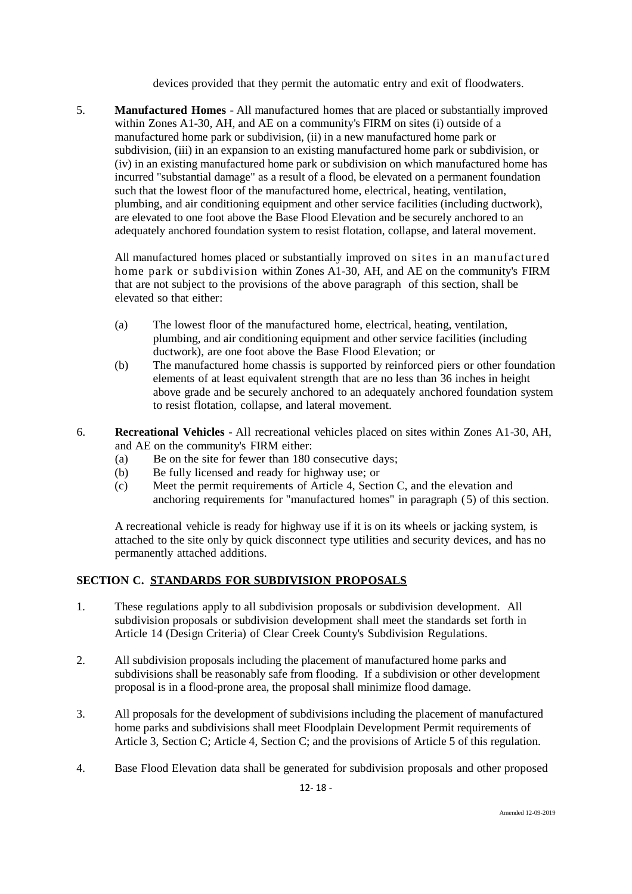devices provided that they permit the automatic entry and exit of floodwaters.

5. **Manufactured Homes** - All manufactured homes that are placed or substantially improved within Zones A1-30, AH, and AE on a community's FIRM on sites (i) outside of a manufactured home park or subdivision, (ii) in a new manufactured home park or subdivision, (iii) in an expansion to an existing manufactured home park or subdivision, or (iv) in an existing manufactured home park or subdivision on which manufactured home has incurred "substantial damage" as a result of a flood, be elevated on a permanent foundation such that the lowest floor of the manufactured home, electrical, heating, ventilation, plumbing, and air conditioning equipment and other service facilities (including ductwork), are elevated to one foot above the Base Flood Elevation and be securely anchored to an adequately anchored foundation system to resist flotation, collapse, and lateral movement.

   All manufactured homes placed or substantially improved on sites in an manufactured home park or subdivision within Zones A1-30, AH, and AE on the community's FIRM that are not subject to the provisions of the above paragraph of this section, shall be elevated so that either:

   (a) The lowest floor of the manufactured home, electrical, heating, ventilation, plumbing, and air conditioning equipment and other service facilities (including ductwork), are one foot above the Base Flood Elevation; or
   (b) The manufactured home chassis is supported by reinforced piers or other foundation elements of at least equivalent strength that are no less than 36 inches in height above grade and be securely anchored to an adequately anchored foundation system to resist flotation, collapse, and lateral movement.

6. **Recreational Vehicles** - All recreational vehicles placed on sites within Zones A1-30, AH, and AE on the community's FIRM either:
   (a) Be on the site for fewer than 180 consecutive days;
   (b) Be fully licensed and ready for highway use; or
   (c) Meet the permit requirements of Article 4, Section C, and the elevation and anchoring requirements for "manufactured homes" in paragraph (5) of this section.

   A recreational vehicle is ready for highway use if it is on its wheels or jacking system, is attached to the site only by quick disconnect type utilities and security devices, and has no permanently attached additions.

## SECTION C. STANDARDS FOR SUBDIVISION PROPOSALS

1. These regulations apply to all subdivision proposals or subdivision development. All subdivision proposals or subdivision development shall meet the standards set forth in Article 14 (Design Criteria) of Clear Creek County's Subdivision Regulations.

2. All subdivision proposals including the placement of manufactured home parks and subdivisions shall be reasonably safe from flooding. If a subdivision or other development proposal is in a flood-prone area, the proposal shall minimize flood damage.

3. All proposals for the development of subdivisions including the placement of manufactured home parks and subdivisions shall meet Floodplain Development Permit requirements of Article 3, Section C; Article 4, Section C; and the provisions of Article 5 of this regulation.

4. Base Flood Elevation data shall be generated for subdivision proposals and other proposed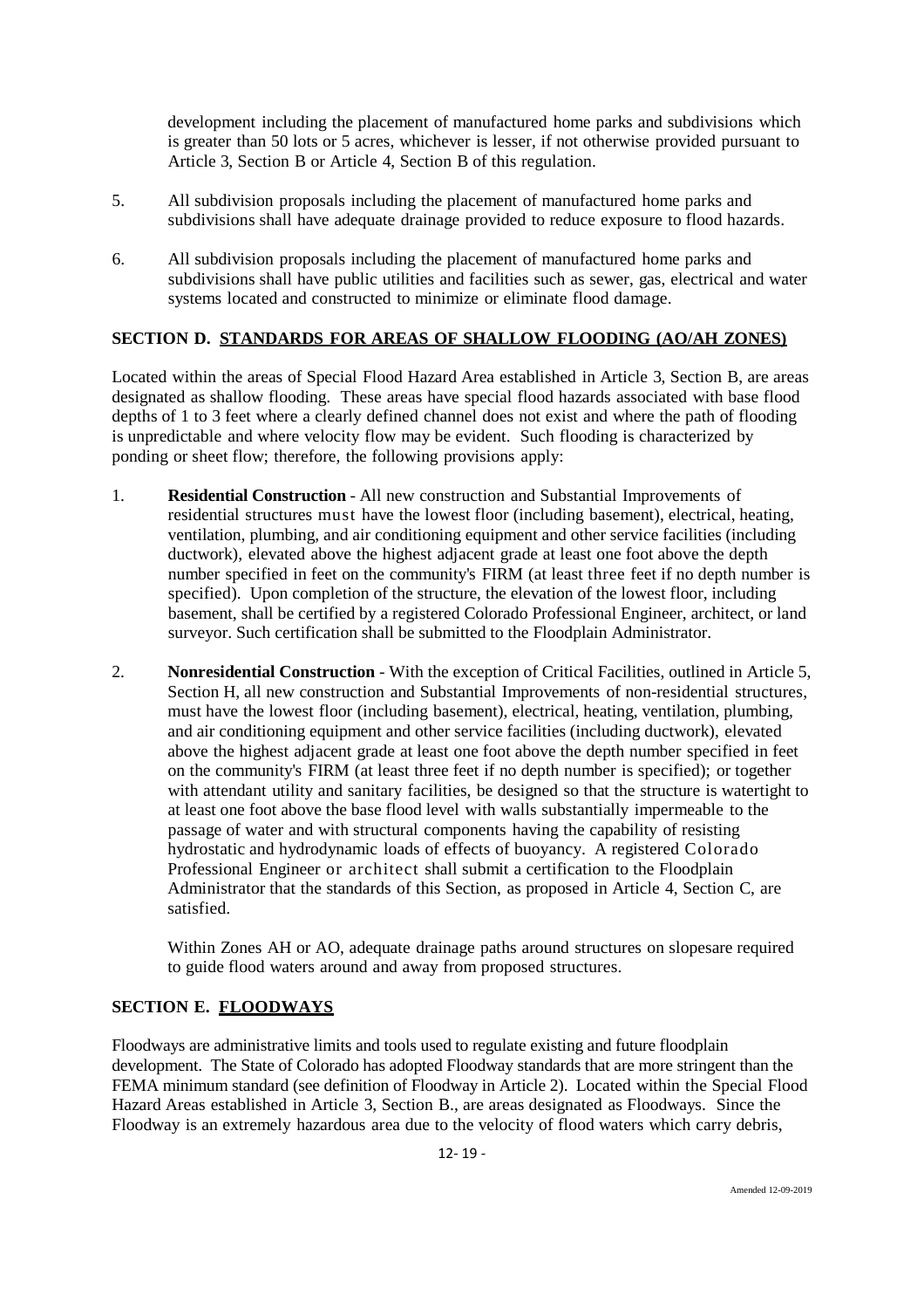development including the placement of manufactured home parks and subdivisions which is greater than 50 lots or 5 acres, whichever is lesser, if not otherwise provided pursuant to Article 3, Section B or Article 4, Section B of this regulation.

5. All subdivision proposals including the placement of manufactured home parks and subdivisions shall have adequate drainage provided to reduce exposure to flood hazards.

6. All subdivision proposals including the placement of manufactured home parks and subdivisions shall have public utilities and facilities such as sewer, gas, electrical and water systems located and constructed to minimize or eliminate flood damage.

### SECTION D. STANDARDS FOR AREAS OF SHALLOW FLOODING (AO/AH ZONES)

Located within the areas of Special Flood Hazard Area established in Article 3, Section B, are areas designated as shallow flooding. These areas have special flood hazards associated with base flood depths of 1 to 3 feet where a clearly defined channel does not exist and where the path of flooding is unpredictable and where velocity flow may be evident. Such flooding is characterized by ponding or sheet flow; therefore, the following provisions apply:

1. **Residential Construction** - All new construction and Substantial Improvements of residential structures must have the lowest floor (including basement), electrical, heating, ventilation, plumbing, and air conditioning equipment and other service facilities (including ductwork), elevated above the highest adjacent grade at least one foot above the depth number specified in feet on the community's FIRM (at least three feet if no depth number is specified). Upon completion of the structure, the elevation of the lowest floor, including basement, shall be certified by a registered Colorado Professional Engineer, architect, or land surveyor. Such certification shall be submitted to the Floodplain Administrator.

2. **Nonresidential Construction** - With the exception of Critical Facilities, outlined in Article 5, Section H, all new construction and Substantial Improvements of non-residential structures, must have the lowest floor (including basement), electrical, heating, ventilation, plumbing, and air conditioning equipment and other service facilities (including ductwork), elevated above the highest adjacent grade at least one foot above the depth number specified in feet on the community's FIRM (at least three feet if no depth number is specified); or together with attendant utility and sanitary facilities, be designed so that the structure is watertight to at least one foot above the base flood level with walls substantially impermeable to the passage of water and with structural components having the capability of resisting hydrostatic and hydrodynamic loads of effects of buoyancy. A registered Colorado Professional Engineer or architect shall submit a certification to the Floodplain Administrator that the standards of this Section, as proposed in Article 4, Section C, are satisfied.

   Within Zones AH or AO, adequate drainage paths around structures on slopesare required to guide flood waters around and away from proposed structures.

### SECTION E. FLOODWAYS

Floodways are administrative limits and tools used to regulate existing and future floodplain development. The State of Colorado has adopted Floodway standards that are more stringent than the FEMA minimum standard (see definition of Floodway in Article 2). Located within the Special Flood Hazard Areas established in Article 3, Section B., are areas designated as Floodways. Since the Floodway is an extremely hazardous area due to the velocity of flood waters which carry debris,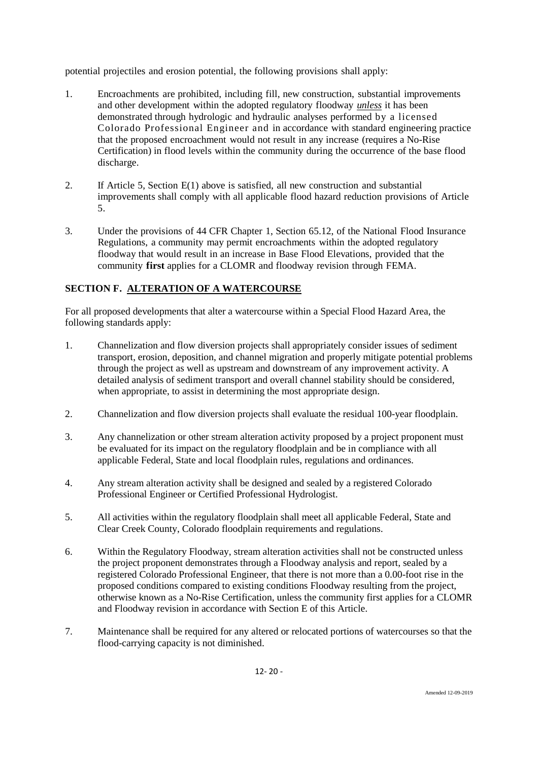potential projectiles and erosion potential, the following provisions shall apply:

1. Encroachments are prohibited, including fill, new construction, substantial improvements and other development within the adopted regulatory floodway ***unless*** it has been demonstrated through hydrologic and hydraulic analyses performed by a licensed Colorado Professional Engineer and in accordance with standard engineering practice that the proposed encroachment would not result in any increase (requires a No-Rise Certification) in flood levels within the community during the occurrence of the base flood discharge.

2. If Article 5, Section E(1) above is satisfied, all new construction and substantial improvements shall comply with all applicable flood hazard reduction provisions of Article 5.

3. Under the provisions of 44 CFR Chapter 1, Section 65.12, of the National Flood Insurance Regulations, a community may permit encroachments within the adopted regulatory floodway that would result in an increase in Base Flood Elevations, provided that the community **first** applies for a CLOMR and floodway revision through FEMA.

## SECTION F. ALTERATION OF A WATERCOURSE

For all proposed developments that alter a watercourse within a Special Flood Hazard Area, the following standards apply:

1. Channelization and flow diversion projects shall appropriately consider issues of sediment transport, erosion, deposition, and channel migration and properly mitigate potential problems through the project as well as upstream and downstream of any improvement activity. A detailed analysis of sediment transport and overall channel stability should be considered, when appropriate, to assist in determining the most appropriate design.

2. Channelization and flow diversion projects shall evaluate the residual 100-year floodplain.

3. Any channelization or other stream alteration activity proposed by a project proponent must be evaluated for its impact on the regulatory floodplain and be in compliance with all applicable Federal, State and local floodplain rules, regulations and ordinances.

4. Any stream alteration activity shall be designed and sealed by a registered Colorado Professional Engineer or Certified Professional Hydrologist.

5. All activities within the regulatory floodplain shall meet all applicable Federal, State and Clear Creek County, Colorado floodplain requirements and regulations.

6. Within the Regulatory Floodway, stream alteration activities shall not be constructed unless the project proponent demonstrates through a Floodway analysis and report, sealed by a registered Colorado Professional Engineer, that there is not more than a 0.00-foot rise in the proposed conditions compared to existing conditions Floodway resulting from the project, otherwise known as a No-Rise Certification, unless the community first applies for a CLOMR and Floodway revision in accordance with Section E of this Article.

7. Maintenance shall be required for any altered or relocated portions of watercourses so that the flood-carrying capacity is not diminished.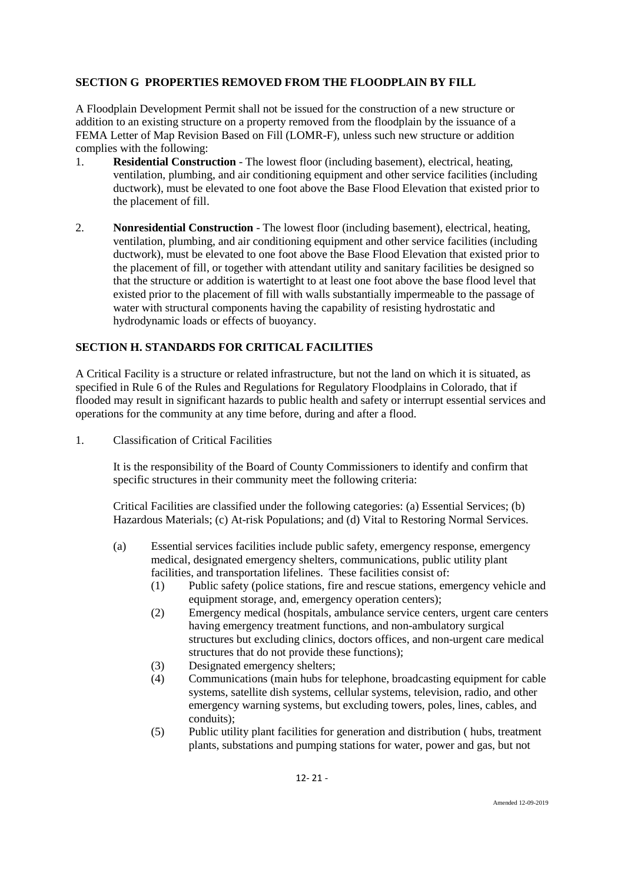## SECTION G PROPERTIES REMOVED FROM THE FLOODPLAIN BY FILL

A Floodplain Development Permit shall not be issued for the construction of a new structure or addition to an existing structure on a property removed from the floodplain by the issuance of a FEMA Letter of Map Revision Based on Fill (LOMR-F), unless such new structure or addition complies with the following:

1. **Residential Construction** - The lowest floor (including basement), electrical, heating, ventilation, plumbing, and air conditioning equipment and other service facilities (including ductwork), must be elevated to one foot above the Base Flood Elevation that existed prior to the placement of fill.

2. **Nonresidential Construction** - The lowest floor (including basement), electrical, heating, ventilation, plumbing, and air conditioning equipment and other service facilities (including ductwork), must be elevated to one foot above the Base Flood Elevation that existed prior to the placement of fill, or together with attendant utility and sanitary facilities be designed so that the structure or addition is watertight to at least one foot above the base flood level that existed prior to the placement of fill with walls substantially impermeable to the passage of water with structural components having the capability of resisting hydrostatic and hydrodynamic loads or effects of buoyancy.

## SECTION H. STANDARDS FOR CRITICAL FACILITIES

A Critical Facility is a structure or related infrastructure, but not the land on which it is situated, as specified in Rule 6 of the Rules and Regulations for Regulatory Floodplains in Colorado, that if flooded may result in significant hazards to public health and safety or interrupt essential services and operations for the community at any time before, during and after a flood.

1. Classification of Critical Facilities

   It is the responsibility of the Board of County Commissioners to identify and confirm that specific structures in their community meet the following criteria:

   Critical Facilities are classified under the following categories: (a) Essential Services; (b) Hazardous Materials; (c) At-risk Populations; and (d) Vital to Restoring Normal Services.

   (a) Essential services facilities include public safety, emergency response, emergency medical, designated emergency shelters, communications, public utility plant facilities, and transportation lifelines. These facilities consist of:

      (1) Public safety (police stations, fire and rescue stations, emergency vehicle and equipment storage, and, emergency operation centers);

      (2) Emergency medical (hospitals, ambulance service centers, urgent care centers having emergency treatment functions, and non-ambulatory surgical structures but excluding clinics, doctors offices, and non-urgent care medical structures that do not provide these functions);

      (3) Designated emergency shelters;

      (4) Communications (main hubs for telephone, broadcasting equipment for cable systems, satellite dish systems, cellular systems, television, radio, and other emergency warning systems, but excluding towers, poles, lines, cables, and conduits);

      (5) Public utility plant facilities for generation and distribution ( hubs, treatment plants, substations and pumping stations for water, power and gas, but not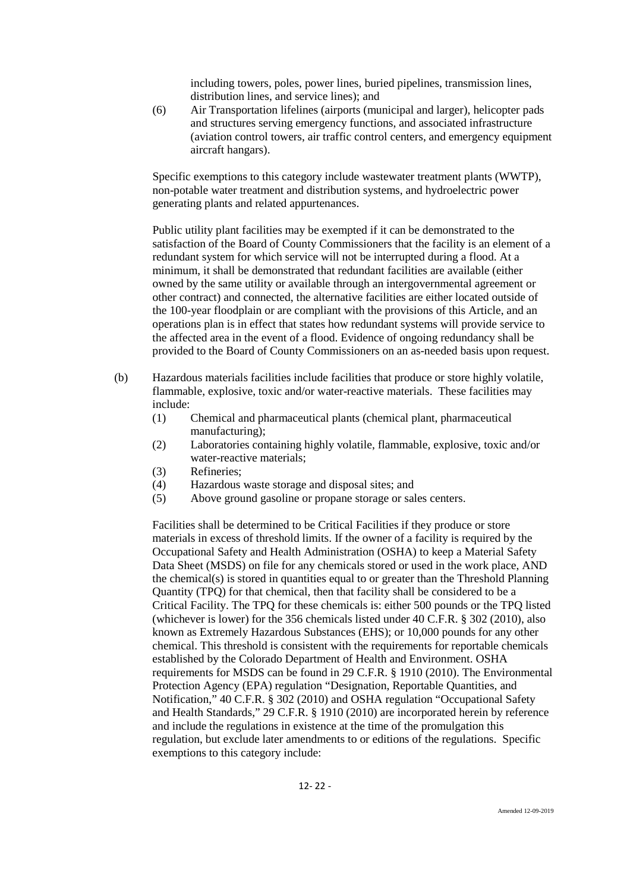including towers, poles, power lines, buried pipelines, transmission lines, distribution lines, and service lines); and

(6) Air Transportation lifelines (airports (municipal and larger), helicopter pads and structures serving emergency functions, and associated infrastructure (aviation control towers, air traffic control centers, and emergency equipment aircraft hangars).

Specific exemptions to this category include wastewater treatment plants (WWTP), non-potable water treatment and distribution systems, and hydroelectric power generating plants and related appurtenances.

Public utility plant facilities may be exempted if it can be demonstrated to the satisfaction of the Board of County Commissioners that the facility is an element of a redundant system for which service will not be interrupted during a flood. At a minimum, it shall be demonstrated that redundant facilities are available (either owned by the same utility or available through an intergovernmental agreement or other contract) and connected, the alternative facilities are either located outside of the 100-year floodplain or are compliant with the provisions of this Article, and an operations plan is in effect that states how redundant systems will provide service to the affected area in the event of a flood. Evidence of ongoing redundancy shall be provided to the Board of County Commissioners on an as-needed basis upon request.

(b) Hazardous materials facilities include facilities that produce or store highly volatile, flammable, explosive, toxic and/or water-reactive materials. These facilities may include:

(1) Chemical and pharmaceutical plants (chemical plant, pharmaceutical manufacturing);
(2) Laboratories containing highly volatile, flammable, explosive, toxic and/or water-reactive materials;
(3) Refineries;
(4) Hazardous waste storage and disposal sites; and
(5) Above ground gasoline or propane storage or sales centers.

Facilities shall be determined to be Critical Facilities if they produce or store materials in excess of threshold limits. If the owner of a facility is required by the Occupational Safety and Health Administration (OSHA) to keep a Material Safety Data Sheet (MSDS) on file for any chemicals stored or used in the work place, AND the chemical(s) is stored in quantities equal to or greater than the Threshold Planning Quantity (TPQ) for that chemical, then that facility shall be considered to be a Critical Facility. The TPQ for these chemicals is: either 500 pounds or the TPQ listed (whichever is lower) for the 356 chemicals listed under 40 C.F.R. § 302 (2010), also known as Extremely Hazardous Substances (EHS); or 10,000 pounds for any other chemical. This threshold is consistent with the requirements for reportable chemicals established by the Colorado Department of Health and Environment. OSHA requirements for MSDS can be found in 29 C.F.R. § 1910 (2010). The Environmental Protection Agency (EPA) regulation "Designation, Reportable Quantities, and Notification," 40 C.F.R. § 302 (2010) and OSHA regulation "Occupational Safety and Health Standards," 29 C.F.R. § 1910 (2010) are incorporated herein by reference and include the regulations in existence at the time of the promulgation this regulation, but exclude later amendments to or editions of the regulations. Specific exemptions to this category include: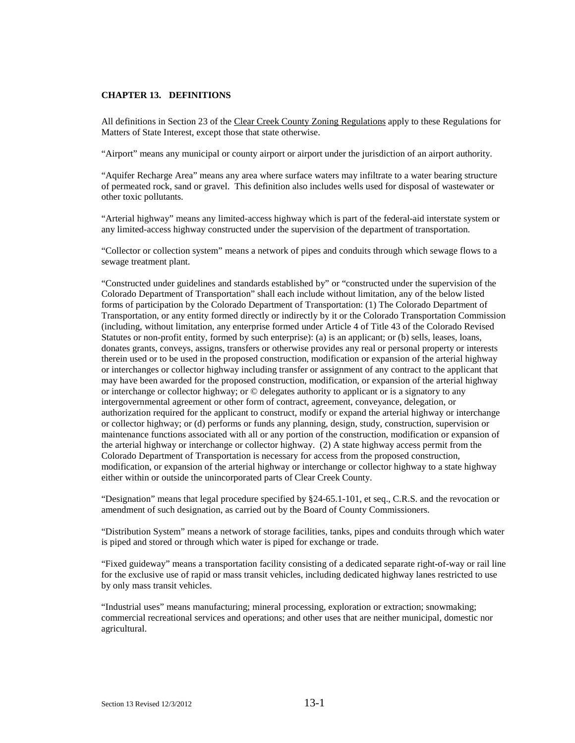## CHAPTER 13. DEFINITIONS

All definitions in Section 23 of the Clear Creek County Zoning Regulations apply to these Regulations for Matters of State Interest, except those that state otherwise.

"Airport" means any municipal or county airport or airport under the jurisdiction of an airport authority.

"Aquifer Recharge Area" means any area where surface waters may infiltrate to a water bearing structure of permeated rock, sand or gravel. This definition also includes wells used for disposal of wastewater or other toxic pollutants.

"Arterial highway" means any limited-access highway which is part of the federal-aid interstate system or any limited-access highway constructed under the supervision of the department of transportation.

"Collector or collection system" means a network of pipes and conduits through which sewage flows to a sewage treatment plant.

"Constructed under guidelines and standards established by" or "constructed under the supervision of the Colorado Department of Transportation" shall each include without limitation, any of the below listed forms of participation by the Colorado Department of Transportation: (1) The Colorado Department of Transportation, or any entity formed directly or indirectly by it or the Colorado Transportation Commission (including, without limitation, any enterprise formed under Article 4 of Title 43 of the Colorado Revised Statutes or non-profit entity, formed by such enterprise): (a) is an applicant; or (b) sells, leases, loans, donates grants, conveys, assigns, transfers or otherwise provides any real or personal property or interests therein used or to be used in the proposed construction, modification or expansion of the arterial highway or interchanges or collector highway including transfer or assignment of any contract to the applicant that may have been awarded for the proposed construction, modification, or expansion of the arterial highway or interchange or collector highway; or © delegates authority to applicant or is a signatory to any intergovernmental agreement or other form of contract, agreement, conveyance, delegation, or authorization required for the applicant to construct, modify or expand the arterial highway or interchange or collector highway; or (d) performs or funds any planning, design, study, construction, supervision or maintenance functions associated with all or any portion of the construction, modification or expansion of the arterial highway or interchange or collector highway. (2) A state highway access permit from the Colorado Department of Transportation is necessary for access from the proposed construction, modification, or expansion of the arterial highway or interchange or collector highway to a state highway either within or outside the unincorporated parts of Clear Creek County.

"Designation" means that legal procedure specified by §24-65.1-101, et seq., C.R.S. and the revocation or amendment of such designation, as carried out by the Board of County Commissioners.

"Distribution System" means a network of storage facilities, tanks, pipes and conduits through which water is piped and stored or through which water is piped for exchange or trade.

"Fixed guideway" means a transportation facility consisting of a dedicated separate right-of-way or rail line for the exclusive use of rapid or mass transit vehicles, including dedicated highway lanes restricted to use by only mass transit vehicles.

"Industrial uses" means manufacturing; mineral processing, exploration or extraction; snowmaking; commercial recreational services and operations; and other uses that are neither municipal, domestic nor agricultural.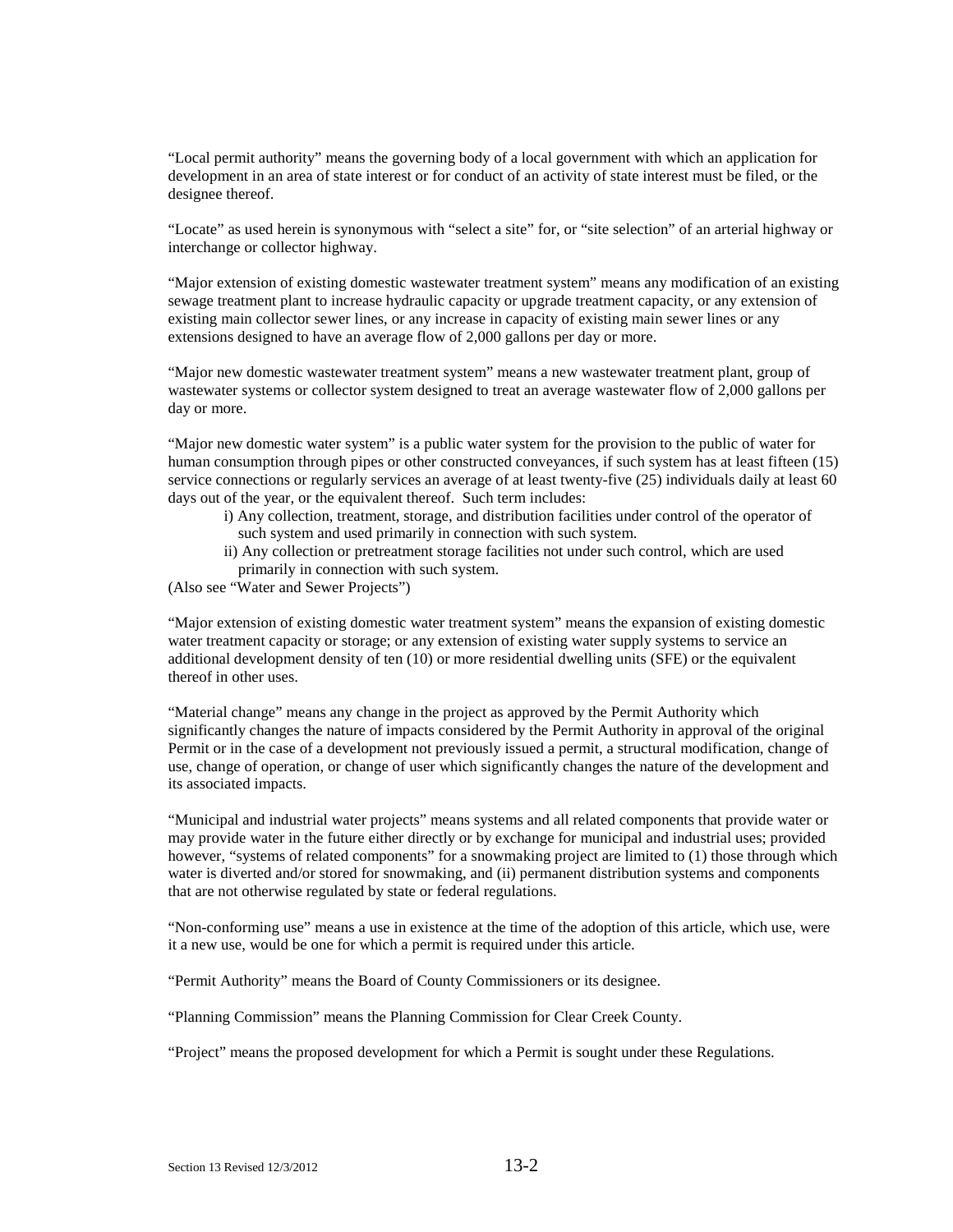"Local permit authority" means the governing body of a local government with which an application for development in an area of state interest or for conduct of an activity of state interest must be filed, or the designee thereof.

"Locate" as used herein is synonymous with "select a site" for, or "site selection" of an arterial highway or interchange or collector highway.

"Major extension of existing domestic wastewater treatment system" means any modification of an existing sewage treatment plant to increase hydraulic capacity or upgrade treatment capacity, or any extension of existing main collector sewer lines, or any increase in capacity of existing main sewer lines or any extensions designed to have an average flow of 2,000 gallons per day or more.

"Major new domestic wastewater treatment system" means a new wastewater treatment plant, group of wastewater systems or collector system designed to treat an average wastewater flow of 2,000 gallons per day or more.

"Major new domestic water system" is a public water system for the provision to the public of water for human consumption through pipes or other constructed conveyances, if such system has at least fifteen (15) service connections or regularly services an average of at least twenty-five (25) individuals daily at least 60 days out of the year, or the equivalent thereof. Such term includes:

- i) Any collection, treatment, storage, and distribution facilities under control of the operator of such system and used primarily in connection with such system.
- ii) Any collection or pretreatment storage facilities not under such control, which are used primarily in connection with such system.

(Also see "Water and Sewer Projects")

"Major extension of existing domestic water treatment system" means the expansion of existing domestic water treatment capacity or storage; or any extension of existing water supply systems to service an additional development density of ten (10) or more residential dwelling units (SFE) or the equivalent thereof in other uses.

"Material change" means any change in the project as approved by the Permit Authority which significantly changes the nature of impacts considered by the Permit Authority in approval of the original Permit or in the case of a development not previously issued a permit, a structural modification, change of use, change of operation, or change of user which significantly changes the nature of the development and its associated impacts.

"Municipal and industrial water projects" means systems and all related components that provide water or may provide water in the future either directly or by exchange for municipal and industrial uses; provided however, "systems of related components" for a snowmaking project are limited to (1) those through which water is diverted and/or stored for snowmaking, and (ii) permanent distribution systems and components that are not otherwise regulated by state or federal regulations.

"Non-conforming use" means a use in existence at the time of the adoption of this article, which use, were it a new use, would be one for which a permit is required under this article.

"Permit Authority" means the Board of County Commissioners or its designee.

"Planning Commission" means the Planning Commission for Clear Creek County.

"Project" means the proposed development for which a Permit is sought under these Regulations.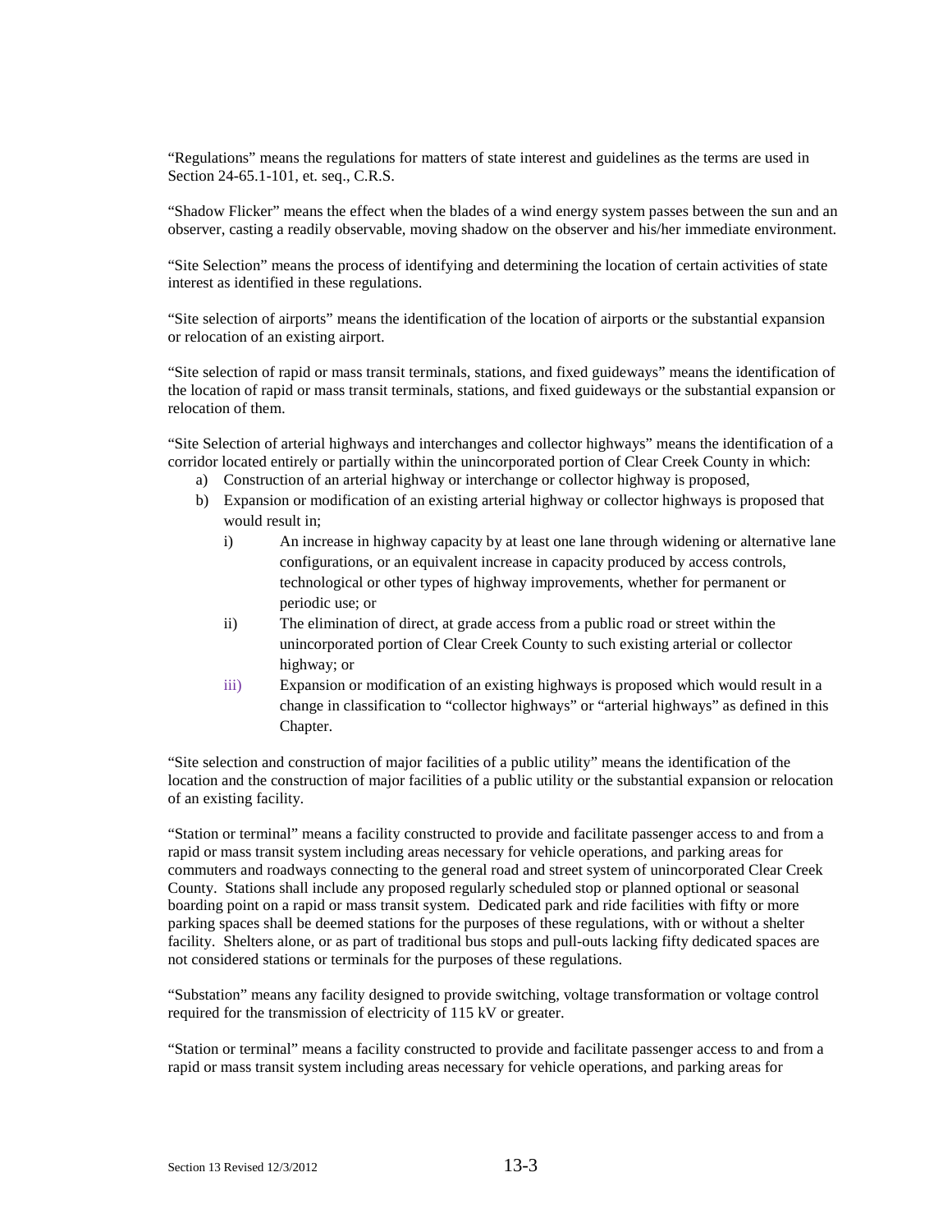"Regulations" means the regulations for matters of state interest and guidelines as the terms are used in Section 24-65.1-101, et. seq., C.R.S.

"Shadow Flicker" means the effect when the blades of a wind energy system passes between the sun and an observer, casting a readily observable, moving shadow on the observer and his/her immediate environment.

"Site Selection" means the process of identifying and determining the location of certain activities of state interest as identified in these regulations.

"Site selection of airports" means the identification of the location of airports or the substantial expansion or relocation of an existing airport.

"Site selection of rapid or mass transit terminals, stations, and fixed guideways" means the identification of the location of rapid or mass transit terminals, stations, and fixed guideways or the substantial expansion or relocation of them.

"Site Selection of arterial highways and interchanges and collector highways" means the identification of a corridor located entirely or partially within the unincorporated portion of Clear Creek County in which:

a) Construction of an arterial highway or interchange or collector highway is proposed,
b) Expansion or modification of an existing arterial highway or collector highways is proposed that would result in;
    i) An increase in highway capacity by at least one lane through widening or alternative lane configurations, or an equivalent increase in capacity produced by access controls, technological or other types of highway improvements, whether for permanent or periodic use; or
    ii) The elimination of direct, at grade access from a public road or street within the unincorporated portion of Clear Creek County to such existing arterial or collector highway; or
    iii) Expansion or modification of an existing highways is proposed which would result in a change in classification to "collector highways" or "arterial highways" as defined in this Chapter.

"Site selection and construction of major facilities of a public utility" means the identification of the location and the construction of major facilities of a public utility or the substantial expansion or relocation of an existing facility.

"Station or terminal" means a facility constructed to provide and facilitate passenger access to and from a rapid or mass transit system including areas necessary for vehicle operations, and parking areas for commuters and roadways connecting to the general road and street system of unincorporated Clear Creek County. Stations shall include any proposed regularly scheduled stop or planned optional or seasonal boarding point on a rapid or mass transit system. Dedicated park and ride facilities with fifty or more parking spaces shall be deemed stations for the purposes of these regulations, with or without a shelter facility. Shelters alone, or as part of traditional bus stops and pull-outs lacking fifty dedicated spaces are not considered stations or terminals for the purposes of these regulations.

"Substation" means any facility designed to provide switching, voltage transformation or voltage control required for the transmission of electricity of 115 kV or greater.

"Station or terminal" means a facility constructed to provide and facilitate passenger access to and from a rapid or mass transit system including areas necessary for vehicle operations, and parking areas for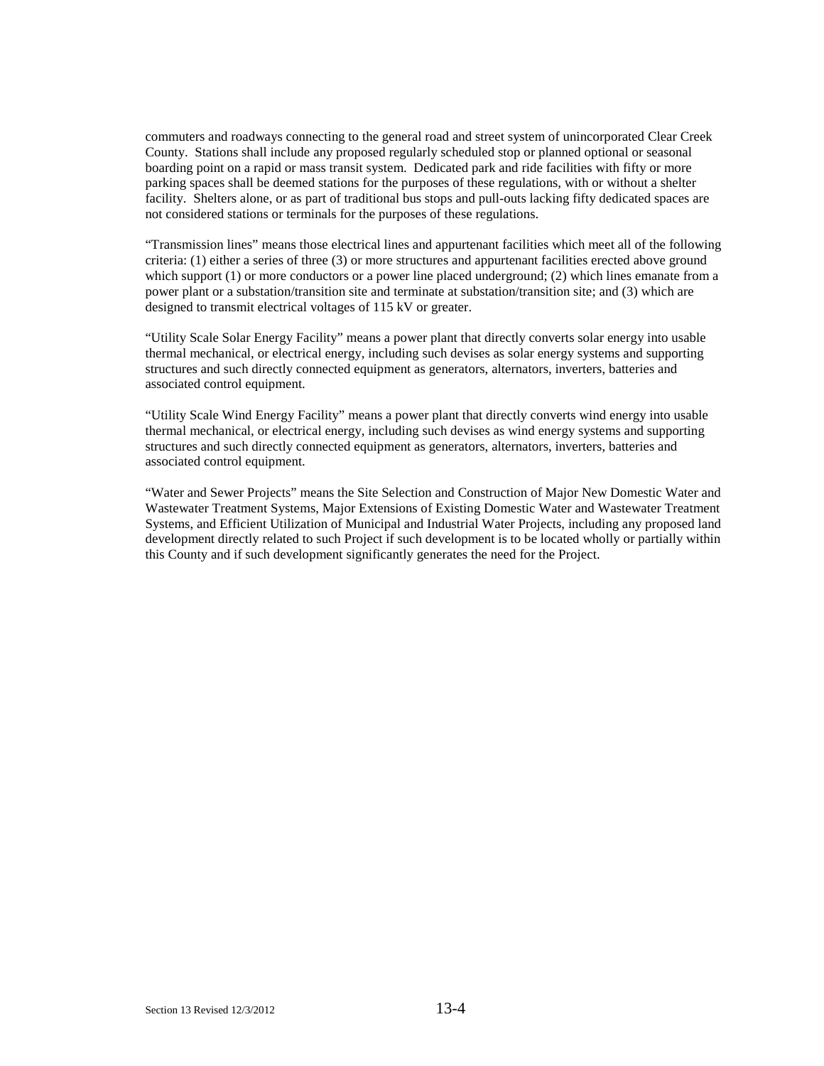commuters and roadways connecting to the general road and street system of unincorporated Clear Creek County. Stations shall include any proposed regularly scheduled stop or planned optional or seasonal boarding point on a rapid or mass transit system. Dedicated park and ride facilities with fifty or more parking spaces shall be deemed stations for the purposes of these regulations, with or without a shelter facility. Shelters alone, or as part of traditional bus stops and pull-outs lacking fifty dedicated spaces are not considered stations or terminals for the purposes of these regulations.

"Transmission lines" means those electrical lines and appurtenant facilities which meet all of the following criteria: (1) either a series of three (3) or more structures and appurtenant facilities erected above ground which support (1) or more conductors or a power line placed underground; (2) which lines emanate from a power plant or a substation/transition site and terminate at substation/transition site; and (3) which are designed to transmit electrical voltages of 115 kV or greater.

"Utility Scale Solar Energy Facility" means a power plant that directly converts solar energy into usable thermal mechanical, or electrical energy, including such devises as solar energy systems and supporting structures and such directly connected equipment as generators, alternators, inverters, batteries and associated control equipment.

"Utility Scale Wind Energy Facility" means a power plant that directly converts wind energy into usable thermal mechanical, or electrical energy, including such devises as wind energy systems and supporting structures and such directly connected equipment as generators, alternators, inverters, batteries and associated control equipment.

"Water and Sewer Projects" means the Site Selection and Construction of Major New Domestic Water and Wastewater Treatment Systems, Major Extensions of Existing Domestic Water and Wastewater Treatment Systems, and Efficient Utilization of Municipal and Industrial Water Projects, including any proposed land development directly related to such Project if such development is to be located wholly or partially within this County and if such development significantly generates the need for the Project.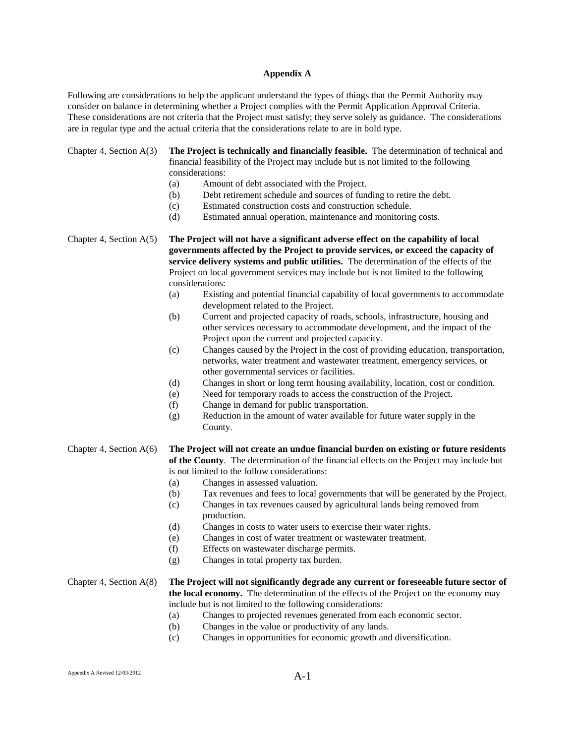## Appendix A

Following are considerations to help the applicant understand the types of things that the Permit Authority may consider on balance in determining whether a Project complies with the Permit Application Approval Criteria. These considerations are not criteria that the Project must satisfy; they serve solely as guidance. The considerations are in regular type and the actual criteria that the considerations relate to are in bold type.

Chapter 4, Section A(3) **The Project is technically and financially feasible.** The determination of technical and financial feasibility of the Project may include but is not limited to the following considerations:

(a) Amount of debt associated with the Project.
(b) Debt retirement schedule and sources of funding to retire the debt.
(c) Estimated construction costs and construction schedule.
(d) Estimated annual operation, maintenance and monitoring costs.

Chapter 4, Section A(5) **The Project will not have a significant adverse effect on the capability of local governments affected by the Project to provide services, or exceed the capacity of service delivery systems and public utilities.** The determination of the effects of the Project on local government services may include but is not limited to the following considerations:

(a) Existing and potential financial capability of local governments to accommodate development related to the Project.
(b) Current and projected capacity of roads, schools, infrastructure, housing and other services necessary to accommodate development, and the impact of the Project upon the current and projected capacity.
(c) Changes caused by the Project in the cost of providing education, transportation, networks, water treatment and wastewater treatment, emergency services, or other governmental services or facilities.
(d) Changes in short or long term housing availability, location, cost or condition.
(e) Need for temporary roads to access the construction of the Project.
(f) Change in demand for public transportation.
(g) Reduction in the amount of water available for future water supply in the County.

Chapter 4, Section A(6) **The Project will not create an undue financial burden on existing or future residents of the County**. The determination of the financial effects on the Project may include but is not limited to the follow considerations:

(a) Changes in assessed valuation.
(b) Tax revenues and fees to local governments that will be generated by the Project.
(c) Changes in tax revenues caused by agricultural lands being removed from production.
(d) Changes in costs to water users to exercise their water rights.
(e) Changes in cost of water treatment or wastewater treatment.
(f) Effects on wastewater discharge permits.
(g) Changes in total property tax burden.

Chapter 4, Section A(8) **The Project will not significantly degrade any current or foreseeable future sector of the local economy.** The determination of the effects of the Project on the economy may include but is not limited to the following considerations:

(a) Changes to projected revenues generated from each economic sector.
(b) Changes in the value or productivity of any lands.
(c) Changes in opportunities for economic growth and diversification.

Appendix A Revised 12/03/2012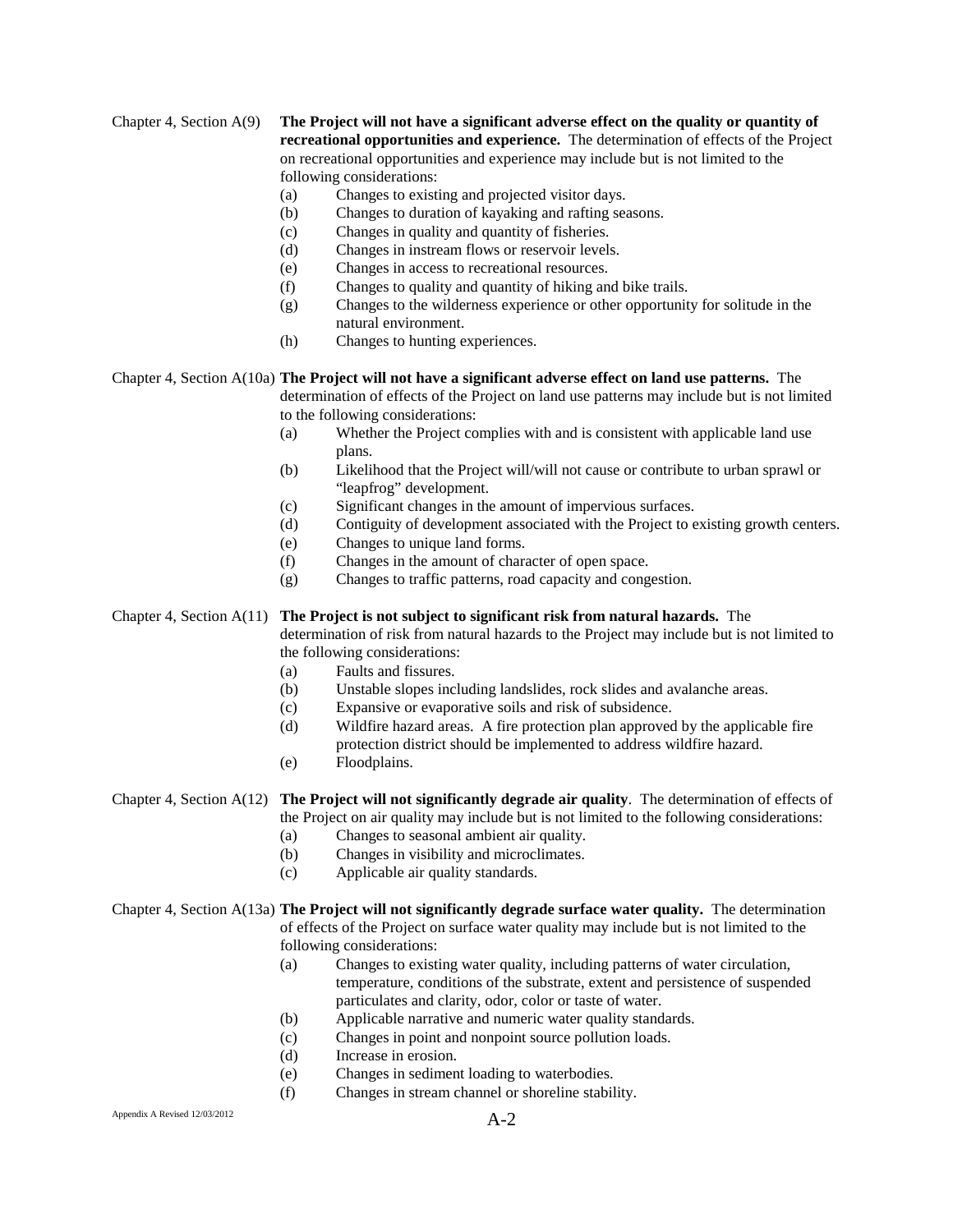Chapter 4, Section A(9) **The Project will not have a significant adverse effect on the quality or quantity of recreational opportunities and experience.** The determination of effects of the Project on recreational opportunities and experience may include but is not limited to the following considerations:

(a) Changes to existing and projected visitor days.
(b) Changes to duration of kayaking and rafting seasons.
(c) Changes in quality and quantity of fisheries.
(d) Changes in instream flows or reservoir levels.
(e) Changes in access to recreational resources.
(f) Changes to quality and quantity of hiking and bike trails.
(g) Changes to the wilderness experience or other opportunity for solitude in the natural environment.
(h) Changes to hunting experiences.

Chapter 4, Section A(10a) **The Project will not have a significant adverse effect on land use patterns.** The determination of effects of the Project on land use patterns may include but is not limited to the following considerations:

(a) Whether the Project complies with and is consistent with applicable land use plans.
(b) Likelihood that the Project will/will not cause or contribute to urban sprawl or "leapfrog" development.
(c) Significant changes in the amount of impervious surfaces.
(d) Contiguity of development associated with the Project to existing growth centers.
(e) Changes to unique land forms.
(f) Changes in the amount of character of open space.
(g) Changes to traffic patterns, road capacity and congestion.

Chapter 4, Section A(11) **The Project is not subject to significant risk from natural hazards.** The determination of risk from natural hazards to the Project may include but is not limited to the following considerations:

(a) Faults and fissures.
(b) Unstable slopes including landslides, rock slides and avalanche areas.
(c) Expansive or evaporative soils and risk of subsidence.
(d) Wildfire hazard areas. A fire protection plan approved by the applicable fire protection district should be implemented to address wildfire hazard.
(e) Floodplains.

Chapter 4, Section A(12) **The Project will not significantly degrade air quality**. The determination of effects of the Project on air quality may include but is not limited to the following considerations:

(a) Changes to seasonal ambient air quality.
(b) Changes in visibility and microclimates.
(c) Applicable air quality standards.

Chapter 4, Section A(13a) **The Project will not significantly degrade surface water quality.** The determination of effects of the Project on surface water quality may include but is not limited to the following considerations:

(a) Changes to existing water quality, including patterns of water circulation, temperature, conditions of the substrate, extent and persistence of suspended particulates and clarity, odor, color or taste of water.
(b) Applicable narrative and numeric water quality standards.
(c) Changes in point and nonpoint source pollution loads.
(d) Increase in erosion.
(e) Changes in sediment loading to waterbodies.
(f) Changes in stream channel or shoreline stability.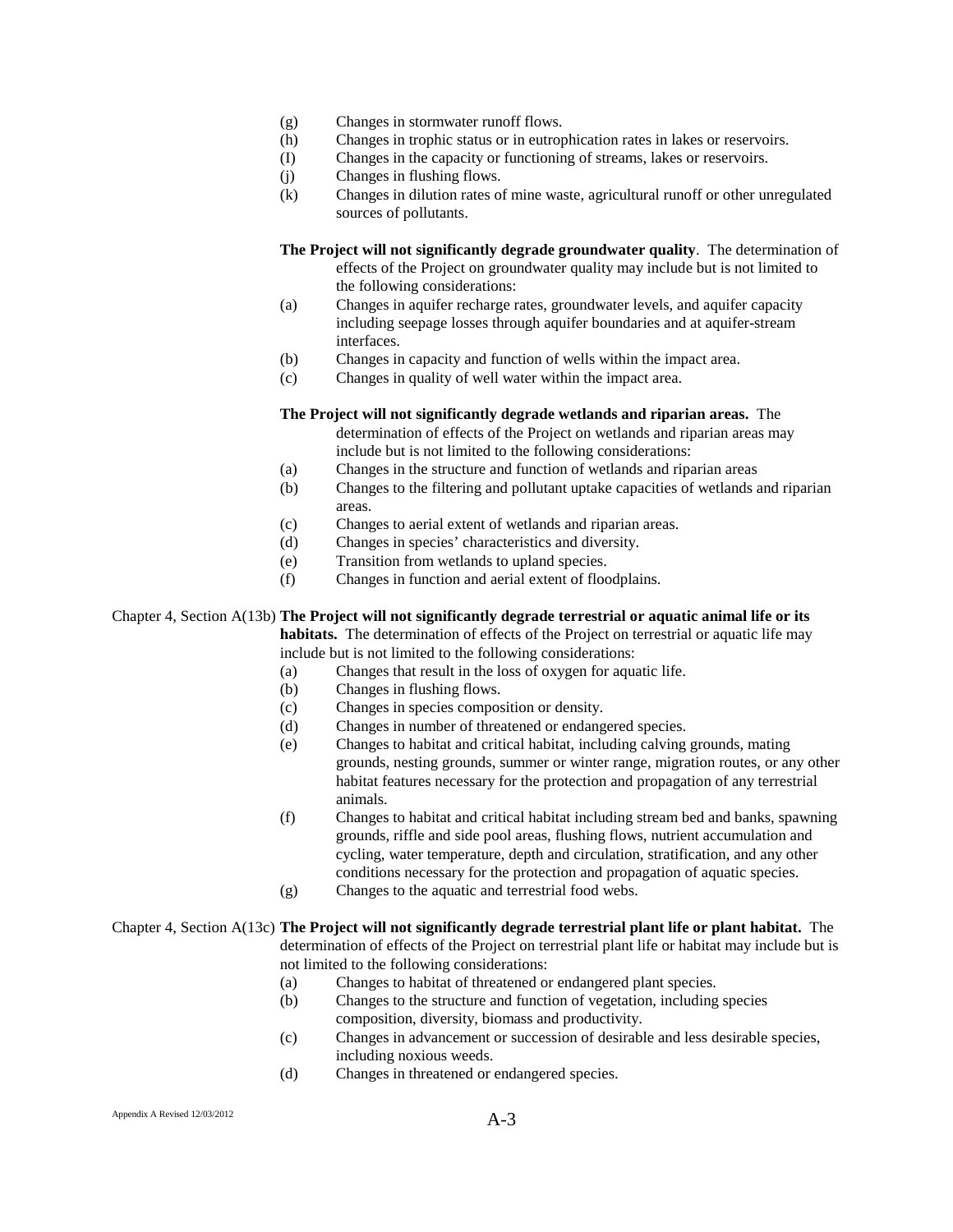(g) Changes in stormwater runoff flows.
(h) Changes in trophic status or in eutrophication rates in lakes or reservoirs.
(I) Changes in the capacity or functioning of streams, lakes or reservoirs.
(j) Changes in flushing flows.
(k) Changes in dilution rates of mine waste, agricultural runoff or other unregulated sources of pollutants.

**The Project will not significantly degrade groundwater quality**. The determination of effects of the Project on groundwater quality may include but is not limited to the following considerations:

(a) Changes in aquifer recharge rates, groundwater levels, and aquifer capacity including seepage losses through aquifer boundaries and at aquifer-stream interfaces.
(b) Changes in capacity and function of wells within the impact area.
(c) Changes in quality of well water within the impact area.

**The Project will not significantly degrade wetlands and riparian areas.** The determination of effects of the Project on wetlands and riparian areas may include but is not limited to the following considerations:

(a) Changes in the structure and function of wetlands and riparian areas
(b) Changes to the filtering and pollutant uptake capacities of wetlands and riparian areas.
(c) Changes to aerial extent of wetlands and riparian areas.
(d) Changes in species' characteristics and diversity.
(e) Transition from wetlands to upland species.
(f) Changes in function and aerial extent of floodplains.

Chapter 4, Section A(13b) **The Project will not significantly degrade terrestrial or aquatic animal life or its habitats.** The determination of effects of the Project on terrestrial or aquatic life may include but is not limited to the following considerations:

(a) Changes that result in the loss of oxygen for aquatic life.
(b) Changes in flushing flows.
(c) Changes in species composition or density.
(d) Changes in number of threatened or endangered species.
(e) Changes to habitat and critical habitat, including calving grounds, mating grounds, nesting grounds, summer or winter range, migration routes, or any other habitat features necessary for the protection and propagation of any terrestrial animals.
(f) Changes to habitat and critical habitat including stream bed and banks, spawning grounds, riffle and side pool areas, flushing flows, nutrient accumulation and cycling, water temperature, depth and circulation, stratification, and any other conditions necessary for the protection and propagation of aquatic species.
(g) Changes to the aquatic and terrestrial food webs.

Chapter 4, Section A(13c) **The Project will not significantly degrade terrestrial plant life or plant habitat.** The determination of effects of the Project on terrestrial plant life or habitat may include but is not limited to the following considerations:

(a) Changes to habitat of threatened or endangered plant species.
(b) Changes to the structure and function of vegetation, including species composition, diversity, biomass and productivity.
(c) Changes in advancement or succession of desirable and less desirable species, including noxious weeds.
(d) Changes in threatened or endangered species.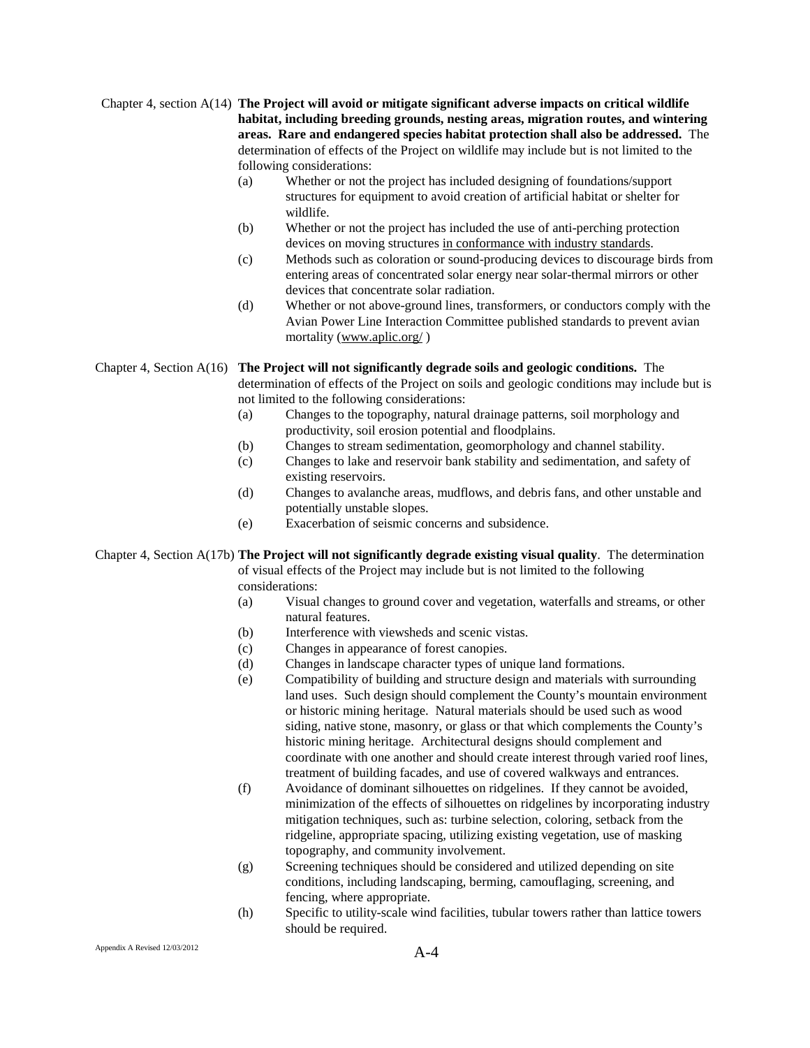Chapter 4, section A(14) **The Project will avoid or mitigate significant adverse impacts on critical wildlife habitat, including breeding grounds, nesting areas, migration routes, and wintering areas. Rare and endangered species habitat protection shall also be addressed.** The determination of effects of the Project on wildlife may include but is not limited to the following considerations:

- (a) Whether or not the project has included designing of foundations/support structures for equipment to avoid creation of artificial habitat or shelter for wildlife.
- (b) Whether or not the project has included the use of anti-perching protection devices on moving structures <u>in conformance with industry standards</u>.
- (c) Methods such as coloration or sound-producing devices to discourage birds from entering areas of concentrated solar energy near solar-thermal mirrors or other devices that concentrate solar radiation.
- (d) Whether or not above-ground lines, transformers, or conductors comply with the Avian Power Line Interaction Committee published standards to prevent avian mortality (<u>www.aplic.org/</u> )

Chapter 4, Section A(16) **The Project will not significantly degrade soils and geologic conditions.** The determination of effects of the Project on soils and geologic conditions may include but is not limited to the following considerations:

- (a) Changes to the topography, natural drainage patterns, soil morphology and productivity, soil erosion potential and floodplains.
- (b) Changes to stream sedimentation, geomorphology and channel stability.
- (c) Changes to lake and reservoir bank stability and sedimentation, and safety of existing reservoirs.
- (d) Changes to avalanche areas, mudflows, and debris fans, and other unstable and potentially unstable slopes.
- (e) Exacerbation of seismic concerns and subsidence.

Chapter 4, Section A(17b) **The Project will not significantly degrade existing visual quality**. The determination of visual effects of the Project may include but is not limited to the following considerations:

- (a) Visual changes to ground cover and vegetation, waterfalls and streams, or other natural features.
- (b) Interference with viewsheds and scenic vistas.
- (c) Changes in appearance of forest canopies.
- (d) Changes in landscape character types of unique land formations.
- (e) Compatibility of building and structure design and materials with surrounding land uses. Such design should complement the County's mountain environment or historic mining heritage. Natural materials should be used such as wood siding, native stone, masonry, or glass or that which complements the County's historic mining heritage. Architectural designs should complement and coordinate with one another and should create interest through varied roof lines, treatment of building facades, and use of covered walkways and entrances.
- (f) Avoidance of dominant silhouettes on ridgelines. If they cannot be avoided, minimization of the effects of silhouettes on ridgelines by incorporating industry mitigation techniques, such as: turbine selection, coloring, setback from the ridgeline, appropriate spacing, utilizing existing vegetation, use of masking topography, and community involvement.
- (g) Screening techniques should be considered and utilized depending on site conditions, including landscaping, berming, camouflaging, screening, and fencing, where appropriate.
- (h) Specific to utility-scale wind facilities, tubular towers rather than lattice towers should be required.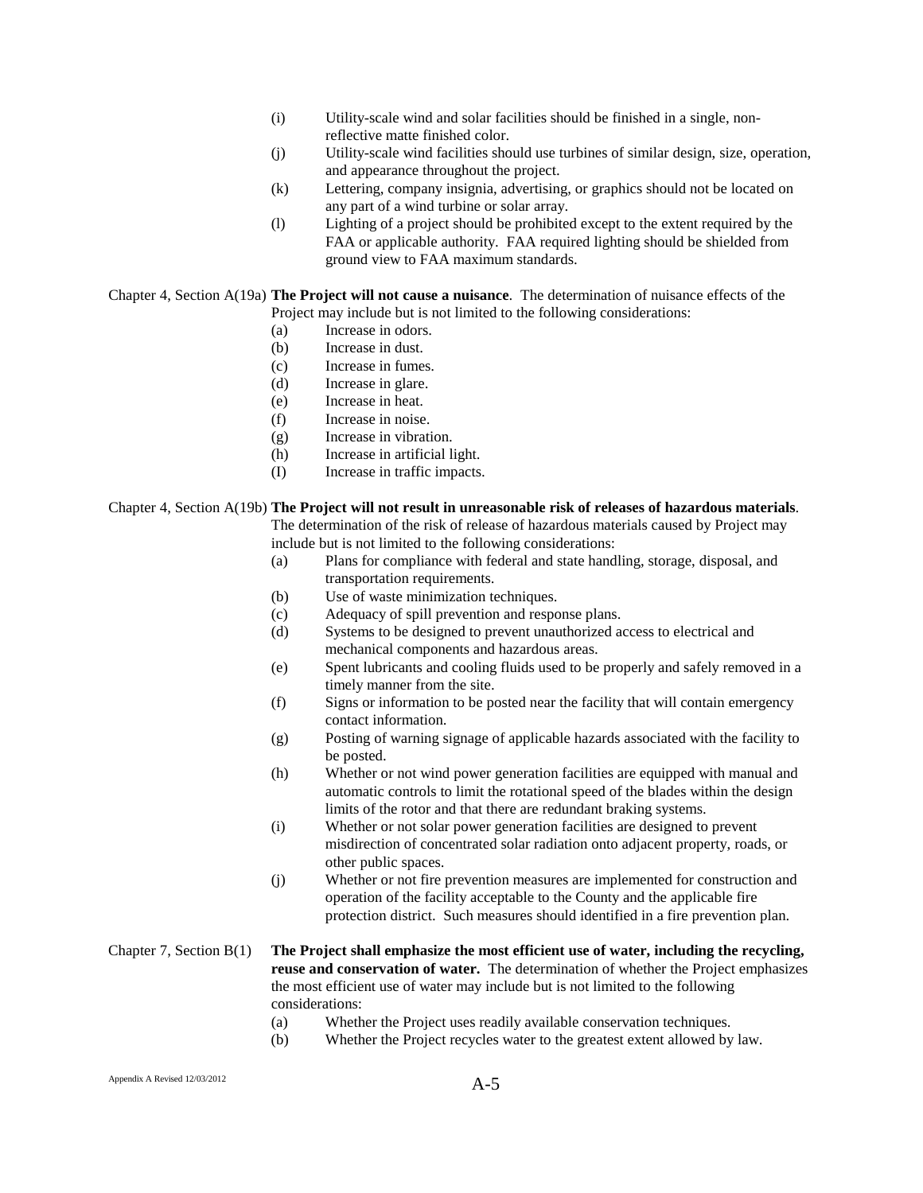(i) Utility-scale wind and solar facilities should be finished in a single, non-reflective matte finished color.

(j) Utility-scale wind facilities should use turbines of similar design, size, operation, and appearance throughout the project.

(k) Lettering, company insignia, advertising, or graphics should not be located on any part of a wind turbine or solar array.

(l) Lighting of a project should be prohibited except to the extent required by the FAA or applicable authority. FAA required lighting should be shielded from ground view to FAA maximum standards.

Chapter 4, Section A(19a) **The Project will not cause a nuisance**. The determination of nuisance effects of the Project may include but is not limited to the following considerations:

(a) Increase in odors.

(b) Increase in dust.

(c) Increase in fumes.

(d) Increase in glare.

(e) Increase in heat.

(f) Increase in noise.

(g) Increase in vibration.

(h) Increase in artificial light.

(I) Increase in traffic impacts.

Chapter 4, Section A(19b) **The Project will not result in unreasonable risk of releases of hazardous materials**. The determination of the risk of release of hazardous materials caused by Project may include but is not limited to the following considerations:

(a) Plans for compliance with federal and state handling, storage, disposal, and transportation requirements.

(b) Use of waste minimization techniques.

(c) Adequacy of spill prevention and response plans.

(d) Systems to be designed to prevent unauthorized access to electrical and mechanical components and hazardous areas.

(e) Spent lubricants and cooling fluids used to be properly and safely removed in a timely manner from the site.

(f) Signs or information to be posted near the facility that will contain emergency contact information.

(g) Posting of warning signage of applicable hazards associated with the facility to be posted.

(h) Whether or not wind power generation facilities are equipped with manual and automatic controls to limit the rotational speed of the blades within the design limits of the rotor and that there are redundant braking systems.

(i) Whether or not solar power generation facilities are designed to prevent misdirection of concentrated solar radiation onto adjacent property, roads, or other public spaces.

(j) Whether or not fire prevention measures are implemented for construction and operation of the facility acceptable to the County and the applicable fire protection district. Such measures should identified in a fire prevention plan.

Chapter 7, Section B(1) **The Project shall emphasize the most efficient use of water, including the recycling, reuse and conservation of water.** The determination of whether the Project emphasizes the most efficient use of water may include but is not limited to the following considerations:

(a) Whether the Project uses readily available conservation techniques.

(b) Whether the Project recycles water to the greatest extent allowed by law.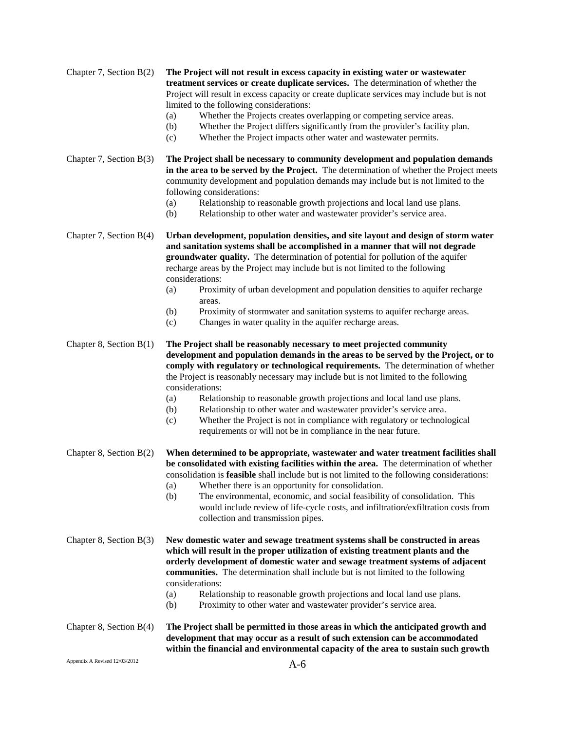Chapter 7, Section B(2) **The Project will not result in excess capacity in existing water or wastewater treatment services or create duplicate services.** The determination of whether the Project will result in excess capacity or create duplicate services may include but is not limited to the following considerations:

(a) Whether the Projects creates overlapping or competing service areas.
(b) Whether the Project differs significantly from the provider's facility plan.
(c) Whether the Project impacts other water and wastewater permits.

Chapter 7, Section B(3) **The Project shall be necessary to community development and population demands in the area to be served by the Project.** The determination of whether the Project meets community development and population demands may include but is not limited to the following considerations:

(a) Relationship to reasonable growth projections and local land use plans.
(b) Relationship to other water and wastewater provider's service area.

Chapter 7, Section B(4) **Urban development, population densities, and site layout and design of storm water and sanitation systems shall be accomplished in a manner that will not degrade groundwater quality.** The determination of potential for pollution of the aquifer recharge areas by the Project may include but is not limited to the following considerations:

(a) Proximity of urban development and population densities to aquifer recharge areas.
(b) Proximity of stormwater and sanitation systems to aquifer recharge areas.
(c) Changes in water quality in the aquifer recharge areas.

Chapter 8, Section B(1) **The Project shall be reasonably necessary to meet projected community development and population demands in the areas to be served by the Project, or to comply with regulatory or technological requirements.** The determination of whether the Project is reasonably necessary may include but is not limited to the following considerations:

(a) Relationship to reasonable growth projections and local land use plans.
(b) Relationship to other water and wastewater provider's service area.
(c) Whether the Project is not in compliance with regulatory or technological requirements or will not be in compliance in the near future.

Chapter 8, Section B(2) **When determined to be appropriate, wastewater and water treatment facilities shall be consolidated with existing facilities within the area.** The determination of whether consolidation is **feasible** shall include but is not limited to the following considerations:

(a) Whether there is an opportunity for consolidation.
(b) The environmental, economic, and social feasibility of consolidation. This would include review of life-cycle costs, and infiltration/exfiltration costs from collection and transmission pipes.

Chapter 8, Section B(3) **New domestic water and sewage treatment systems shall be constructed in areas which will result in the proper utilization of existing treatment plants and the orderly development of domestic water and sewage treatment systems of adjacent communities.** The determination shall include but is not limited to the following considerations:

(a) Relationship to reasonable growth projections and local land use plans.
(b) Proximity to other water and wastewater provider's service area.

Chapter 8, Section B(4) **The Project shall be permitted in those areas in which the anticipated growth and development that may occur as a result of such extension can be accommodated within the financial and environmental capacity of the area to sustain such growth**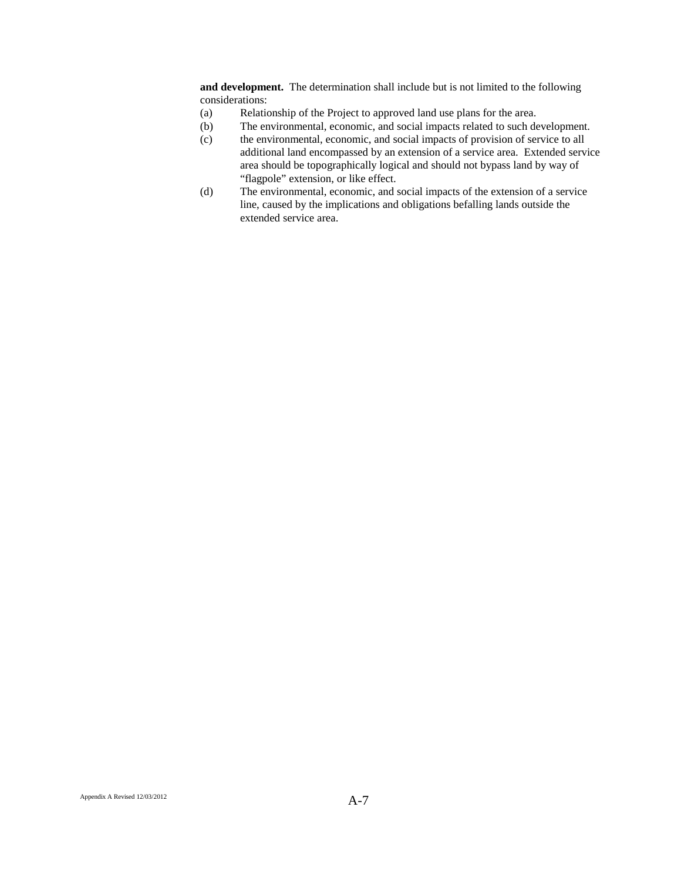**and development.** The determination shall include but is not limited to the following considerations:

(a) Relationship of the Project to approved land use plans for the area.

(b) The environmental, economic, and social impacts related to such development.

(c) the environmental, economic, and social impacts of provision of service to all additional land encompassed by an extension of a service area. Extended service area should be topographically logical and should not bypass land by way of "flagpole" extension, or like effect.

(d) The environmental, economic, and social impacts of the extension of a service line, caused by the implications and obligations befalling lands outside the extended service area.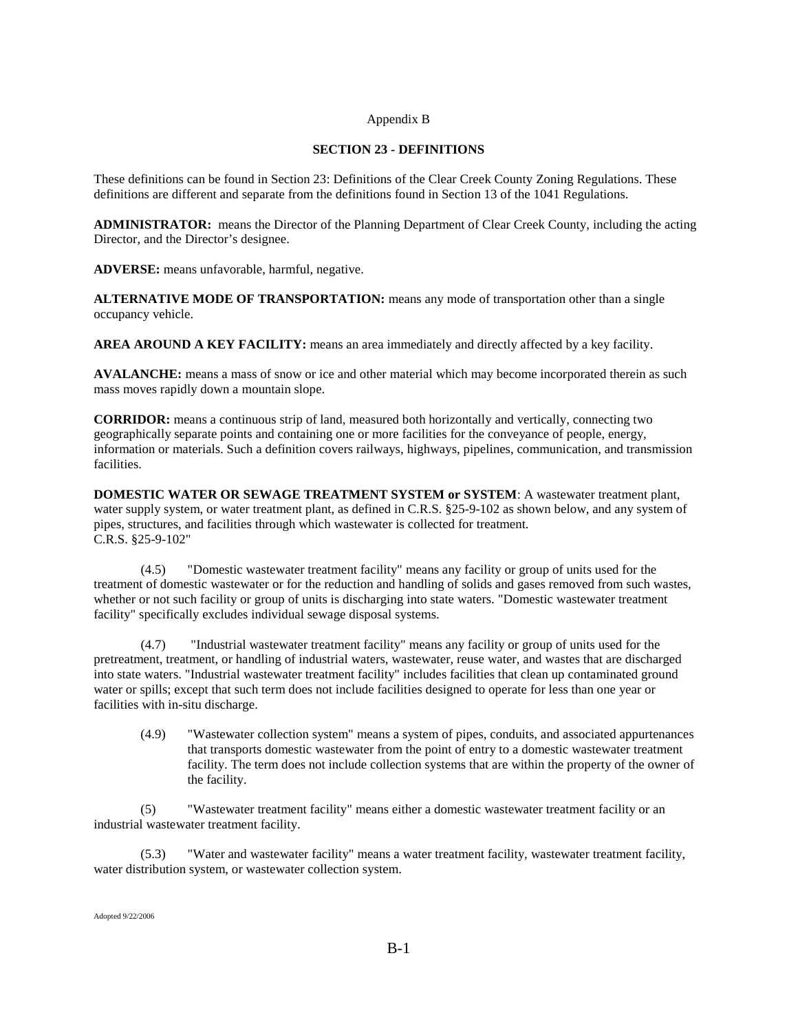Appendix B

## SECTION 23 - DEFINITIONS

These definitions can be found in Section 23: Definitions of the Clear Creek County Zoning Regulations. These definitions are different and separate from the definitions found in Section 13 of the 1041 Regulations.

**ADMINISTRATOR:** means the Director of the Planning Department of Clear Creek County, including the acting Director, and the Director's designee.

**ADVERSE:** means unfavorable, harmful, negative.

**ALTERNATIVE MODE OF TRANSPORTATION:** means any mode of transportation other than a single occupancy vehicle.

**AREA AROUND A KEY FACILITY:** means an area immediately and directly affected by a key facility.

**AVALANCHE:** means a mass of snow or ice and other material which may become incorporated therein as such mass moves rapidly down a mountain slope.

**CORRIDOR:** means a continuous strip of land, measured both horizontally and vertically, connecting two geographically separate points and containing one or more facilities for the conveyance of people, energy, information or materials. Such a definition covers railways, highways, pipelines, communication, and transmission facilities.

**DOMESTIC WATER OR SEWAGE TREATMENT SYSTEM or SYSTEM**: A wastewater treatment plant, water supply system, or water treatment plant, as defined in C.R.S. §25-9-102 as shown below, and any system of pipes, structures, and facilities through which wastewater is collected for treatment.
C.R.S. §25-9-102"

(4.5) "Domestic wastewater treatment facility" means any facility or group of units used for the treatment of domestic wastewater or for the reduction and handling of solids and gases removed from such wastes, whether or not such facility or group of units is discharging into state waters. "Domestic wastewater treatment facility" specifically excludes individual sewage disposal systems.

(4.7) "Industrial wastewater treatment facility" means any facility or group of units used for the pretreatment, treatment, or handling of industrial waters, wastewater, reuse water, and wastes that are discharged into state waters. "Industrial wastewater treatment facility" includes facilities that clean up contaminated ground water or spills; except that such term does not include facilities designed to operate for less than one year or facilities with in-situ discharge.

(4.9) "Wastewater collection system" means a system of pipes, conduits, and associated appurtenances that transports domestic wastewater from the point of entry to a domestic wastewater treatment facility. The term does not include collection systems that are within the property of the owner of the facility.

(5) "Wastewater treatment facility" means either a domestic wastewater treatment facility or an industrial wastewater treatment facility.

(5.3) "Water and wastewater facility" means a water treatment facility, wastewater treatment facility, water distribution system, or wastewater collection system.

Adopted 9/22/2006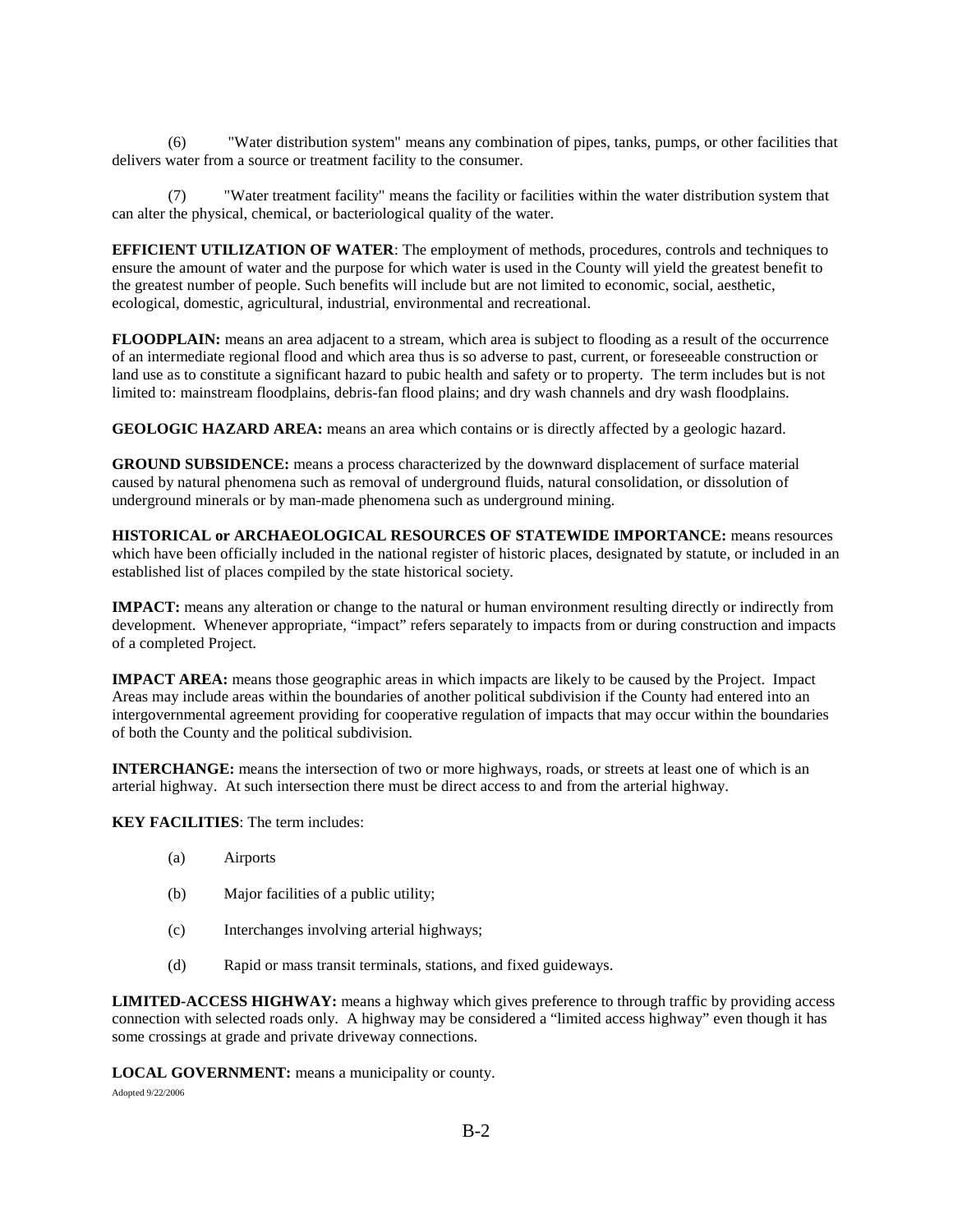(6) "Water distribution system" means any combination of pipes, tanks, pumps, or other facilities that delivers water from a source or treatment facility to the consumer.

(7) "Water treatment facility" means the facility or facilities within the water distribution system that can alter the physical, chemical, or bacteriological quality of the water.

**EFFICIENT UTILIZATION OF WATER**: The employment of methods, procedures, controls and techniques to ensure the amount of water and the purpose for which water is used in the County will yield the greatest benefit to the greatest number of people. Such benefits will include but are not limited to economic, social, aesthetic, ecological, domestic, agricultural, industrial, environmental and recreational.

**FLOODPLAIN:** means an area adjacent to a stream, which area is subject to flooding as a result of the occurrence of an intermediate regional flood and which area thus is so adverse to past, current, or foreseeable construction or land use as to constitute a significant hazard to pubic health and safety or to property. The term includes but is not limited to: mainstream floodplains, debris-fan flood plains; and dry wash channels and dry wash floodplains.

**GEOLOGIC HAZARD AREA:** means an area which contains or is directly affected by a geologic hazard.

**GROUND SUBSIDENCE:** means a process characterized by the downward displacement of surface material caused by natural phenomena such as removal of underground fluids, natural consolidation, or dissolution of underground minerals or by man-made phenomena such as underground mining.

**HISTORICAL or ARCHAEOLOGICAL RESOURCES OF STATEWIDE IMPORTANCE:** means resources which have been officially included in the national register of historic places, designated by statute, or included in an established list of places compiled by the state historical society.

**IMPACT:** means any alteration or change to the natural or human environment resulting directly or indirectly from development. Whenever appropriate, "impact" refers separately to impacts from or during construction and impacts of a completed Project.

**IMPACT AREA:** means those geographic areas in which impacts are likely to be caused by the Project. Impact Areas may include areas within the boundaries of another political subdivision if the County had entered into an intergovernmental agreement providing for cooperative regulation of impacts that may occur within the boundaries of both the County and the political subdivision.

**INTERCHANGE:** means the intersection of two or more highways, roads, or streets at least one of which is an arterial highway. At such intersection there must be direct access to and from the arterial highway.

**KEY FACILITIES**: The term includes:

(a) Airports

(b) Major facilities of a public utility;

(c) Interchanges involving arterial highways;

(d) Rapid or mass transit terminals, stations, and fixed guideways.

**LIMITED-ACCESS HIGHWAY:** means a highway which gives preference to through traffic by providing access connection with selected roads only. A highway may be considered a "limited access highway" even though it has some crossings at grade and private driveway connections.

**LOCAL GOVERNMENT:** means a municipality or county.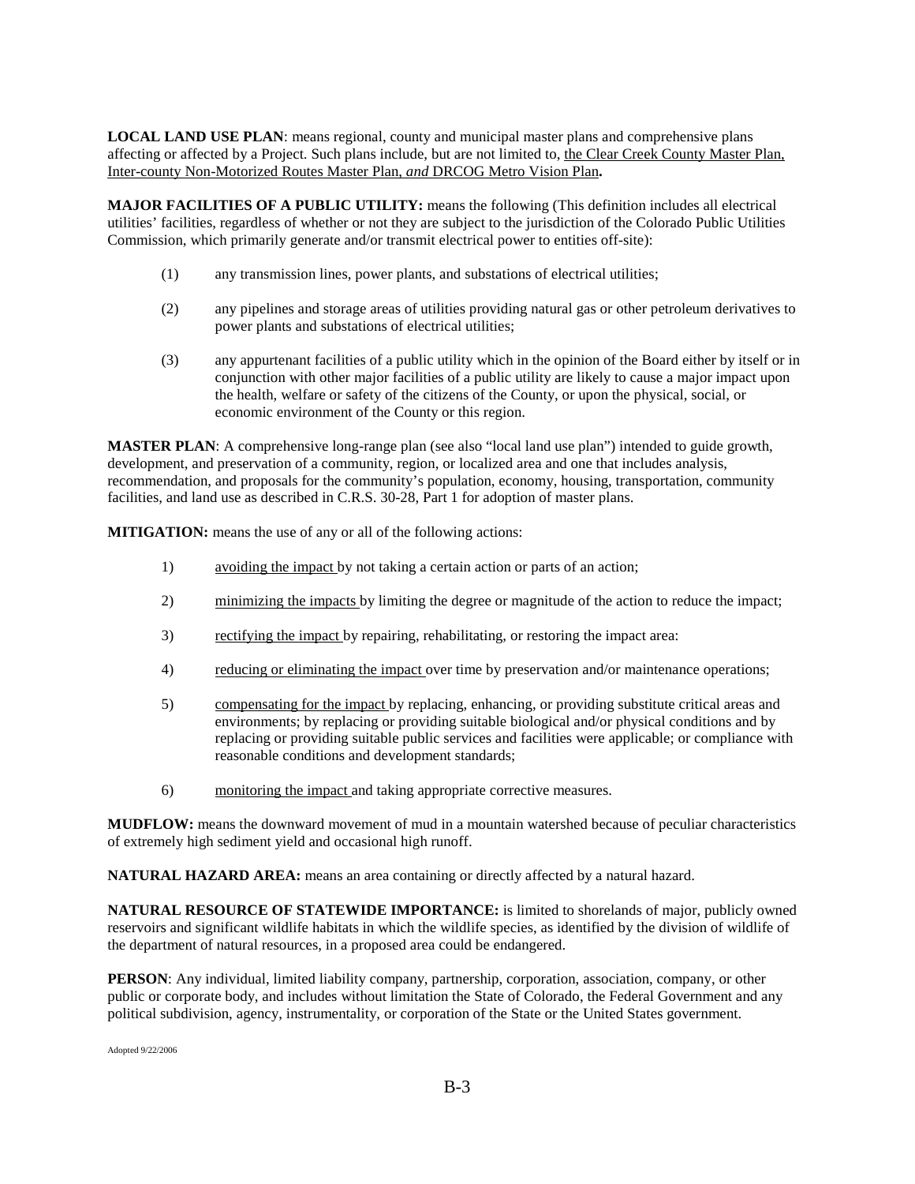**LOCAL LAND USE PLAN**: means regional, county and municipal master plans and comprehensive plans affecting or affected by a Project. Such plans include, but are not limited to, the Clear Creek County Master Plan, Inter-county Non-Motorized Routes Master Plan, *and* DRCOG Metro Vision Plan**.**

**MAJOR FACILITIES OF A PUBLIC UTILITY:** means the following (This definition includes all electrical utilities' facilities, regardless of whether or not they are subject to the jurisdiction of the Colorado Public Utilities Commission, which primarily generate and/or transmit electrical power to entities off-site):

(1) any transmission lines, power plants, and substations of electrical utilities;

(2) any pipelines and storage areas of utilities providing natural gas or other petroleum derivatives to power plants and substations of electrical utilities;

(3) any appurtenant facilities of a public utility which in the opinion of the Board either by itself or in conjunction with other major facilities of a public utility are likely to cause a major impact upon the health, welfare or safety of the citizens of the County, or upon the physical, social, or economic environment of the County or this region.

**MASTER PLAN**: A comprehensive long-range plan (see also "local land use plan") intended to guide growth, development, and preservation of a community, region, or localized area and one that includes analysis, recommendation, and proposals for the community's population, economy, housing, transportation, community facilities, and land use as described in C.R.S. 30-28, Part 1 for adoption of master plans.

**MITIGATION:** means the use of any or all of the following actions:

1) avoiding the impact by not taking a certain action or parts of an action;

2) minimizing the impacts by limiting the degree or magnitude of the action to reduce the impact;

3) rectifying the impact by repairing, rehabilitating, or restoring the impact area:

4) reducing or eliminating the impact over time by preservation and/or maintenance operations;

5) compensating for the impact by replacing, enhancing, or providing substitute critical areas and environments; by replacing or providing suitable biological and/or physical conditions and by replacing or providing suitable public services and facilities were applicable; or compliance with reasonable conditions and development standards;

6) monitoring the impact and taking appropriate corrective measures.

**MUDFLOW:** means the downward movement of mud in a mountain watershed because of peculiar characteristics of extremely high sediment yield and occasional high runoff.

**NATURAL HAZARD AREA:** means an area containing or directly affected by a natural hazard.

**NATURAL RESOURCE OF STATEWIDE IMPORTANCE:** is limited to shorelands of major, publicly owned reservoirs and significant wildlife habitats in which the wildlife species, as identified by the division of wildlife of the department of natural resources, in a proposed area could be endangered.

**PERSON**: Any individual, limited liability company, partnership, corporation, association, company, or other public or corporate body, and includes without limitation the State of Colorado, the Federal Government and any political subdivision, agency, instrumentality, or corporation of the State or the United States government.

Adopted 9/22/2006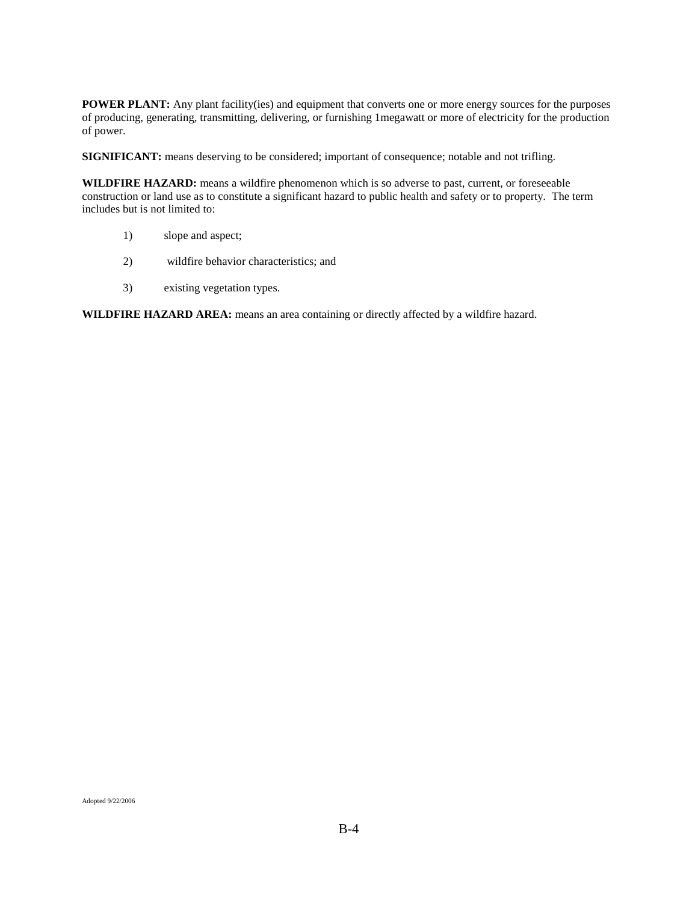**POWER PLANT:** Any plant facility(ies) and equipment that converts one or more energy sources for the purposes of producing, generating, transmitting, delivering, or furnishing 1megawatt or more of electricity for the production of power.

**SIGNIFICANT:** means deserving to be considered; important of consequence; notable and not trifling.

**WILDFIRE HAZARD:** means a wildfire phenomenon which is so adverse to past, current, or foreseeable construction or land use as to constitute a significant hazard to public health and safety or to property. The term includes but is not limited to:

1) slope and aspect;

2) wildfire behavior characteristics; and

3) existing vegetation types.

**WILDFIRE HAZARD AREA:** means an area containing or directly affected by a wildfire hazard.

Adopted 9/22/2006